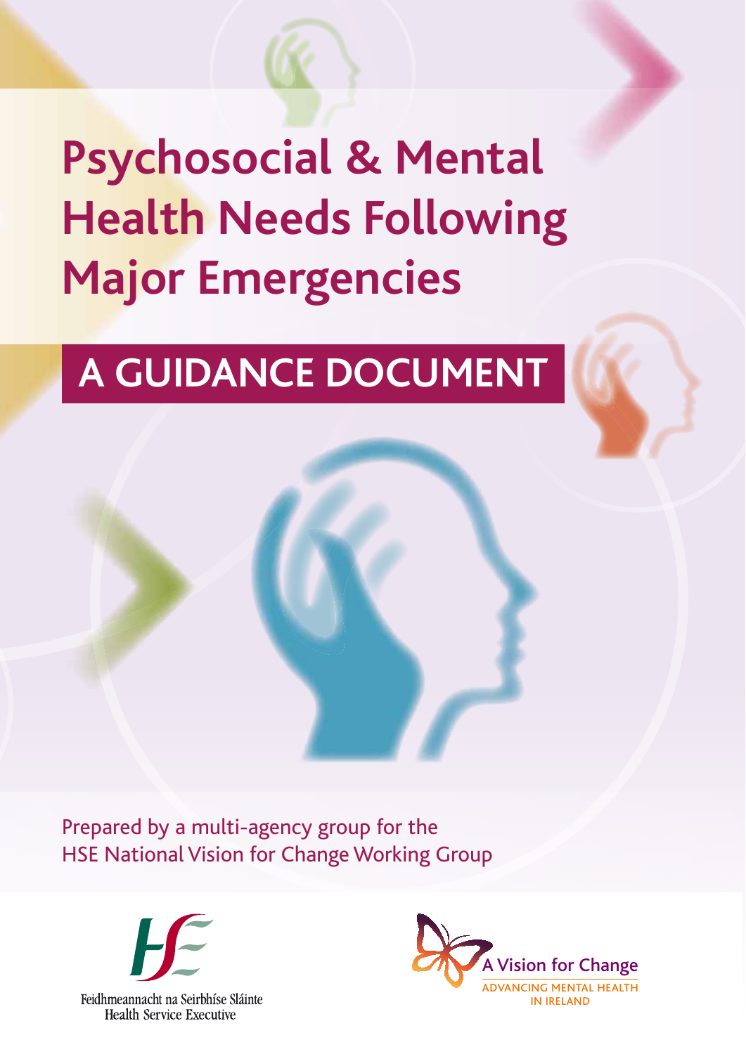# Psychosocial & Mental Health Needs Following Major Emergencies

## A GUIDANCE DOCUMENT

Prepared by a multi-agency group for the HSE National Vision for Change Working Group

Feidhmeannacht na Seirbhíse Sláinte
Health Service Executive

A Vision for Change
ADVANCING MENTAL HEALTH IN IRELAND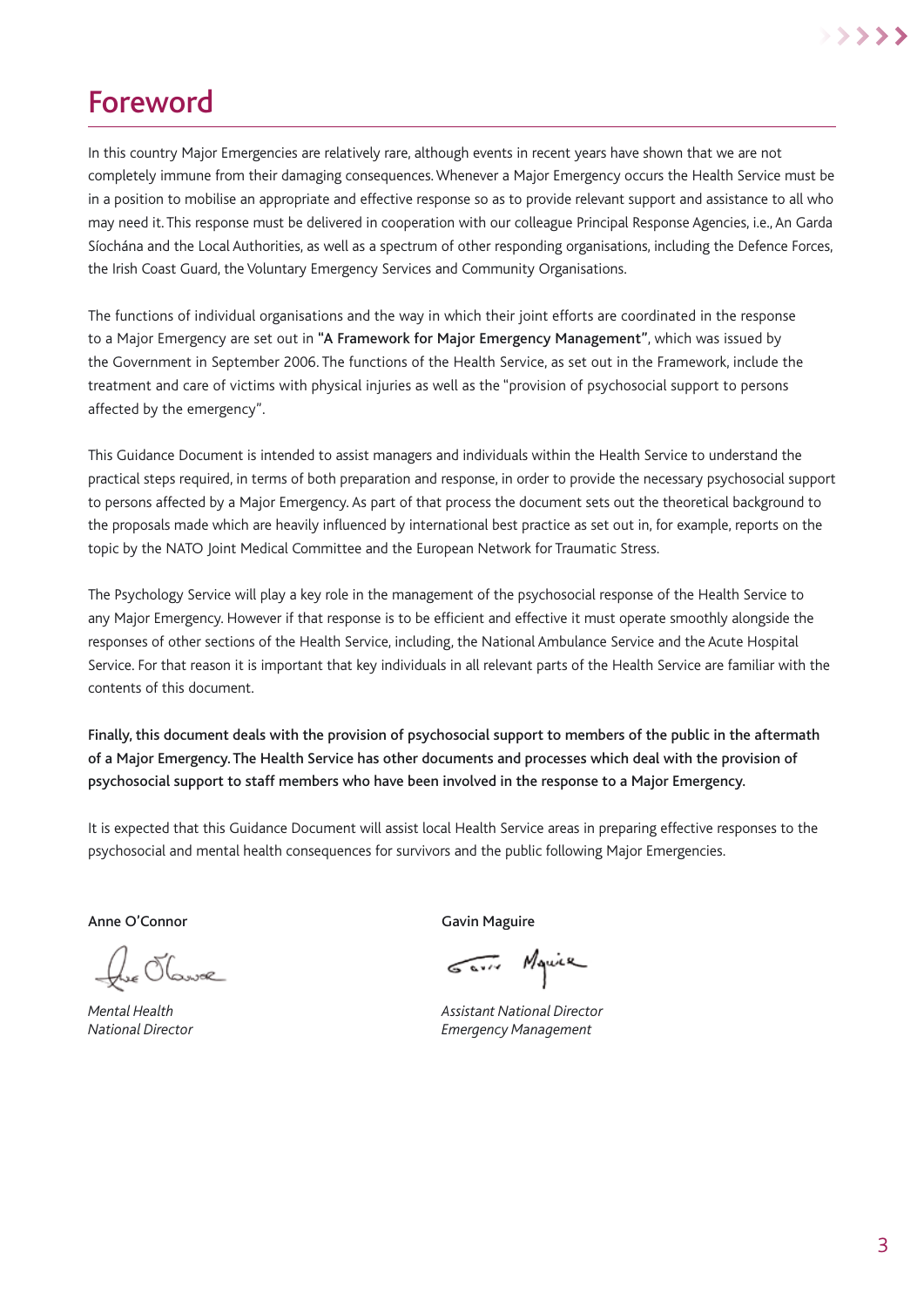# Foreword

In this country Major Emergencies are relatively rare, although events in recent years have shown that we are not completely immune from their damaging consequences. Whenever a Major Emergency occurs the Health Service must be in a position to mobilise an appropriate and effective response so as to provide relevant support and assistance to all who may need it. This response must be delivered in cooperation with our colleague Principal Response Agencies, i.e., An Garda Síochána and the Local Authorities, as well as a spectrum of other responding organisations, including the Defence Forces, the Irish Coast Guard, the Voluntary Emergency Services and Community Organisations.

The functions of individual organisations and the way in which their joint efforts are coordinated in the response to a Major Emergency are set out in **"A Framework for Major Emergency Management"**, which was issued by the Government in September 2006. The functions of the Health Service, as set out in the Framework, include the treatment and care of victims with physical injuries as well as the "provision of psychosocial support to persons affected by the emergency".

This Guidance Document is intended to assist managers and individuals within the Health Service to understand the practical steps required, in terms of both preparation and response, in order to provide the necessary psychosocial support to persons affected by a Major Emergency. As part of that process the document sets out the theoretical background to the proposals made which are heavily influenced by international best practice as set out in, for example, reports on the topic by the NATO Joint Medical Committee and the European Network for Traumatic Stress.

The Psychology Service will play a key role in the management of the psychosocial response of the Health Service to any Major Emergency. However if that response is to be efficient and effective it must operate smoothly alongside the responses of other sections of the Health Service, including, the National Ambulance Service and the Acute Hospital Service. For that reason it is important that key individuals in all relevant parts of the Health Service are familiar with the contents of this document.

**Finally, this document deals with the provision of psychosocial support to members of the public in the aftermath of a Major Emergency. The Health Service has other documents and processes which deal with the provision of psychosocial support to staff members who have been involved in the response to a Major Emergency.**

It is expected that this Guidance Document will assist local Health Service areas in preparing effective responses to the psychosocial and mental health consequences for survivors and the public following Major Emergencies.

**Anne O'Connor**

*Mental Health*
*National Director*

**Gavin Maguire**

*Assistant National Director*
*Emergency Management*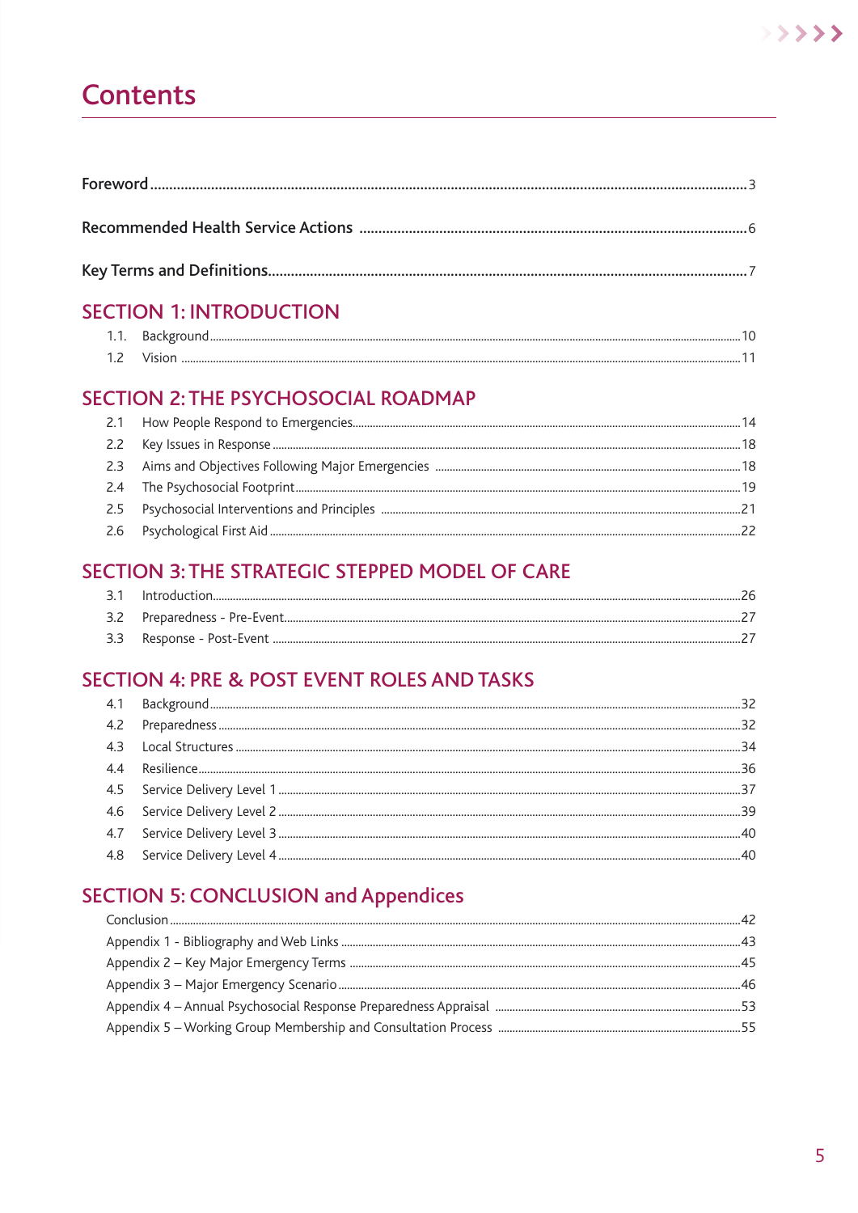# Contents

Foreword ..... 3

Recommended Health Service Actions ..... 6

Key Terms and Definitions ..... 7

## SECTION 1: INTRODUCTION

1.1. Background ..... 10
1.2 Vision ..... 11

## SECTION 2: THE PSYCHOSOCIAL ROADMAP

2.1 How People Respond to Emergencies ..... 14
2.2 Key Issues in Response ..... 18
2.3 Aims and Objectives Following Major Emergencies ..... 18
2.4 The Psychosocial Footprint ..... 19
2.5 Psychosocial Interventions and Principles ..... 21
2.6 Psychological First Aid ..... 22

## SECTION 3: THE STRATEGIC STEPPED MODEL OF CARE

3.1 Introduction ..... 26
3.2 Preparedness - Pre-Event ..... 27
3.3 Response - Post-Event ..... 27

## SECTION 4: PRE & POST EVENT ROLES AND TASKS

4.1 Background ..... 32
4.2 Preparedness ..... 32
4.3 Local Structures ..... 34
4.4 Resilience ..... 36
4.5 Service Delivery Level 1 ..... 37
4.6 Service Delivery Level 2 ..... 39
4.7 Service Delivery Level 3 ..... 40
4.8 Service Delivery Level 4 ..... 40

## SECTION 5: CONCLUSION and Appendices

Conclusion ..... 42
Appendix 1 - Bibliography and Web Links ..... 43
Appendix 2 – Key Major Emergency Terms ..... 45
Appendix 3 – Major Emergency Scenario ..... 46
Appendix 4 – Annual Psychosocial Response Preparedness Appraisal ..... 53
Appendix 5 – Working Group Membership and Consultation Process ..... 55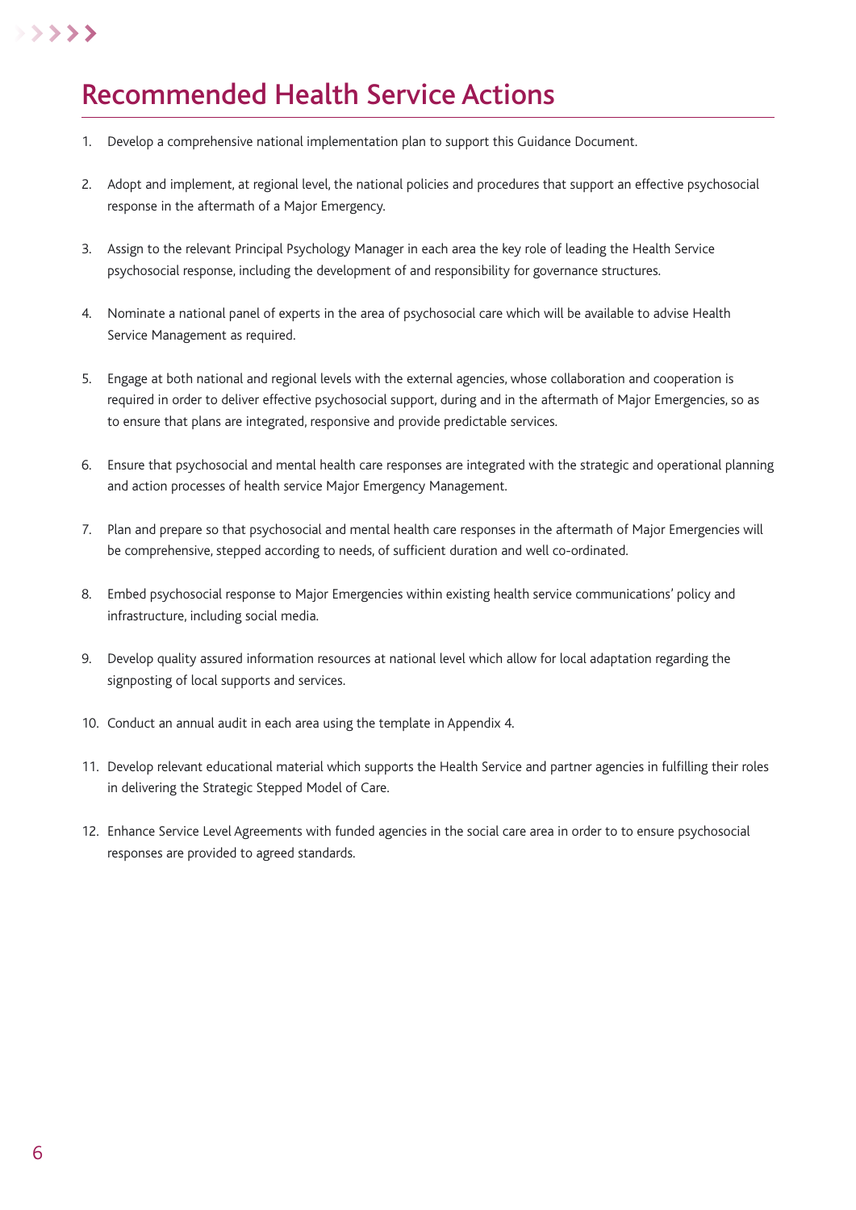# Recommended Health Service Actions

1. Develop a comprehensive national implementation plan to support this Guidance Document.
2. Adopt and implement, at regional level, the national policies and procedures that support an effective psychosocial response in the aftermath of a Major Emergency.
3. Assign to the relevant Principal Psychology Manager in each area the key role of leading the Health Service psychosocial response, including the development of and responsibility for governance structures.
4. Nominate a national panel of experts in the area of psychosocial care which will be available to advise Health Service Management as required.
5. Engage at both national and regional levels with the external agencies, whose collaboration and cooperation is required in order to deliver effective psychosocial support, during and in the aftermath of Major Emergencies, so as to ensure that plans are integrated, responsive and provide predictable services.
6. Ensure that psychosocial and mental health care responses are integrated with the strategic and operational planning and action processes of health service Major Emergency Management.
7. Plan and prepare so that psychosocial and mental health care responses in the aftermath of Major Emergencies will be comprehensive, stepped according to needs, of sufficient duration and well co-ordinated.
8. Embed psychosocial response to Major Emergencies within existing health service communications' policy and infrastructure, including social media.
9. Develop quality assured information resources at national level which allow for local adaptation regarding the signposting of local supports and services.
10. Conduct an annual audit in each area using the template in Appendix 4.
11. Develop relevant educational material which supports the Health Service and partner agencies in fulfilling their roles in delivering the Strategic Stepped Model of Care.
12. Enhance Service Level Agreements with funded agencies in the social care area in order to to ensure psychosocial responses are provided to agreed standards.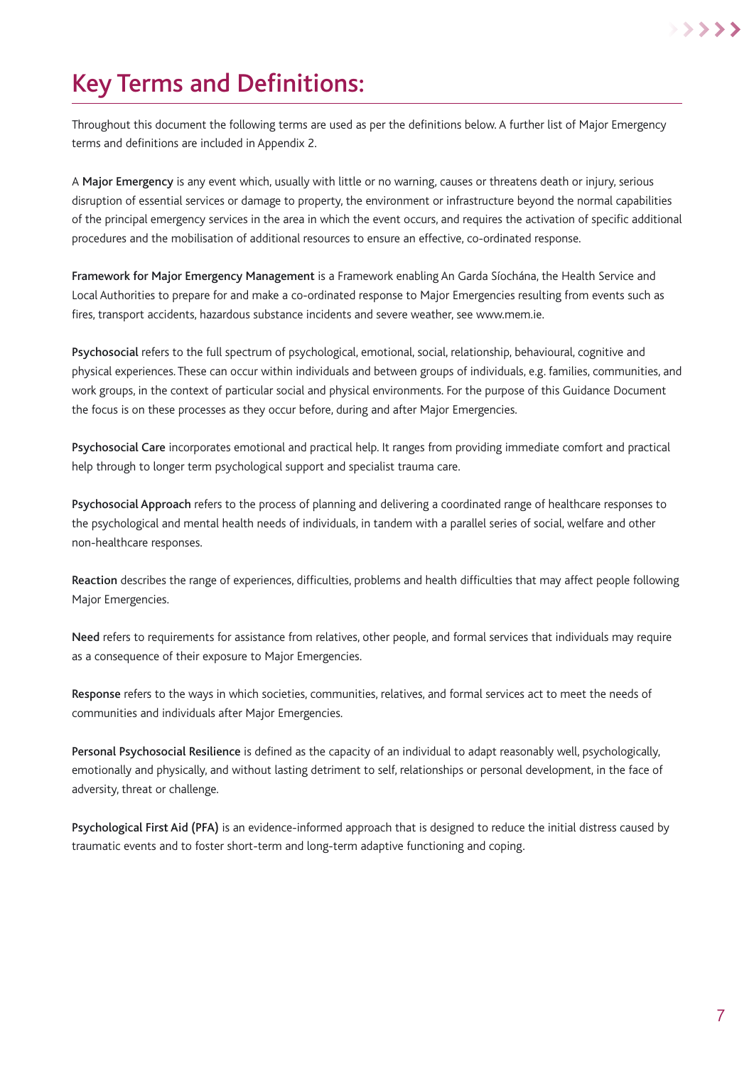# Key Terms and Definitions:

Throughout this document the following terms are used as per the definitions below. A further list of Major Emergency terms and definitions are included in Appendix 2.

A **Major Emergency** is any event which, usually with little or no warning, causes or threatens death or injury, serious disruption of essential services or damage to property, the environment or infrastructure beyond the normal capabilities of the principal emergency services in the area in which the event occurs, and requires the activation of specific additional procedures and the mobilisation of additional resources to ensure an effective, co-ordinated response.

**Framework for Major Emergency Management** is a Framework enabling An Garda Síochána, the Health Service and Local Authorities to prepare for and make a co-ordinated response to Major Emergencies resulting from events such as fires, transport accidents, hazardous substance incidents and severe weather, see www.mem.ie.

**Psychosocial** refers to the full spectrum of psychological, emotional, social, relationship, behavioural, cognitive and physical experiences. These can occur within individuals and between groups of individuals, e.g. families, communities, and work groups, in the context of particular social and physical environments. For the purpose of this Guidance Document the focus is on these processes as they occur before, during and after Major Emergencies.

**Psychosocial Care** incorporates emotional and practical help. It ranges from providing immediate comfort and practical help through to longer term psychological support and specialist trauma care.

**Psychosocial Approach** refers to the process of planning and delivering a coordinated range of healthcare responses to the psychological and mental health needs of individuals, in tandem with a parallel series of social, welfare and other non-healthcare responses.

**Reaction** describes the range of experiences, difficulties, problems and health difficulties that may affect people following Major Emergencies.

**Need** refers to requirements for assistance from relatives, other people, and formal services that individuals may require as a consequence of their exposure to Major Emergencies.

**Response** refers to the ways in which societies, communities, relatives, and formal services act to meet the needs of communities and individuals after Major Emergencies.

**Personal Psychosocial Resilience** is defined as the capacity of an individual to adapt reasonably well, psychologically, emotionally and physically, and without lasting detriment to self, relationships or personal development, in the face of adversity, threat or challenge.

**Psychological First Aid (PFA)** is an evidence-informed approach that is designed to reduce the initial distress caused by traumatic events and to foster short-term and long-term adaptive functioning and coping.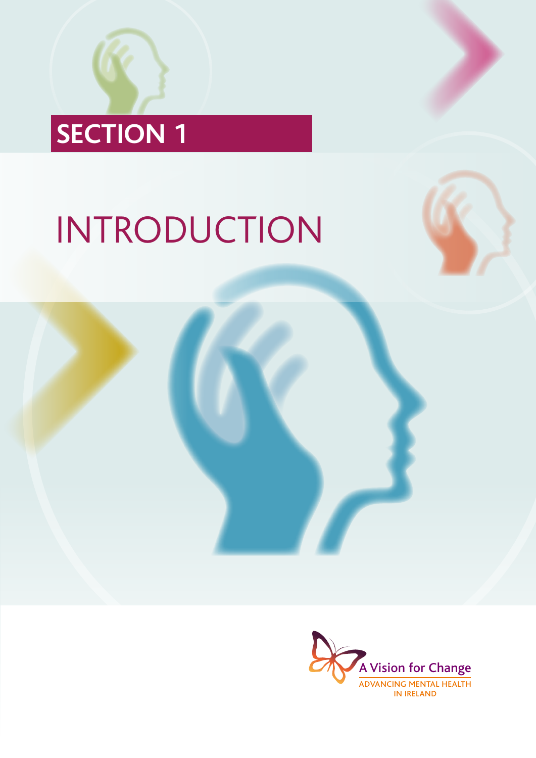# SECTION 1

# INTRODUCTION

A Vision for Change

ADVANCING MENTAL HEALTH IN IRELAND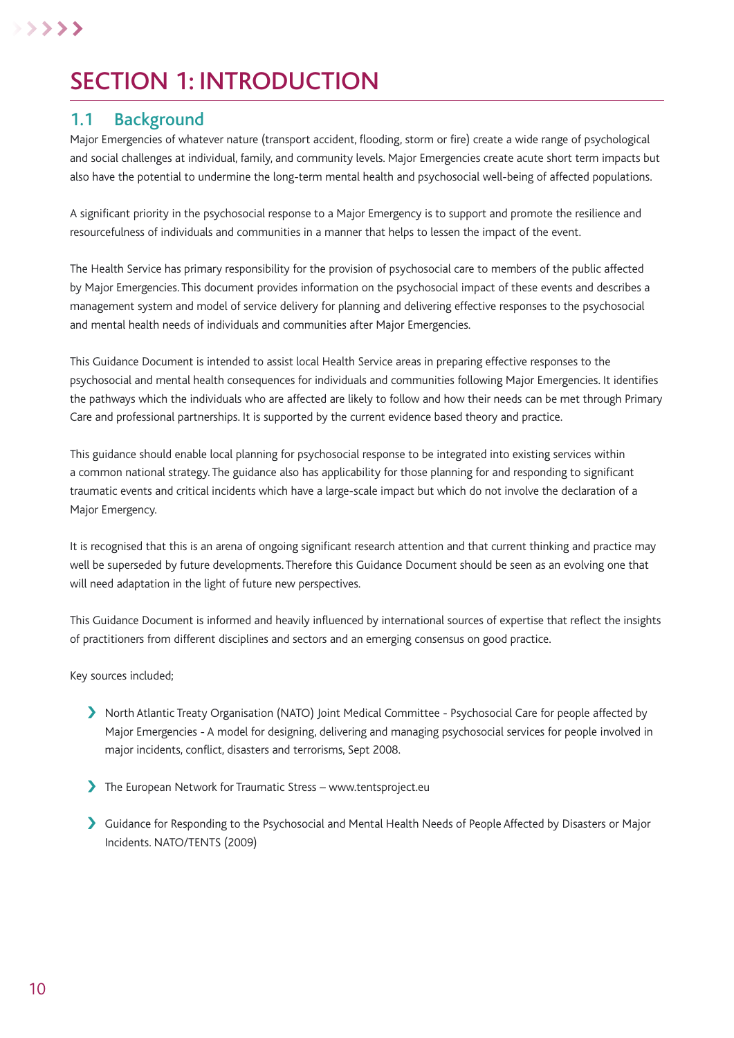# SECTION 1: INTRODUCTION

## 1.1 Background

Major Emergencies of whatever nature (transport accident, flooding, storm or fire) create a wide range of psychological and social challenges at individual, family, and community levels. Major Emergencies create acute short term impacts but also have the potential to undermine the long-term mental health and psychosocial well-being of affected populations.

A significant priority in the psychosocial response to a Major Emergency is to support and promote the resilience and resourcefulness of individuals and communities in a manner that helps to lessen the impact of the event.

The Health Service has primary responsibility for the provision of psychosocial care to members of the public affected by Major Emergencies. This document provides information on the psychosocial impact of these events and describes a management system and model of service delivery for planning and delivering effective responses to the psychosocial and mental health needs of individuals and communities after Major Emergencies.

This Guidance Document is intended to assist local Health Service areas in preparing effective responses to the psychosocial and mental health consequences for individuals and communities following Major Emergencies. It identifies the pathways which the individuals who are affected are likely to follow and how their needs can be met through Primary Care and professional partnerships. It is supported by the current evidence based theory and practice.

This guidance should enable local planning for psychosocial response to be integrated into existing services within a common national strategy. The guidance also has applicability for those planning for and responding to significant traumatic events and critical incidents which have a large-scale impact but which do not involve the declaration of a Major Emergency.

It is recognised that this is an arena of ongoing significant research attention and that current thinking and practice may well be superseded by future developments. Therefore this Guidance Document should be seen as an evolving one that will need adaptation in the light of future new perspectives.

This Guidance Document is informed and heavily influenced by international sources of expertise that reflect the insights of practitioners from different disciplines and sectors and an emerging consensus on good practice.

Key sources included;

- North Atlantic Treaty Organisation (NATO) Joint Medical Committee - Psychosocial Care for people affected by Major Emergencies - A model for designing, delivering and managing psychosocial services for people involved in major incidents, conflict, disasters and terrorisms, Sept 2008.
- The European Network for Traumatic Stress – www.tentsproject.eu
- Guidance for Responding to the Psychosocial and Mental Health Needs of People Affected by Disasters or Major Incidents. NATO/TENTS (2009)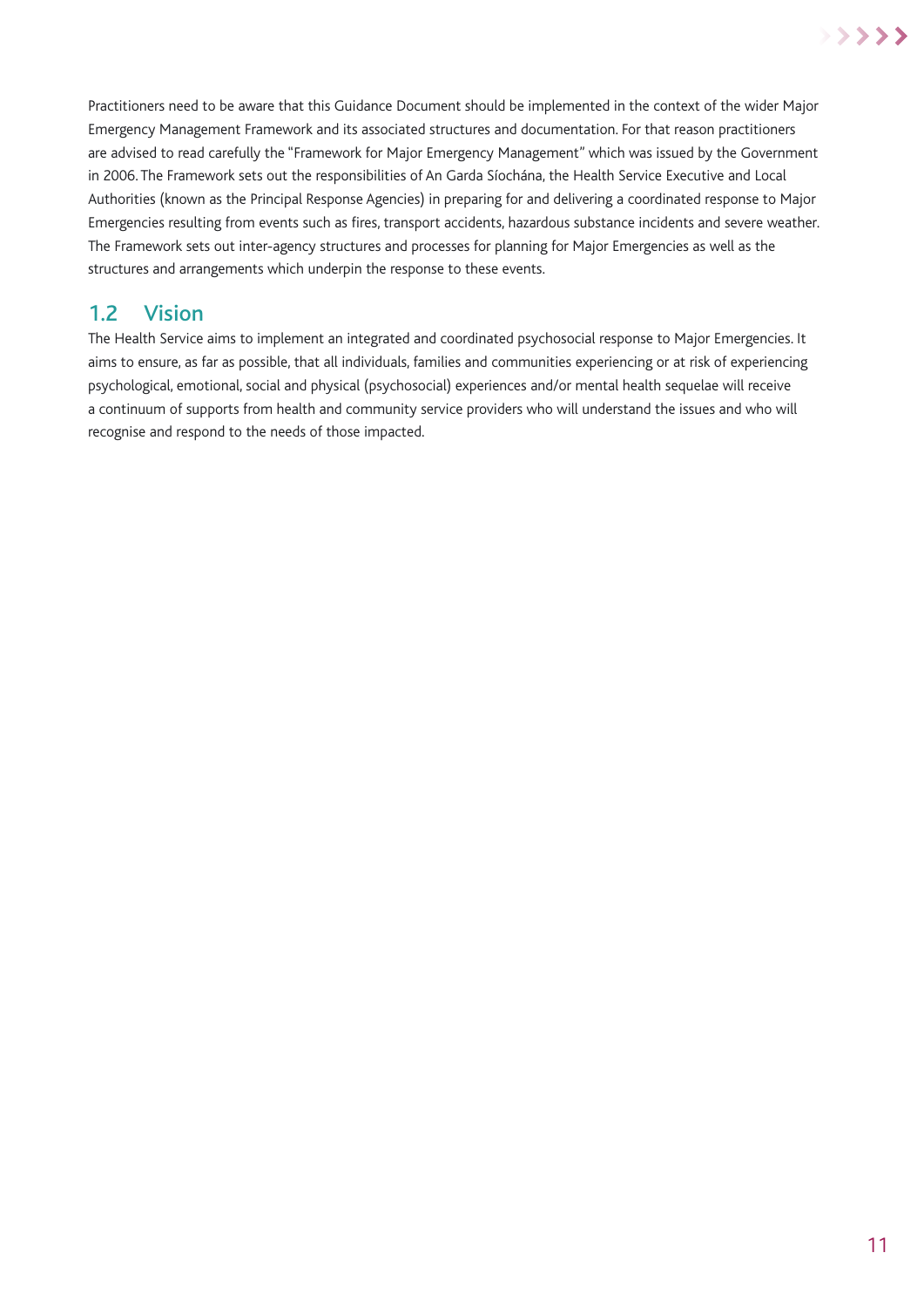Practitioners need to be aware that this Guidance Document should be implemented in the context of the wider Major Emergency Management Framework and its associated structures and documentation. For that reason practitioners are advised to read carefully the "Framework for Major Emergency Management" which was issued by the Government in 2006. The Framework sets out the responsibilities of An Garda Síochána, the Health Service Executive and Local Authorities (known as the Principal Response Agencies) in preparing for and delivering a coordinated response to Major Emergencies resulting from events such as fires, transport accidents, hazardous substance incidents and severe weather. The Framework sets out inter-agency structures and processes for planning for Major Emergencies as well as the structures and arrangements which underpin the response to these events.

## 1.2 Vision

The Health Service aims to implement an integrated and coordinated psychosocial response to Major Emergencies. It aims to ensure, as far as possible, that all individuals, families and communities experiencing or at risk of experiencing psychological, emotional, social and physical (psychosocial) experiences and/or mental health sequelae will receive a continuum of supports from health and community service providers who will understand the issues and who will recognise and respond to the needs of those impacted.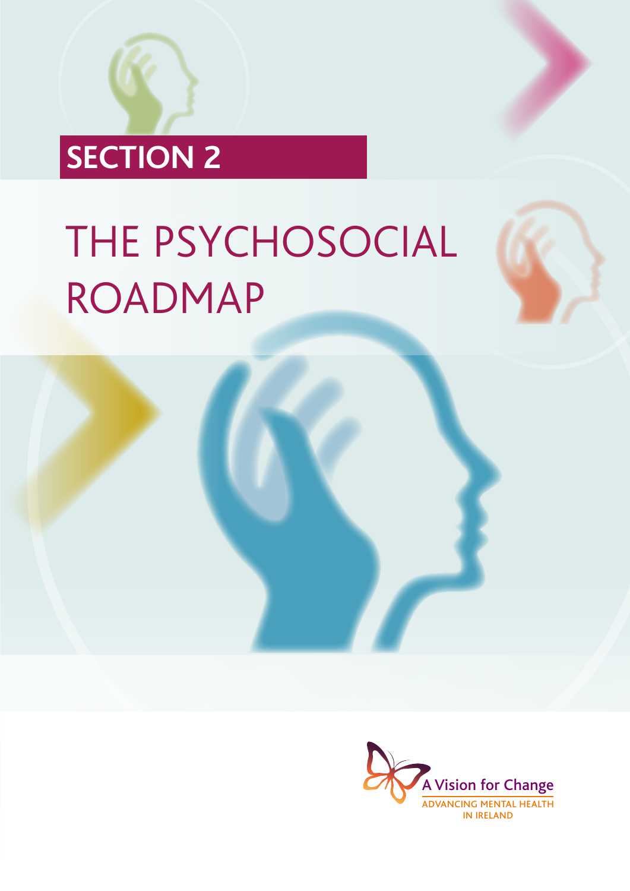# SECTION 2

# THE PSYCHOSOCIAL ROADMAP

A Vision for Change

ADVANCING MENTAL HEALTH IN IRELAND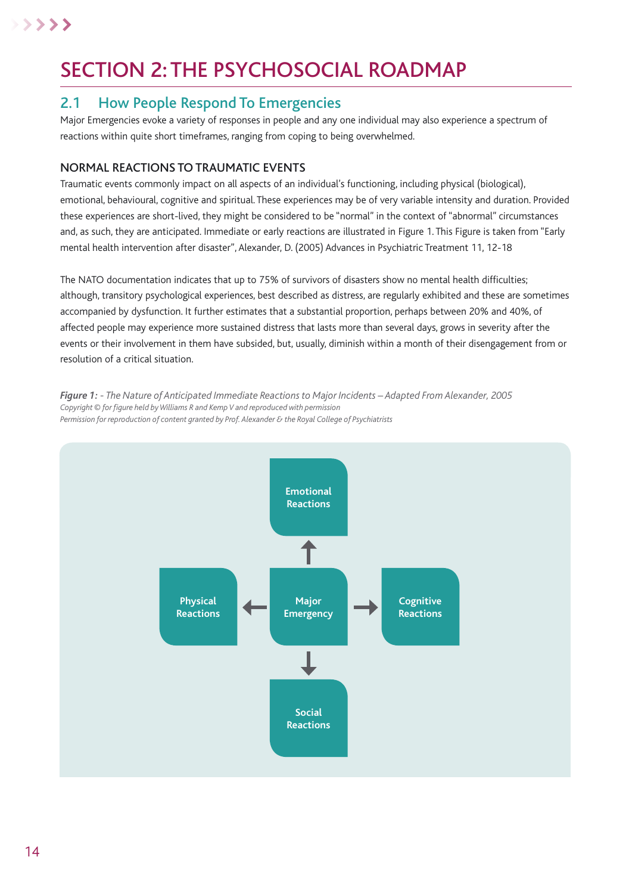# SECTION 2: THE PSYCHOSOCIAL ROADMAP

## 2.1 How People Respond To Emergencies

Major Emergencies evoke a variety of responses in people and any one individual may also experience a spectrum of reactions within quite short timeframes, ranging from coping to being overwhelmed.

### NORMAL REACTIONS TO TRAUMATIC EVENTS

Traumatic events commonly impact on all aspects of an individual's functioning, including physical (biological), emotional, behavioural, cognitive and spiritual. These experiences may be of very variable intensity and duration. Provided these experiences are short-lived, they might be considered to be "normal" in the context of "abnormal" circumstances and, as such, they are anticipated. Immediate or early reactions are illustrated in Figure 1. This Figure is taken from "Early mental health intervention after disaster", Alexander, D. (2005) Advances in Psychiatric Treatment 11, 12-18

The NATO documentation indicates that up to 75% of survivors of disasters show no mental health difficulties; although, transitory psychological experiences, best described as distress, are regularly exhibited and these are sometimes accompanied by dysfunction. It further estimates that a substantial proportion, perhaps between 20% and 40%, of affected people may experience more sustained distress that lasts more than several days, grows in severity after the events or their involvement in them have subsided, but, usually, diminish within a month of their disengagement from or resolution of a critical situation.

***Figure 1:*** *- The Nature of Anticipated Immediate Reactions to Major Incidents – Adapted From Alexander, 2005*
*Copyright © for figure held by Williams R and Kemp V and reproduced with permission*
*Permission for reproduction of content granted by Prof. Alexander & the Royal College of Psychiatrists*

Major Emergency → Emotional Reactions
Major Emergency → Physical Reactions
Major Emergency → Cognitive Reactions
Major Emergency → Social Reactions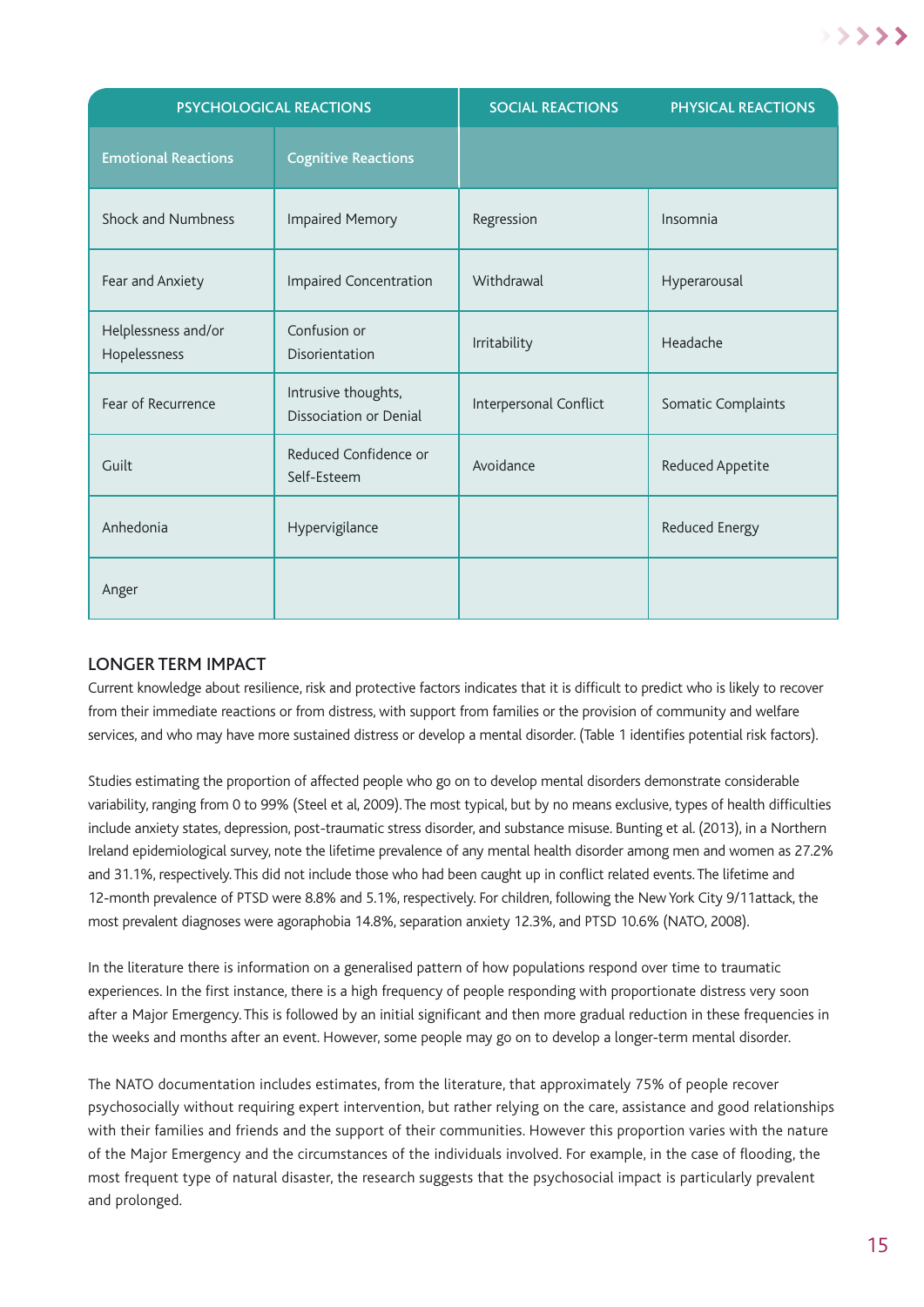| PSYCHOLOGICAL REACTIONS | | SOCIAL REACTIONS | PHYSICAL REACTIONS |
|---|---|---|---|
| Emotional Reactions | Cognitive Reactions | | |
| Shock and Numbness | Impaired Memory | Regression | Insomnia |
| Fear and Anxiety | Impaired Concentration | Withdrawal | Hyperarousal |
| Helplessness and/or Hopelessness | Confusion or Disorientation | Irritability | Headache |
| Fear of Recurrence | Intrusive thoughts, Dissociation or Denial | Interpersonal Conflict | Somatic Complaints |
| Guilt | Reduced Confidence or Self-Esteem | Avoidance | Reduced Appetite |
| Anhedonia | Hypervigilance | | Reduced Energy |
| Anger | | | |

## LONGER TERM IMPACT

Current knowledge about resilience, risk and protective factors indicates that it is difficult to predict who is likely to recover from their immediate reactions or from distress, with support from families or the provision of community and welfare services, and who may have more sustained distress or develop a mental disorder. (Table 1 identifies potential risk factors).

Studies estimating the proportion of affected people who go on to develop mental disorders demonstrate considerable variability, ranging from 0 to 99% (Steel et al, 2009). The most typical, but by no means exclusive, types of health difficulties include anxiety states, depression, post-traumatic stress disorder, and substance misuse. Bunting et al. (2013), in a Northern Ireland epidemiological survey, note the lifetime prevalence of any mental health disorder among men and women as 27.2% and 31.1%, respectively. This did not include those who had been caught up in conflict related events. The lifetime and 12-month prevalence of PTSD were 8.8% and 5.1%, respectively. For children, following the New York City 9/11attack, the most prevalent diagnoses were agoraphobia 14.8%, separation anxiety 12.3%, and PTSD 10.6% (NATO, 2008).

In the literature there is information on a generalised pattern of how populations respond over time to traumatic experiences. In the first instance, there is a high frequency of people responding with proportionate distress very soon after a Major Emergency. This is followed by an initial significant and then more gradual reduction in these frequencies in the weeks and months after an event. However, some people may go on to develop a longer-term mental disorder.

The NATO documentation includes estimates, from the literature, that approximately 75% of people recover psychosocially without requiring expert intervention, but rather relying on the care, assistance and good relationships with their families and friends and the support of their communities. However this proportion varies with the nature of the Major Emergency and the circumstances of the individuals involved. For example, in the case of flooding, the most frequent type of natural disaster, the research suggests that the psychosocial impact is particularly prevalent and prolonged.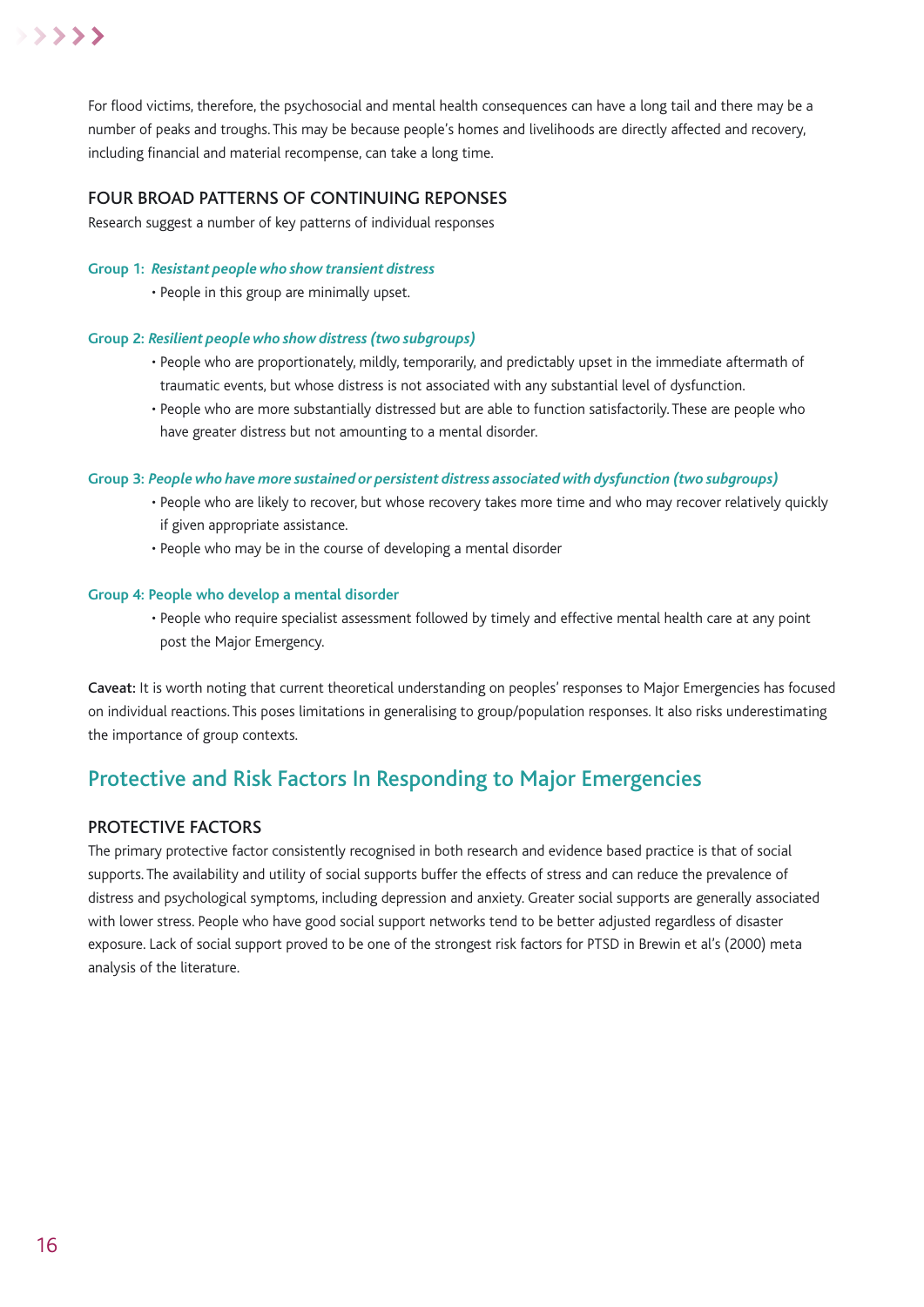For flood victims, therefore, the psychosocial and mental health consequences can have a long tail and there may be a number of peaks and troughs. This may be because people's homes and livelihoods are directly affected and recovery, including financial and material recompense, can take a long time.

### FOUR BROAD PATTERNS OF CONTINUING REPONSES

Research suggest a number of key patterns of individual responses

**Group 1:** ***Resistant people who show transient distress***

- People in this group are minimally upset.

**Group 2:** ***Resilient people who show distress (two subgroups)***

- People who are proportionately, mildly, temporarily, and predictably upset in the immediate aftermath of traumatic events, but whose distress is not associated with any substantial level of dysfunction.
- People who are more substantially distressed but are able to function satisfactorily. These are people who have greater distress but not amounting to a mental disorder.

**Group 3:** ***People who have more sustained or persistent distress associated with dysfunction (two subgroups)***

- People who are likely to recover, but whose recovery takes more time and who may recover relatively quickly if given appropriate assistance.
- People who may be in the course of developing a mental disorder

**Group 4: People who develop a mental disorder**

- People who require specialist assessment followed by timely and effective mental health care at any point post the Major Emergency.

**Caveat:** It is worth noting that current theoretical understanding on peoples' responses to Major Emergencies has focused on individual reactions. This poses limitations in generalising to group/population responses. It also risks underestimating the importance of group contexts.

## Protective and Risk Factors In Responding to Major Emergencies

### PROTECTIVE FACTORS

The primary protective factor consistently recognised in both research and evidence based practice is that of social supports. The availability and utility of social supports buffer the effects of stress and can reduce the prevalence of distress and psychological symptoms, including depression and anxiety. Greater social supports are generally associated with lower stress. People who have good social support networks tend to be better adjusted regardless of disaster exposure. Lack of social support proved to be one of the strongest risk factors for PTSD in Brewin et al's (2000) meta analysis of the literature.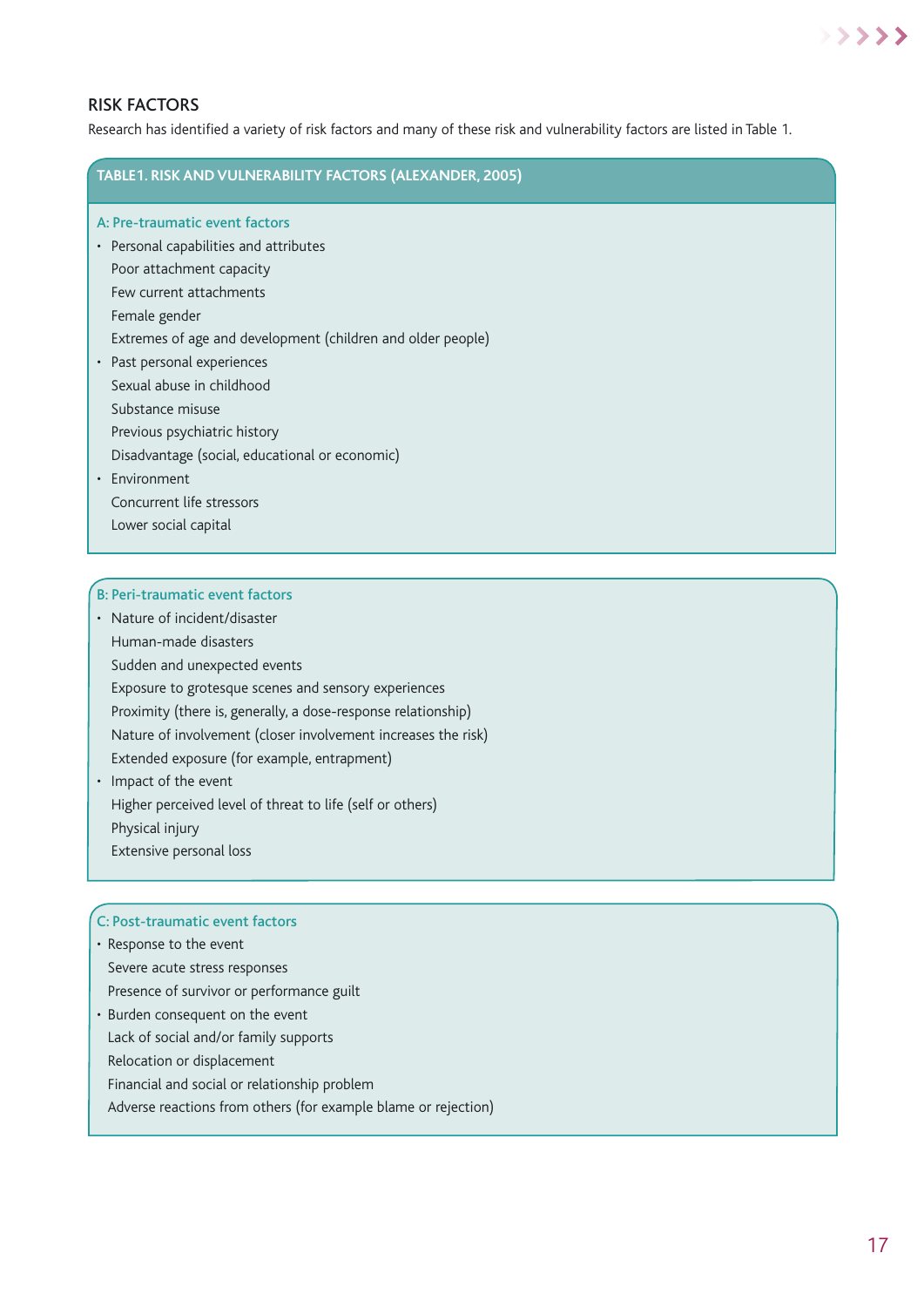## RISK FACTORS

Research has identified a variety of risk factors and many of these risk and vulnerability factors are listed in Table 1.

**TABLE1. RISK AND VULNERABILITY FACTORS (ALEXANDER, 2005)**

**A: Pre-traumatic event factors**

- Personal capabilities and attributes
  - Poor attachment capacity
  - Few current attachments
  - Female gender
  - Extremes of age and development (children and older people)
- Past personal experiences
  - Sexual abuse in childhood
  - Substance misuse
  - Previous psychiatric history
  - Disadvantage (social, educational or economic)
- Environment
  - Concurrent life stressors
  - Lower social capital

**B: Peri-traumatic event factors**

- Nature of incident/disaster
  - Human-made disasters
  - Sudden and unexpected events
  - Exposure to grotesque scenes and sensory experiences
  - Proximity (there is, generally, a dose-response relationship)
  - Nature of involvement (closer involvement increases the risk)
  - Extended exposure (for example, entrapment)
- Impact of the event
  - Higher perceived level of threat to life (self or others)
  - Physical injury
  - Extensive personal loss

**C: Post-traumatic event factors**

- Response to the event
  - Severe acute stress responses
  - Presence of survivor or performance guilt
- Burden consequent on the event
  - Lack of social and/or family supports
  - Relocation or displacement
  - Financial and social or relationship problem
  - Adverse reactions from others (for example blame or rejection)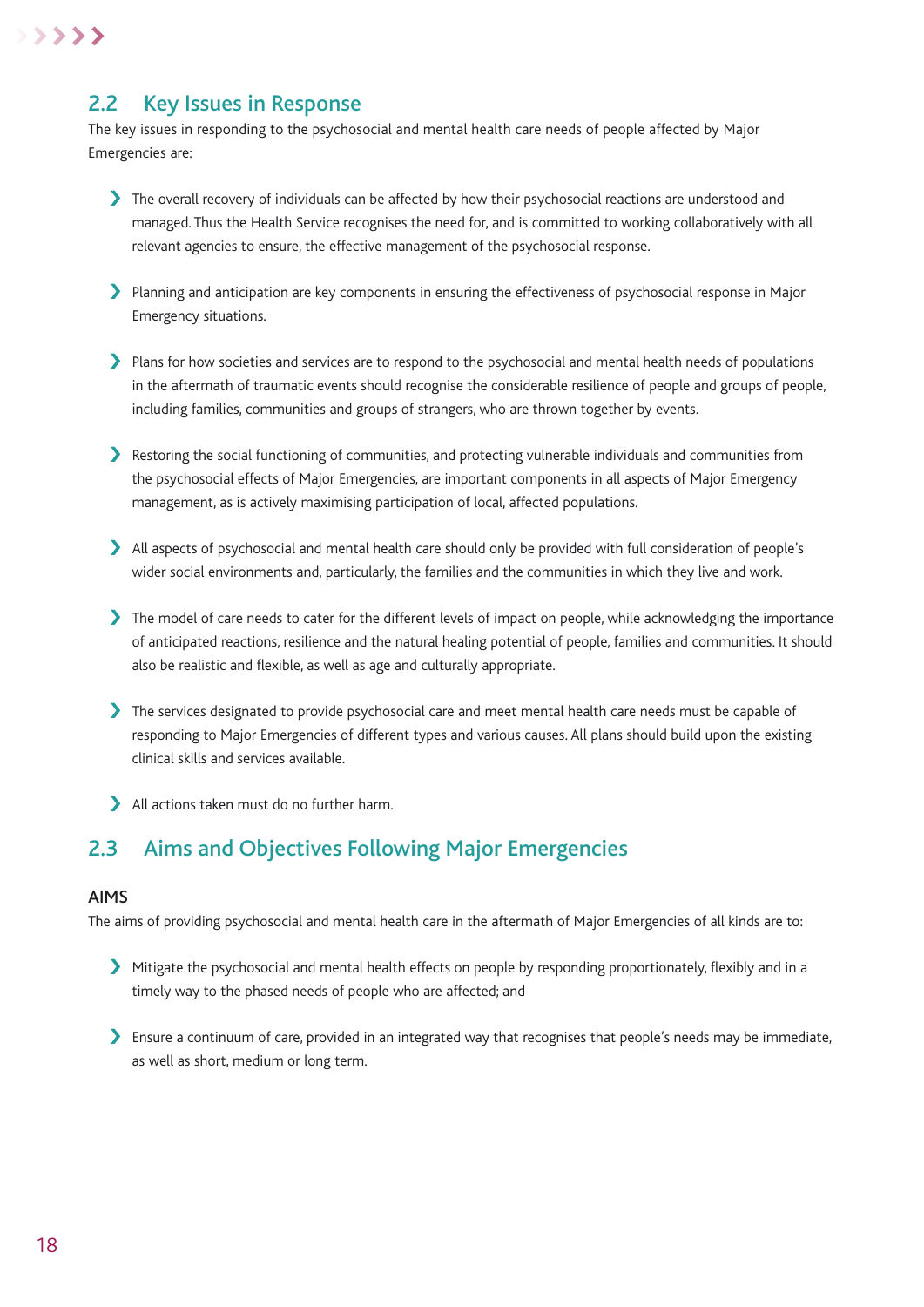## 2.2 Key Issues in Response

The key issues in responding to the psychosocial and mental health care needs of people affected by Major Emergencies are:

- The overall recovery of individuals can be affected by how their psychosocial reactions are understood and managed. Thus the Health Service recognises the need for, and is committed to working collaboratively with all relevant agencies to ensure, the effective management of the psychosocial response.
- Planning and anticipation are key components in ensuring the effectiveness of psychosocial response in Major Emergency situations.
- Plans for how societies and services are to respond to the psychosocial and mental health needs of populations in the aftermath of traumatic events should recognise the considerable resilience of people and groups of people, including families, communities and groups of strangers, who are thrown together by events.
- Restoring the social functioning of communities, and protecting vulnerable individuals and communities from the psychosocial effects of Major Emergencies, are important components in all aspects of Major Emergency management, as is actively maximising participation of local, affected populations.
- All aspects of psychosocial and mental health care should only be provided with full consideration of people's wider social environments and, particularly, the families and the communities in which they live and work.
- The model of care needs to cater for the different levels of impact on people, while acknowledging the importance of anticipated reactions, resilience and the natural healing potential of people, families and communities. It should also be realistic and flexible, as well as age and culturally appropriate.
- The services designated to provide psychosocial care and meet mental health care needs must be capable of responding to Major Emergencies of different types and various causes. All plans should build upon the existing clinical skills and services available.
- All actions taken must do no further harm.

## 2.3 Aims and Objectives Following Major Emergencies

### AIMS

The aims of providing psychosocial and mental health care in the aftermath of Major Emergencies of all kinds are to:

- Mitigate the psychosocial and mental health effects on people by responding proportionately, flexibly and in a timely way to the phased needs of people who are affected; and
- Ensure a continuum of care, provided in an integrated way that recognises that people's needs may be immediate, as well as short, medium or long term.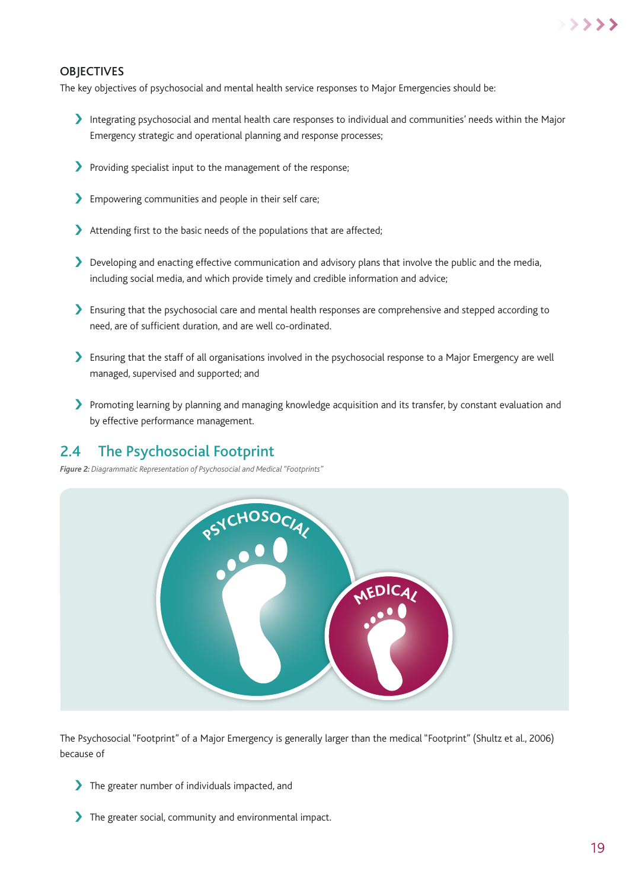### OBJECTIVES

The key objectives of psychosocial and mental health service responses to Major Emergencies should be:

- Integrating psychosocial and mental health care responses to individual and communities' needs within the Major Emergency strategic and operational planning and response processes;
- Providing specialist input to the management of the response;
- Empowering communities and people in their self care;
- Attending first to the basic needs of the populations that are affected;
- Developing and enacting effective communication and advisory plans that involve the public and the media, including social media, and which provide timely and credible information and advice;
- Ensuring that the psychosocial care and mental health responses are comprehensive and stepped according to need, are of sufficient duration, and are well co-ordinated.
- Ensuring that the staff of all organisations involved in the psychosocial response to a Major Emergency are well managed, supervised and supported; and
- Promoting learning by planning and managing knowledge acquisition and its transfer, by constant evaluation and by effective performance management.

## 2.4 The Psychosocial Footprint

***Figure 2:*** *Diagrammatic Representation of Psychosocial and Medical "Footprints"*

PSYCHOSOCIAL

MEDICAL

The Psychosocial "Footprint" of a Major Emergency is generally larger than the medical "Footprint" (Shultz et al., 2006) because of

- The greater number of individuals impacted, and
- The greater social, community and environmental impact.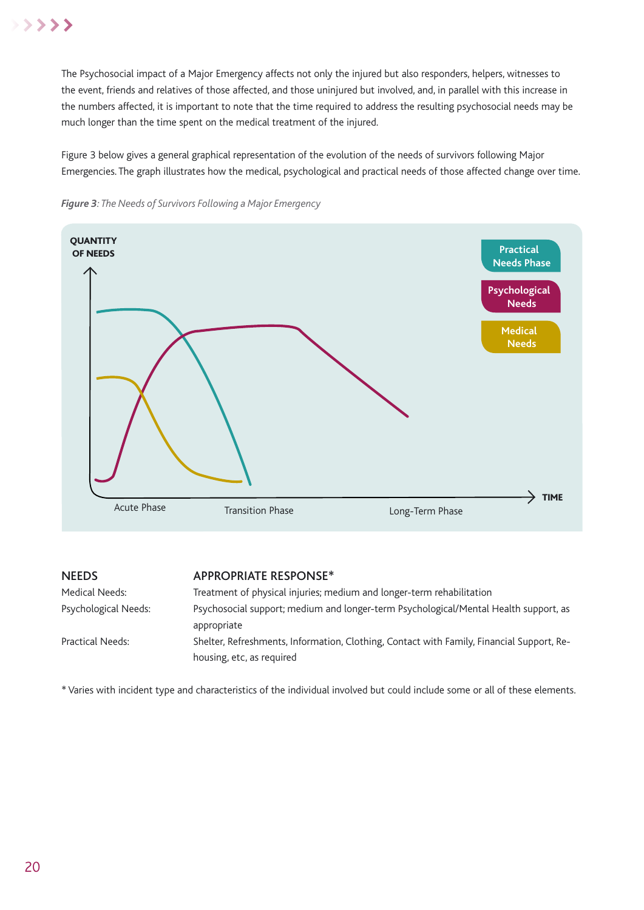The Psychosocial impact of a Major Emergency affects not only the injured but also responders, helpers, witnesses to the event, friends and relatives of those affected, and those uninjured but involved, and, in parallel with this increase in the numbers affected, it is important to note that the time required to address the resulting psychosocial needs may be much longer than the time spent on the medical treatment of the injured.

Figure 3 below gives a general graphical representation of the evolution of the needs of survivors following Major Emergencies. The graph illustrates how the medical, psychological and practical needs of those affected change over time.

***Figure 3**: The Needs of Survivors Following a Major Emergency*

QUANTITY OF NEEDS

Practical Needs Phase

Psychological Needs

Medical Needs

TIME

Acute Phase — Transition Phase — Long-Term Phase

| NEEDS | APPROPRIATE RESPONSE* |
| --- | --- |
| Medical Needs: | Treatment of physical injuries; medium and longer-term rehabilitation |
| Psychological Needs: | Psychosocial support; medium and longer-term Psychological/Mental Health support, as appropriate |
| Practical Needs: | Shelter, Refreshments, Information, Clothing, Contact with Family, Financial Support, Re-housing, etc, as required |

* Varies with incident type and characteristics of the individual involved but could include some or all of these elements.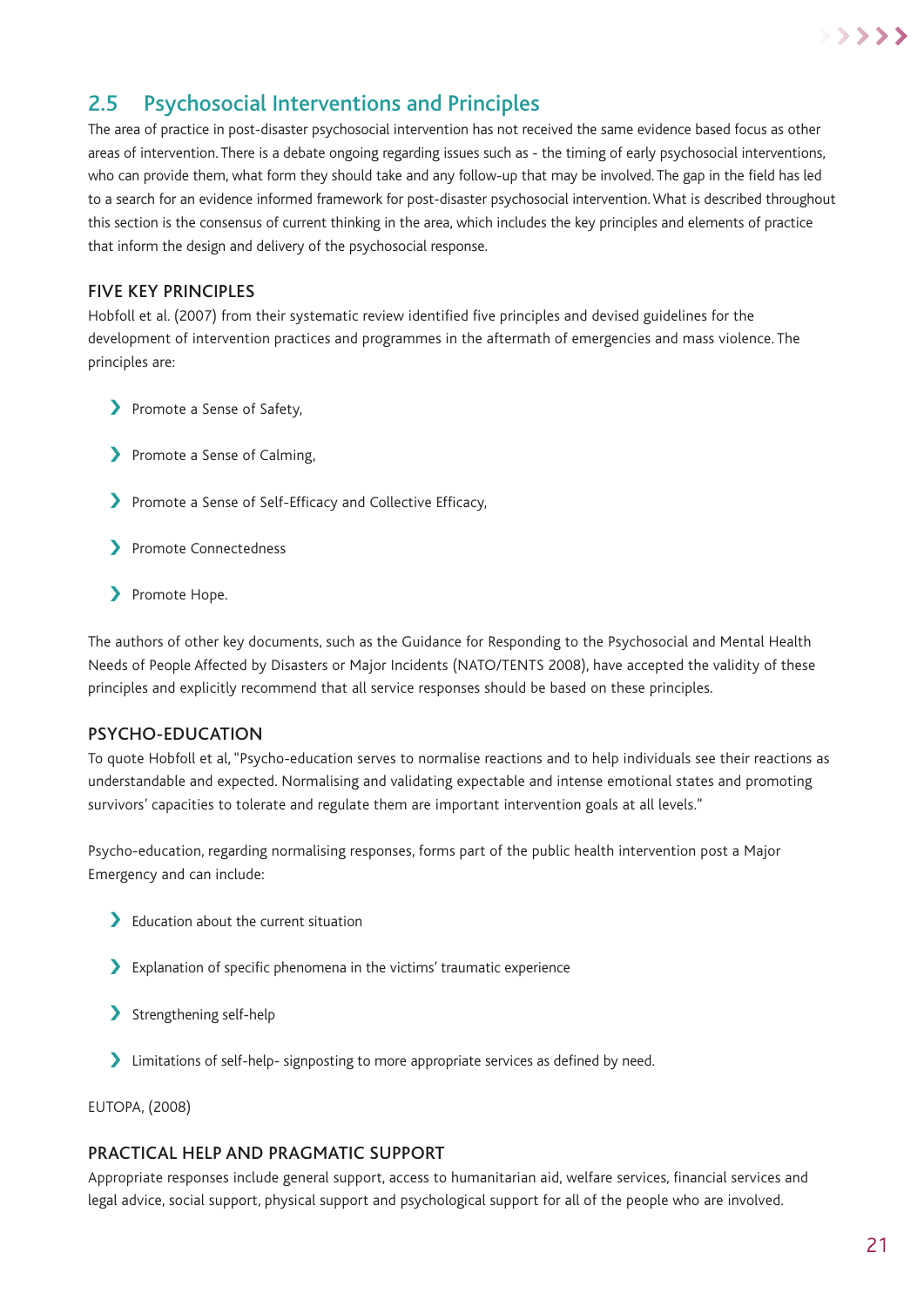## 2.5 Psychosocial Interventions and Principles

The area of practice in post-disaster psychosocial intervention has not received the same evidence based focus as other areas of intervention. There is a debate ongoing regarding issues such as - the timing of early psychosocial interventions, who can provide them, what form they should take and any follow-up that may be involved. The gap in the field has led to a search for an evidence informed framework for post-disaster psychosocial intervention. What is described throughout this section is the consensus of current thinking in the area, which includes the key principles and elements of practice that inform the design and delivery of the psychosocial response.

### FIVE KEY PRINCIPLES

Hobfoll et al. (2007) from their systematic review identified five principles and devised guidelines for the development of intervention practices and programmes in the aftermath of emergencies and mass violence. The principles are:

- Promote a Sense of Safety,
- Promote a Sense of Calming,
- Promote a Sense of Self-Efficacy and Collective Efficacy,
- Promote Connectedness
- Promote Hope.

The authors of other key documents, such as the Guidance for Responding to the Psychosocial and Mental Health Needs of People Affected by Disasters or Major Incidents (NATO/TENTS 2008), have accepted the validity of these principles and explicitly recommend that all service responses should be based on these principles.

### PSYCHO-EDUCATION

To quote Hobfoll et al, "Psycho-education serves to normalise reactions and to help individuals see their reactions as understandable and expected. Normalising and validating expectable and intense emotional states and promoting survivors' capacities to tolerate and regulate them are important intervention goals at all levels."

Psycho-education, regarding normalising responses, forms part of the public health intervention post a Major Emergency and can include:

- Education about the current situation
- Explanation of specific phenomena in the victims' traumatic experience
- Strengthening self-help
- Limitations of self-help- signposting to more appropriate services as defined by need.

EUTOPA, (2008)

### PRACTICAL HELP AND PRAGMATIC SUPPORT

Appropriate responses include general support, access to humanitarian aid, welfare services, financial services and legal advice, social support, physical support and psychological support for all of the people who are involved.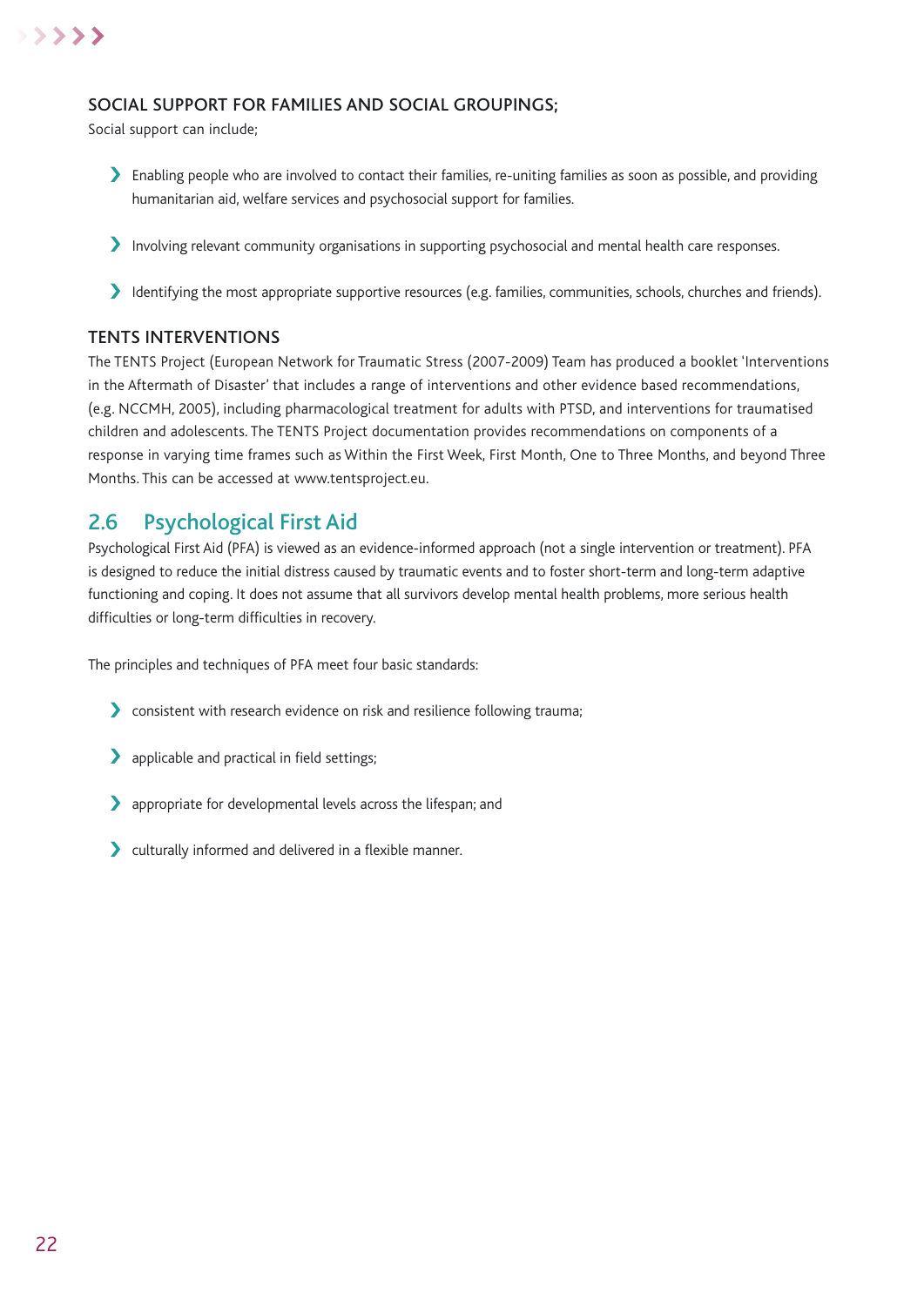### SOCIAL SUPPORT FOR FAMILIES AND SOCIAL GROUPINGS;

Social support can include;

- Enabling people who are involved to contact their families, re-uniting families as soon as possible, and providing humanitarian aid, welfare services and psychosocial support for families.
- Involving relevant community organisations in supporting psychosocial and mental health care responses.
- Identifying the most appropriate supportive resources (e.g. families, communities, schools, churches and friends).

### TENTS INTERVENTIONS

The TENTS Project (European Network for Traumatic Stress (2007-2009) Team has produced a booklet 'Interventions in the Aftermath of Disaster' that includes a range of interventions and other evidence based recommendations, (e.g. NCCMH, 2005), including pharmacological treatment for adults with PTSD, and interventions for traumatised children and adolescents. The TENTS Project documentation provides recommendations on components of a response in varying time frames such as Within the First Week, First Month, One to Three Months, and beyond Three Months. This can be accessed at www.tentsproject.eu.

## 2.6 Psychological First Aid

Psychological First Aid (PFA) is viewed as an evidence-informed approach (not a single intervention or treatment). PFA is designed to reduce the initial distress caused by traumatic events and to foster short-term and long-term adaptive functioning and coping. It does not assume that all survivors develop mental health problems, more serious health difficulties or long-term difficulties in recovery.

The principles and techniques of PFA meet four basic standards:

- consistent with research evidence on risk and resilience following trauma;
- applicable and practical in field settings;
- appropriate for developmental levels across the lifespan; and
- culturally informed and delivered in a flexible manner.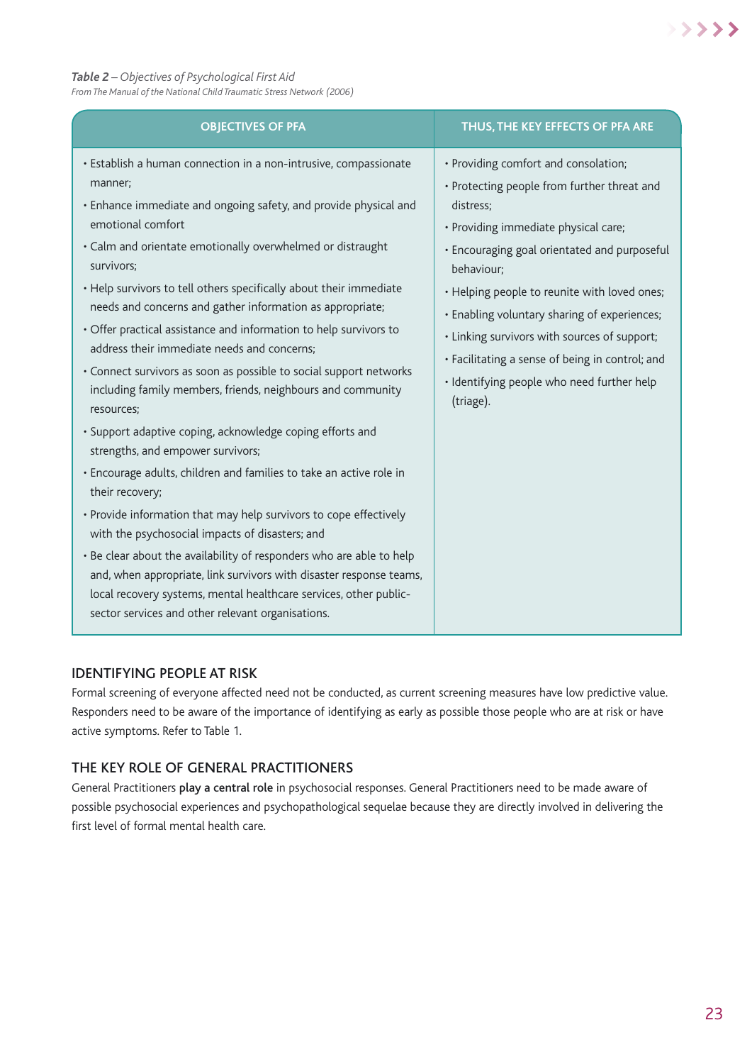***Table 2** – Objectives of Psychological First Aid*
*From The Manual of the National Child Traumatic Stress Network (2006)*

| OBJECTIVES OF PFA | THUS, THE KEY EFFECTS OF PFA ARE |
|---|---|
| • Establish a human connection in a non-intrusive, compassionate manner;<br>• Enhance immediate and ongoing safety, and provide physical and emotional comfort<br>• Calm and orientate emotionally overwhelmed or distraught survivors;<br>• Help survivors to tell others specifically about their immediate needs and concerns and gather information as appropriate;<br>• Offer practical assistance and information to help survivors to address their immediate needs and concerns;<br>• Connect survivors as soon as possible to social support networks including family members, friends, neighbours and community resources;<br>• Support adaptive coping, acknowledge coping efforts and strengths, and empower survivors;<br>• Encourage adults, children and families to take an active role in their recovery;<br>• Provide information that may help survivors to cope effectively with the psychosocial impacts of disasters; and<br>• Be clear about the availability of responders who are able to help and, when appropriate, link survivors with disaster response teams, local recovery systems, mental healthcare services, other public-sector services and other relevant organisations. | • Providing comfort and consolation;<br>• Protecting people from further threat and distress;<br>• Providing immediate physical care;<br>• Encouraging goal orientated and purposeful behaviour;<br>• Helping people to reunite with loved ones;<br>• Enabling voluntary sharing of experiences;<br>• Linking survivors with sources of support;<br>• Facilitating a sense of being in control; and<br>• Identifying people who need further help (triage). |

## IDENTIFYING PEOPLE AT RISK

Formal screening of everyone affected need not be conducted, as current screening measures have low predictive value. Responders need to be aware of the importance of identifying as early as possible those people who are at risk or have active symptoms. Refer to Table 1.

## THE KEY ROLE OF GENERAL PRACTITIONERS

General Practitioners **play a central role** in psychosocial responses. General Practitioners need to be made aware of possible psychosocial experiences and psychopathological sequelae because they are directly involved in delivering the first level of formal mental health care.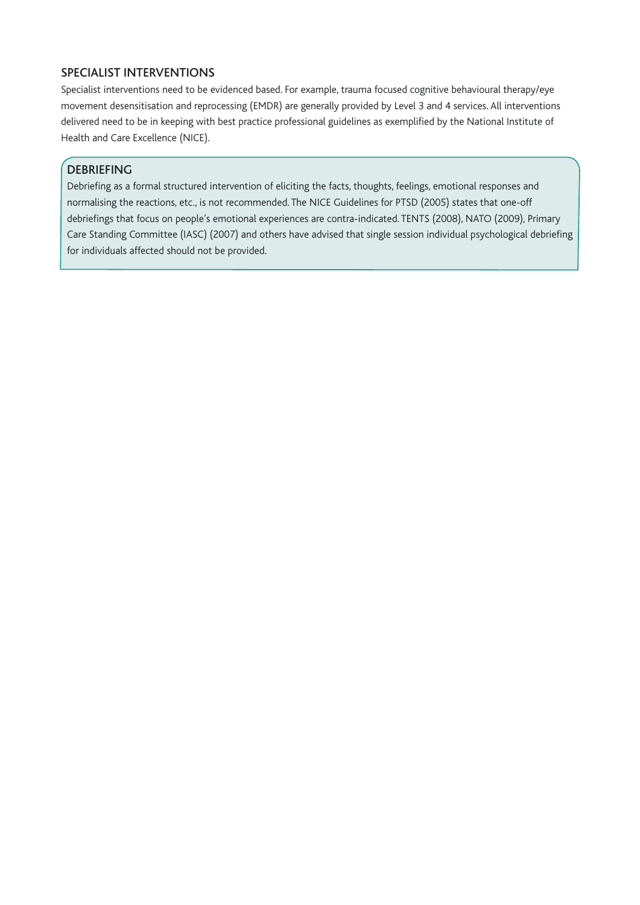## SPECIALIST INTERVENTIONS

Specialist interventions need to be evidenced based. For example, trauma focused cognitive behavioural therapy/eye movement desensitisation and reprocessing (EMDR) are generally provided by Level 3 and 4 services. All interventions delivered need to be in keeping with best practice professional guidelines as exemplified by the National Institute of Health and Care Excellence (NICE).

## DEBRIEFING

Debriefing as a formal structured intervention of eliciting the facts, thoughts, feelings, emotional responses and normalising the reactions, etc., is not recommended. The NICE Guidelines for PTSD (2005) states that one-off debriefings that focus on people's emotional experiences are contra-indicated. TENTS (2008), NATO (2009), Primary Care Standing Committee (IASC) (2007) and others have advised that single session individual psychological debriefing for individuals affected should not be provided.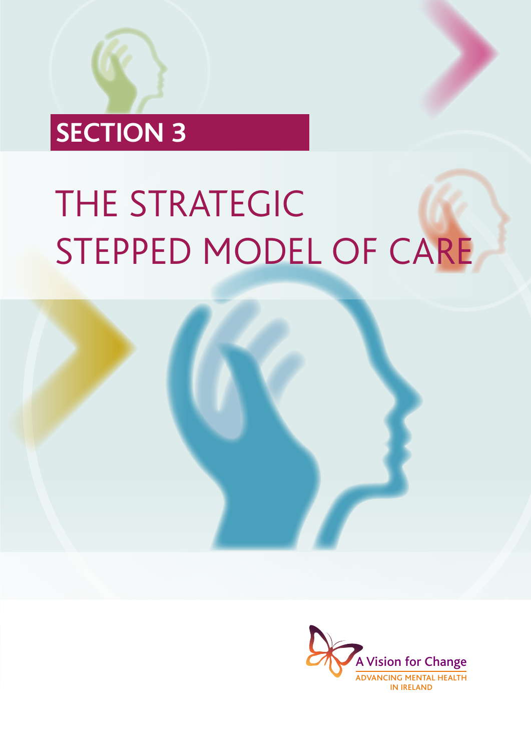# SECTION 3

# THE STRATEGIC STEPPED MODEL OF CARE

A Vision for Change

ADVANCING MENTAL HEALTH IN IRELAND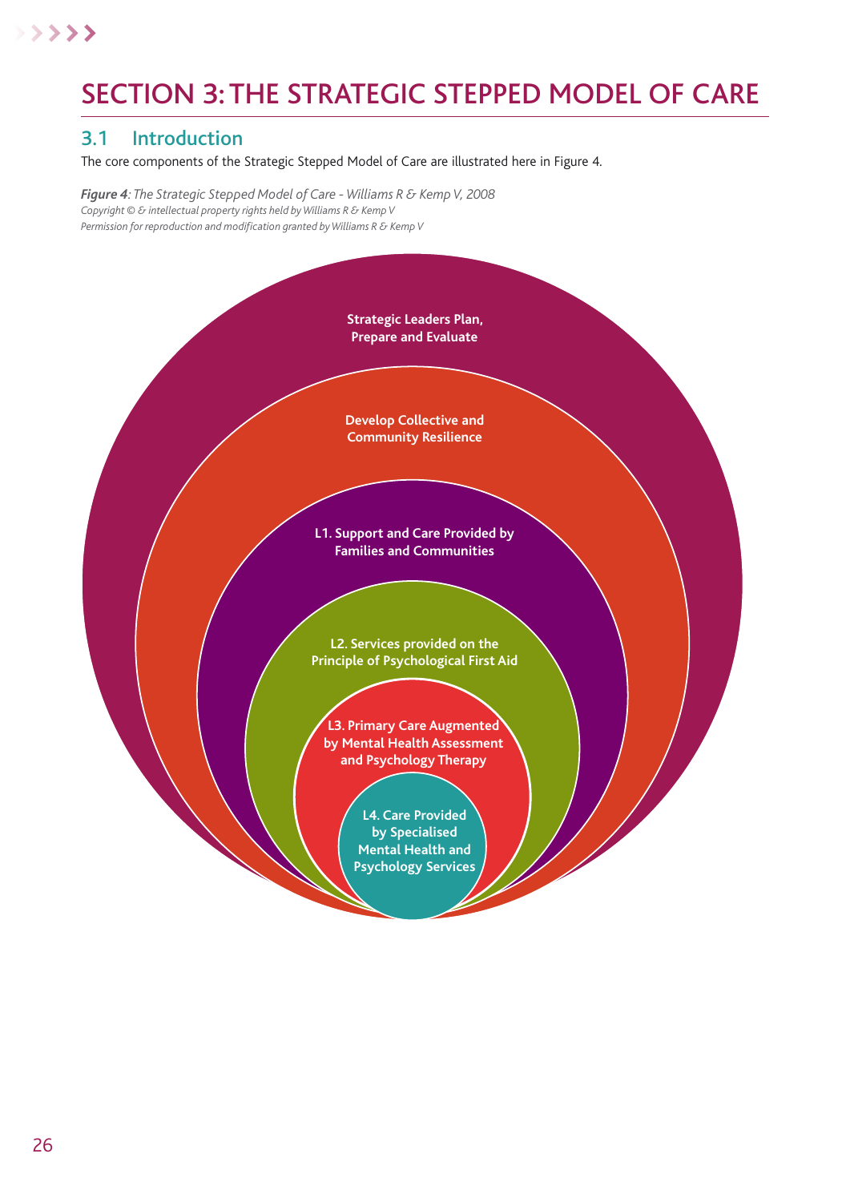# SECTION 3: THE STRATEGIC STEPPED MODEL OF CARE

## 3.1 Introduction

The core components of the Strategic Stepped Model of Care are illustrated here in Figure 4.

***Figure 4**: The Strategic Stepped Model of Care - Williams R & Kemp V, 2008*
*Copyright © & intellectual property rights held by Williams R & Kemp V*
*Permission for reproduction and modification granted by Williams R & Kemp V*

Strategic Leaders Plan, Prepare and Evaluate

Develop Collective and Community Resilience

L1. Support and Care Provided by Families and Communities

L2. Services provided on the Principle of Psychological First Aid

L3. Primary Care Augmented by Mental Health Assessment and Psychology Therapy

L4. Care Provided by Specialised Mental Health and Psychology Services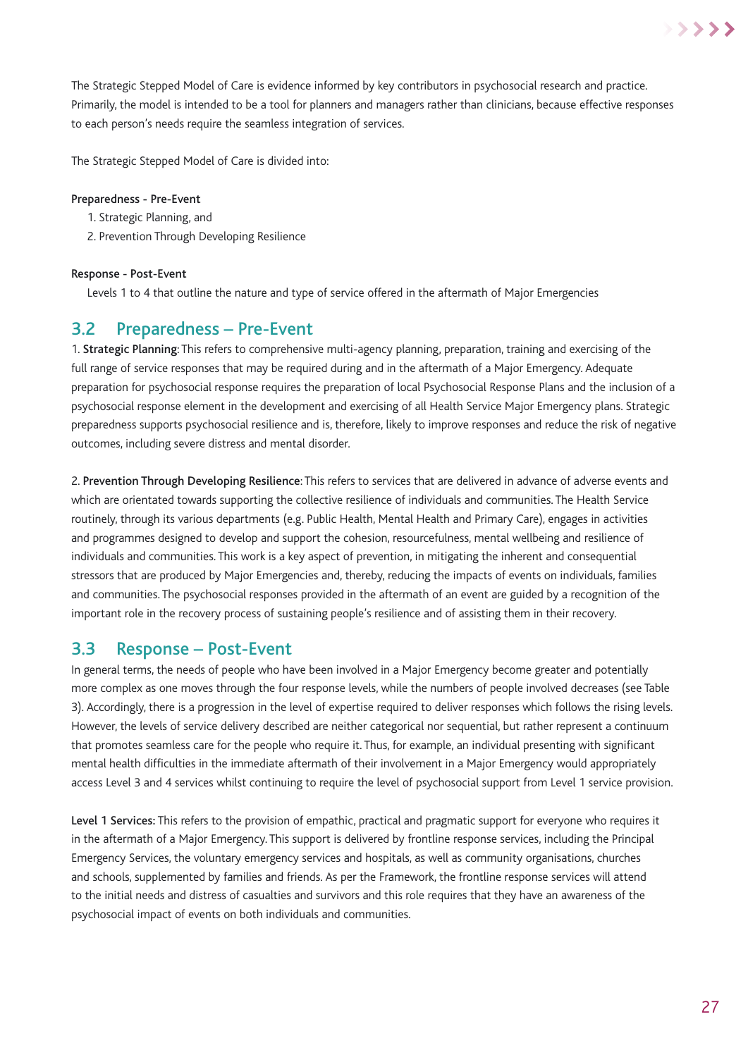The Strategic Stepped Model of Care is evidence informed by key contributors in psychosocial research and practice. Primarily, the model is intended to be a tool for planners and managers rather than clinicians, because effective responses to each person's needs require the seamless integration of services.

The Strategic Stepped Model of Care is divided into:

**Preparedness - Pre-Event**

1. Strategic Planning, and
2. Prevention Through Developing Resilience

**Response - Post-Event**

Levels 1 to 4 that outline the nature and type of service offered in the aftermath of Major Emergencies

## 3.2 Preparedness – Pre-Event

1. **Strategic Planning**: This refers to comprehensive multi-agency planning, preparation, training and exercising of the full range of service responses that may be required during and in the aftermath of a Major Emergency. Adequate preparation for psychosocial response requires the preparation of local Psychosocial Response Plans and the inclusion of a psychosocial response element in the development and exercising of all Health Service Major Emergency plans. Strategic preparedness supports psychosocial resilience and is, therefore, likely to improve responses and reduce the risk of negative outcomes, including severe distress and mental disorder.

2. **Prevention Through Developing Resilience**: This refers to services that are delivered in advance of adverse events and which are orientated towards supporting the collective resilience of individuals and communities. The Health Service routinely, through its various departments (e.g. Public Health, Mental Health and Primary Care), engages in activities and programmes designed to develop and support the cohesion, resourcefulness, mental wellbeing and resilience of individuals and communities. This work is a key aspect of prevention, in mitigating the inherent and consequential stressors that are produced by Major Emergencies and, thereby, reducing the impacts of events on individuals, families and communities. The psychosocial responses provided in the aftermath of an event are guided by a recognition of the important role in the recovery process of sustaining people's resilience and of assisting them in their recovery.

## 3.3 Response – Post-Event

In general terms, the needs of people who have been involved in a Major Emergency become greater and potentially more complex as one moves through the four response levels, while the numbers of people involved decreases (see Table 3). Accordingly, there is a progression in the level of expertise required to deliver responses which follows the rising levels. However, the levels of service delivery described are neither categorical nor sequential, but rather represent a continuum that promotes seamless care for the people who require it. Thus, for example, an individual presenting with significant mental health difficulties in the immediate aftermath of their involvement in a Major Emergency would appropriately access Level 3 and 4 services whilst continuing to require the level of psychosocial support from Level 1 service provision.

**Level 1 Services:** This refers to the provision of empathic, practical and pragmatic support for everyone who requires it in the aftermath of a Major Emergency. This support is delivered by frontline response services, including the Principal Emergency Services, the voluntary emergency services and hospitals, as well as community organisations, churches and schools, supplemented by families and friends. As per the Framework, the frontline response services will attend to the initial needs and distress of casualties and survivors and this role requires that they have an awareness of the psychosocial impact of events on both individuals and communities.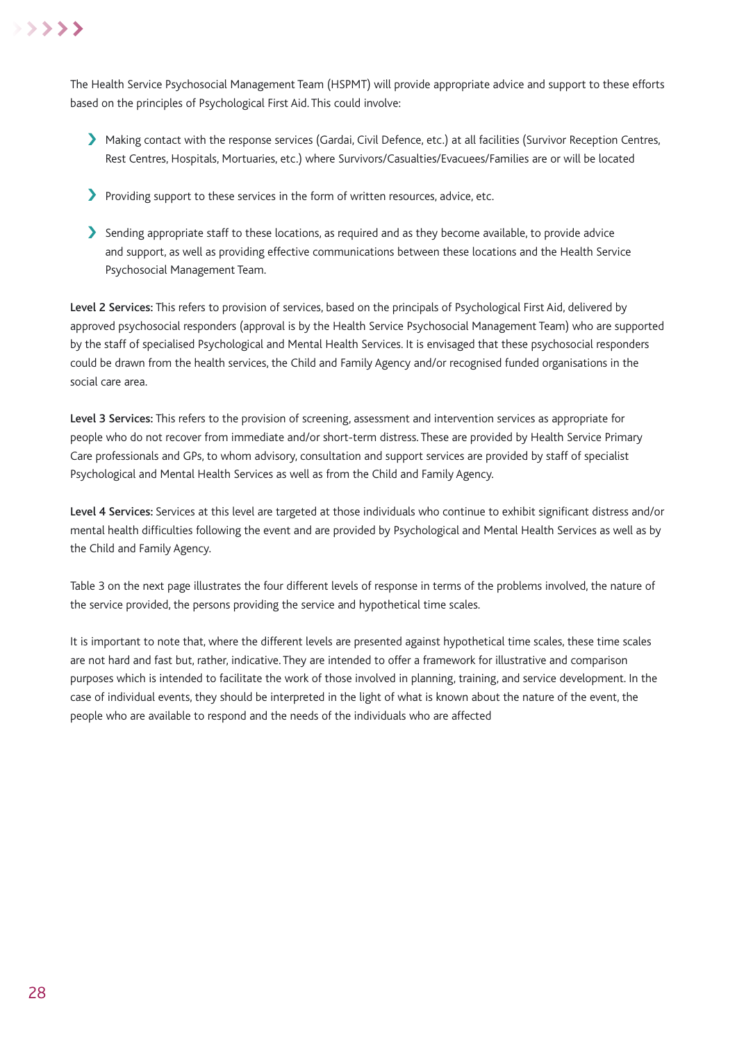The Health Service Psychosocial Management Team (HSPMT) will provide appropriate advice and support to these efforts based on the principles of Psychological First Aid. This could involve:

- Making contact with the response services (Gardai, Civil Defence, etc.) at all facilities (Survivor Reception Centres, Rest Centres, Hospitals, Mortuaries, etc.) where Survivors/Casualties/Evacuees/Families are or will be located
- Providing support to these services in the form of written resources, advice, etc.
- Sending appropriate staff to these locations, as required and as they become available, to provide advice and support, as well as providing effective communications between these locations and the Health Service Psychosocial Management Team.

**Level 2 Services:** This refers to provision of services, based on the principals of Psychological First Aid, delivered by approved psychosocial responders (approval is by the Health Service Psychosocial Management Team) who are supported by the staff of specialised Psychological and Mental Health Services. It is envisaged that these psychosocial responders could be drawn from the health services, the Child and Family Agency and/or recognised funded organisations in the social care area.

**Level 3 Services:** This refers to the provision of screening, assessment and intervention services as appropriate for people who do not recover from immediate and/or short-term distress. These are provided by Health Service Primary Care professionals and GPs, to whom advisory, consultation and support services are provided by staff of specialist Psychological and Mental Health Services as well as from the Child and Family Agency.

**Level 4 Services:** Services at this level are targeted at those individuals who continue to exhibit significant distress and/or mental health difficulties following the event and are provided by Psychological and Mental Health Services as well as by the Child and Family Agency.

Table 3 on the next page illustrates the four different levels of response in terms of the problems involved, the nature of the service provided, the persons providing the service and hypothetical time scales.

It is important to note that, where the different levels are presented against hypothetical time scales, these time scales are not hard and fast but, rather, indicative. They are intended to offer a framework for illustrative and comparison purposes which is intended to facilitate the work of those involved in planning, training, and service development. In the case of individual events, they should be interpreted in the light of what is known about the nature of the event, the people who are available to respond and the needs of the individuals who are affected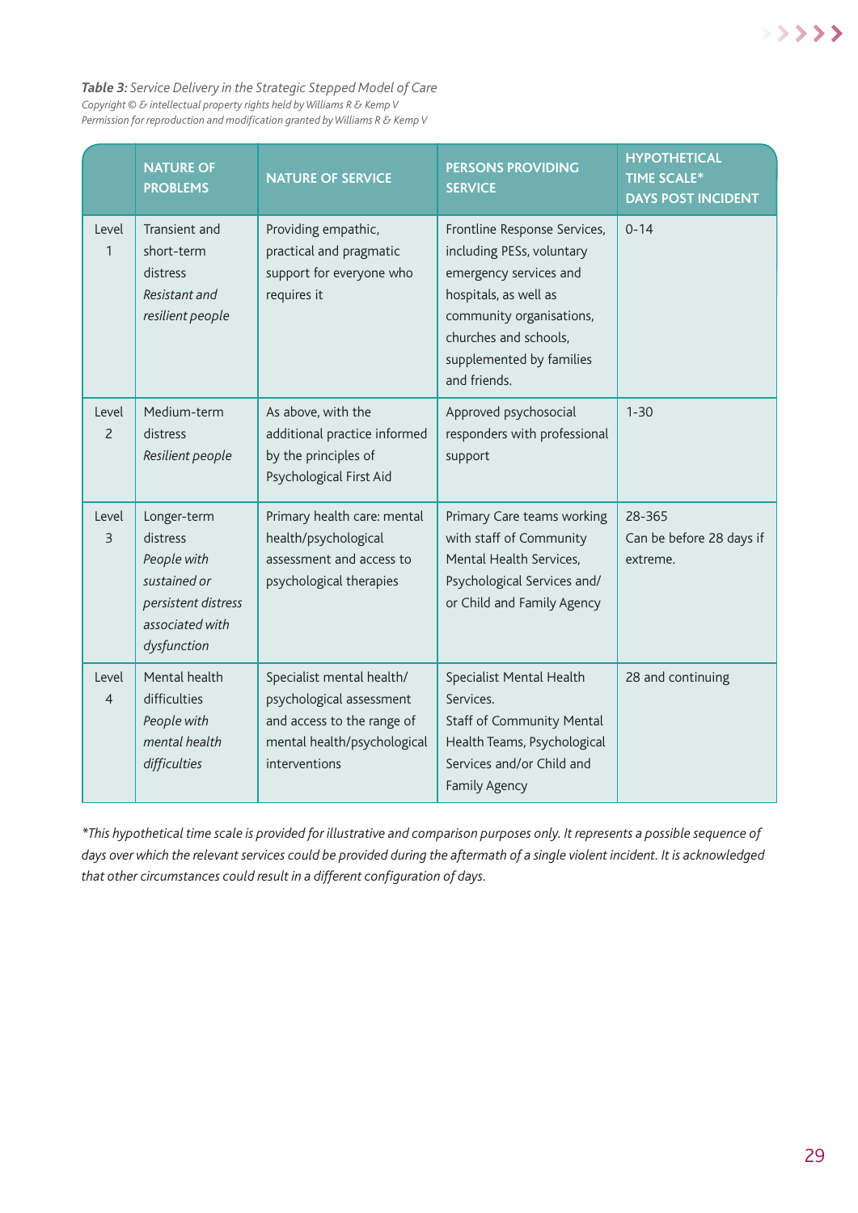***Table 3:*** *Service Delivery in the Strategic Stepped Model of Care*
*Copyright © & intellectual property rights held by Williams R & Kemp V*
*Permission for reproduction and modification granted by Williams R & Kemp V*

| | NATURE OF PROBLEMS | NATURE OF SERVICE | PERSONS PROVIDING SERVICE | HYPOTHETICAL TIME SCALE* DAYS POST INCIDENT |
|---|---|---|---|---|
| Level 1 | Transient and short-term distress *Resistant and resilient people* | Providing empathic, practical and pragmatic support for everyone who requires it | Frontline Response Services, including PESs, voluntary emergency services and hospitals, as well as community organisations, churches and schools, supplemented by families and friends. | 0-14 |
| Level 2 | Medium-term distress *Resilient people* | As above, with the additional practice informed by the principles of Psychological First Aid | Approved psychosocial responders with professional support | 1-30 |
| Level 3 | Longer-term distress *People with sustained or persistent distress associated with dysfunction* | Primary health care: mental health/psychological assessment and access to psychological therapies | Primary Care teams working with staff of Community Mental Health Services, Psychological Services and/or Child and Family Agency | 28-365 Can be before 28 days if extreme. |
| Level 4 | Mental health difficulties *People with mental health difficulties* | Specialist mental health/psychological assessment and access to the range of mental health/psychological interventions | Specialist Mental Health Services. Staff of Community Mental Health Teams, Psychological Services and/or Child and Family Agency | 28 and continuing |

*\*This hypothetical time scale is provided for illustrative and comparison purposes only. It represents a possible sequence of days over which the relevant services could be provided during the aftermath of a single violent incident. It is acknowledged that other circumstances could result in a different configuration of days.*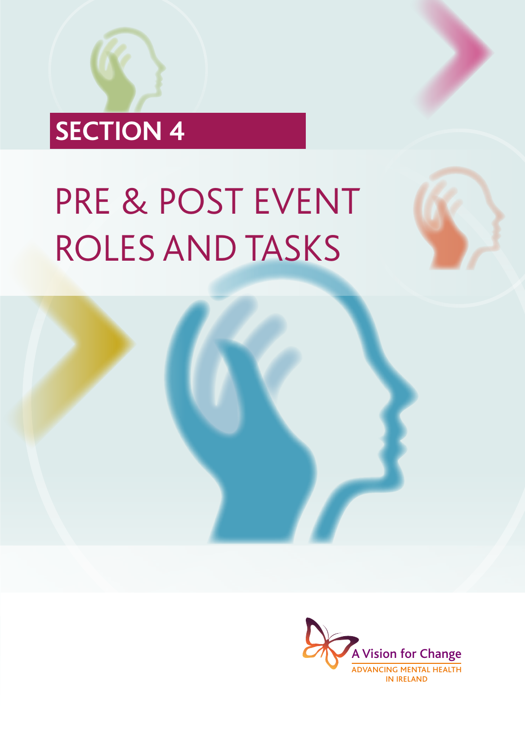# SECTION 4

# PRE & POST EVENT ROLES AND TASKS

A Vision for Change

ADVANCING MENTAL HEALTH IN IRELAND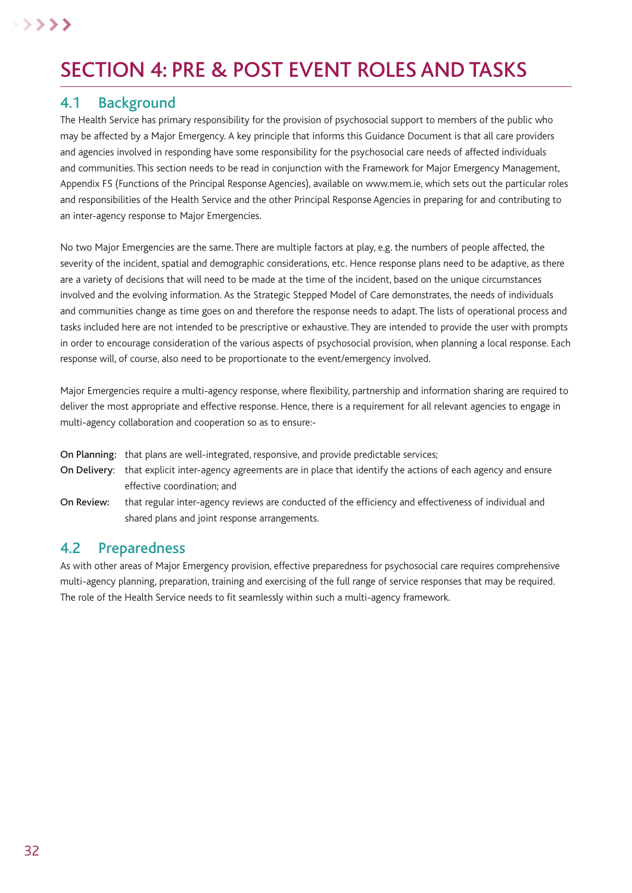# SECTION 4: PRE & POST EVENT ROLES AND TASKS

## 4.1 Background

The Health Service has primary responsibility for the provision of psychosocial support to members of the public who may be affected by a Major Emergency. A key principle that informs this Guidance Document is that all care providers and agencies involved in responding have some responsibility for the psychosocial care needs of affected individuals and communities. This section needs to be read in conjunction with the Framework for Major Emergency Management, Appendix F5 (Functions of the Principal Response Agencies), available on www.mem.ie, which sets out the particular roles and responsibilities of the Health Service and the other Principal Response Agencies in preparing for and contributing to an inter-agency response to Major Emergencies.

No two Major Emergencies are the same. There are multiple factors at play, e.g. the numbers of people affected, the severity of the incident, spatial and demographic considerations, etc. Hence response plans need to be adaptive, as there are a variety of decisions that will need to be made at the time of the incident, based on the unique circumstances involved and the evolving information. As the Strategic Stepped Model of Care demonstrates, the needs of individuals and communities change as time goes on and therefore the response needs to adapt. The lists of operational process and tasks included here are not intended to be prescriptive or exhaustive. They are intended to provide the user with prompts in order to encourage consideration of the various aspects of psychosocial provision, when planning a local response. Each response will, of course, also need to be proportionate to the event/emergency involved.

Major Emergencies require a multi-agency response, where flexibility, partnership and information sharing are required to deliver the most appropriate and effective response. Hence, there is a requirement for all relevant agencies to engage in multi-agency collaboration and cooperation so as to ensure:-

**On Planning:** that plans are well-integrated, responsive, and provide predictable services;

**On Delivery**: that explicit inter-agency agreements are in place that identify the actions of each agency and ensure effective coordination; and

**On Review:** that regular inter-agency reviews are conducted of the efficiency and effectiveness of individual and shared plans and joint response arrangements.

## 4.2 Preparedness

As with other areas of Major Emergency provision, effective preparedness for psychosocial care requires comprehensive multi-agency planning, preparation, training and exercising of the full range of service responses that may be required. The role of the Health Service needs to fit seamlessly within such a multi-agency framework.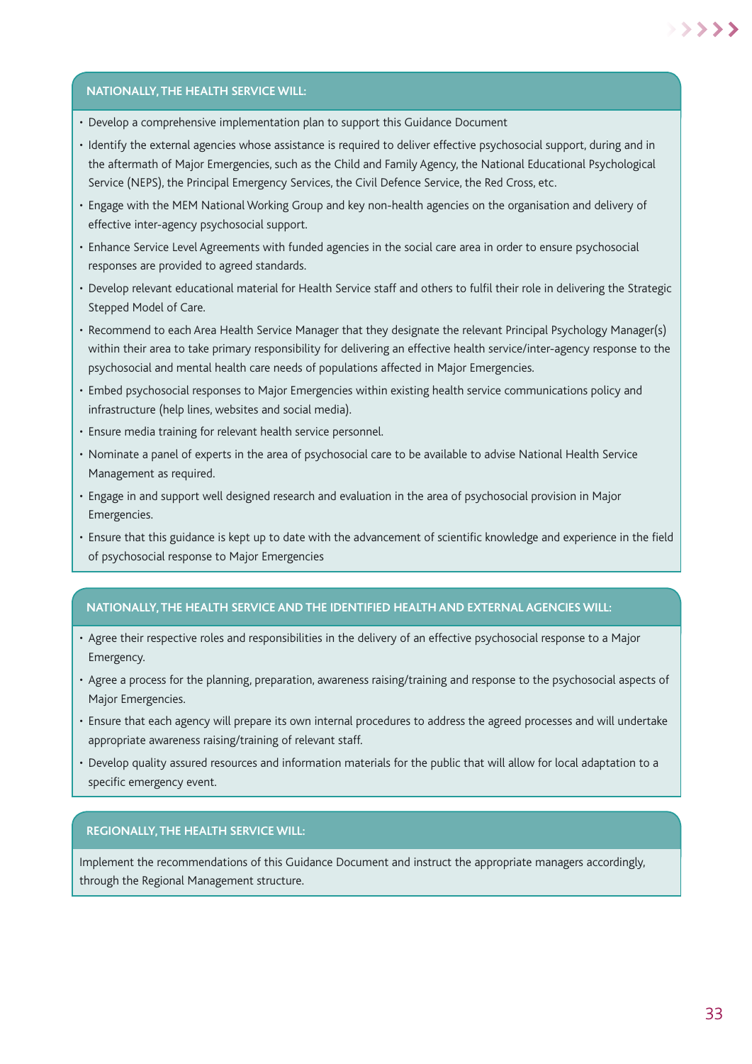## NATIONALLY, THE HEALTH SERVICE WILL:

- Develop a comprehensive implementation plan to support this Guidance Document
- Identify the external agencies whose assistance is required to deliver effective psychosocial support, during and in the aftermath of Major Emergencies, such as the Child and Family Agency, the National Educational Psychological Service (NEPS), the Principal Emergency Services, the Civil Defence Service, the Red Cross, etc.
- Engage with the MEM National Working Group and key non-health agencies on the organisation and delivery of effective inter-agency psychosocial support.
- Enhance Service Level Agreements with funded agencies in the social care area in order to ensure psychosocial responses are provided to agreed standards.
- Develop relevant educational material for Health Service staff and others to fulfil their role in delivering the Strategic Stepped Model of Care.
- Recommend to each Area Health Service Manager that they designate the relevant Principal Psychology Manager(s) within their area to take primary responsibility for delivering an effective health service/inter-agency response to the psychosocial and mental health care needs of populations affected in Major Emergencies.
- Embed psychosocial responses to Major Emergencies within existing health service communications policy and infrastructure (help lines, websites and social media).
- Ensure media training for relevant health service personnel.
- Nominate a panel of experts in the area of psychosocial care to be available to advise National Health Service Management as required.
- Engage in and support well designed research and evaluation in the area of psychosocial provision in Major Emergencies.
- Ensure that this guidance is kept up to date with the advancement of scientific knowledge and experience in the field of psychosocial response to Major Emergencies

## NATIONALLY, THE HEALTH SERVICE AND THE IDENTIFIED HEALTH AND EXTERNAL AGENCIES WILL:

- Agree their respective roles and responsibilities in the delivery of an effective psychosocial response to a Major Emergency.
- Agree a process for the planning, preparation, awareness raising/training and response to the psychosocial aspects of Major Emergencies.
- Ensure that each agency will prepare its own internal procedures to address the agreed processes and will undertake appropriate awareness raising/training of relevant staff.
- Develop quality assured resources and information materials for the public that will allow for local adaptation to a specific emergency event.

## REGIONALLY, THE HEALTH SERVICE WILL:

Implement the recommendations of this Guidance Document and instruct the appropriate managers accordingly, through the Regional Management structure.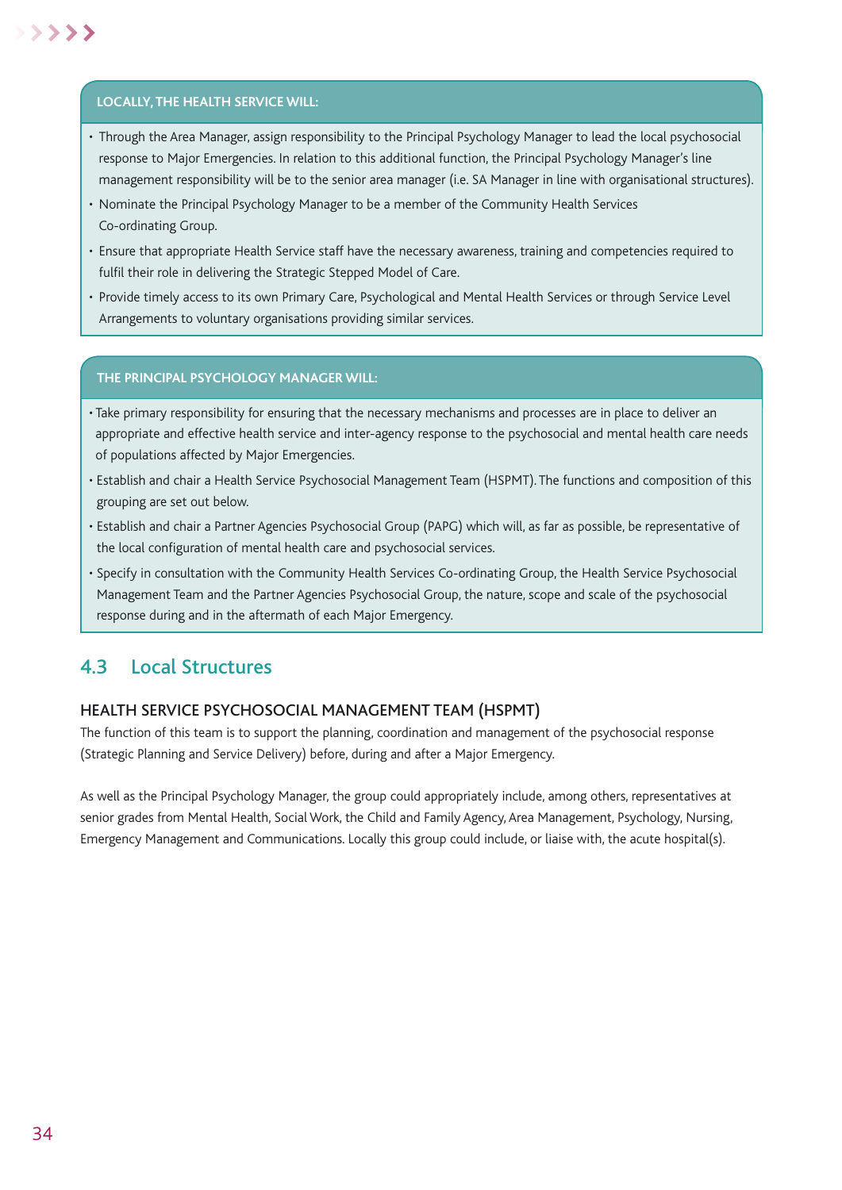**LOCALLY, THE HEALTH SERVICE WILL:**

- Through the Area Manager, assign responsibility to the Principal Psychology Manager to lead the local psychosocial response to Major Emergencies. In relation to this additional function, the Principal Psychology Manager's line management responsibility will be to the senior area manager (i.e. SA Manager in line with organisational structures).
- Nominate the Principal Psychology Manager to be a member of the Community Health Services Co-ordinating Group.
- Ensure that appropriate Health Service staff have the necessary awareness, training and competencies required to fulfil their role in delivering the Strategic Stepped Model of Care.
- Provide timely access to its own Primary Care, Psychological and Mental Health Services or through Service Level Arrangements to voluntary organisations providing similar services.

**THE PRINCIPAL PSYCHOLOGY MANAGER WILL:**

- Take primary responsibility for ensuring that the necessary mechanisms and processes are in place to deliver an appropriate and effective health service and inter-agency response to the psychosocial and mental health care needs of populations affected by Major Emergencies.
- Establish and chair a Health Service Psychosocial Management Team (HSPMT). The functions and composition of this grouping are set out below.
- Establish and chair a Partner Agencies Psychosocial Group (PAPG) which will, as far as possible, be representative of the local configuration of mental health care and psychosocial services.
- Specify in consultation with the Community Health Services Co-ordinating Group, the Health Service Psychosocial Management Team and the Partner Agencies Psychosocial Group, the nature, scope and scale of the psychosocial response during and in the aftermath of each Major Emergency.

## 4.3 Local Structures

### HEALTH SERVICE PSYCHOSOCIAL MANAGEMENT TEAM (HSPMT)

The function of this team is to support the planning, coordination and management of the psychosocial response (Strategic Planning and Service Delivery) before, during and after a Major Emergency.

As well as the Principal Psychology Manager, the group could appropriately include, among others, representatives at senior grades from Mental Health, Social Work, the Child and Family Agency, Area Management, Psychology, Nursing, Emergency Management and Communications. Locally this group could include, or liaise with, the acute hospital(s).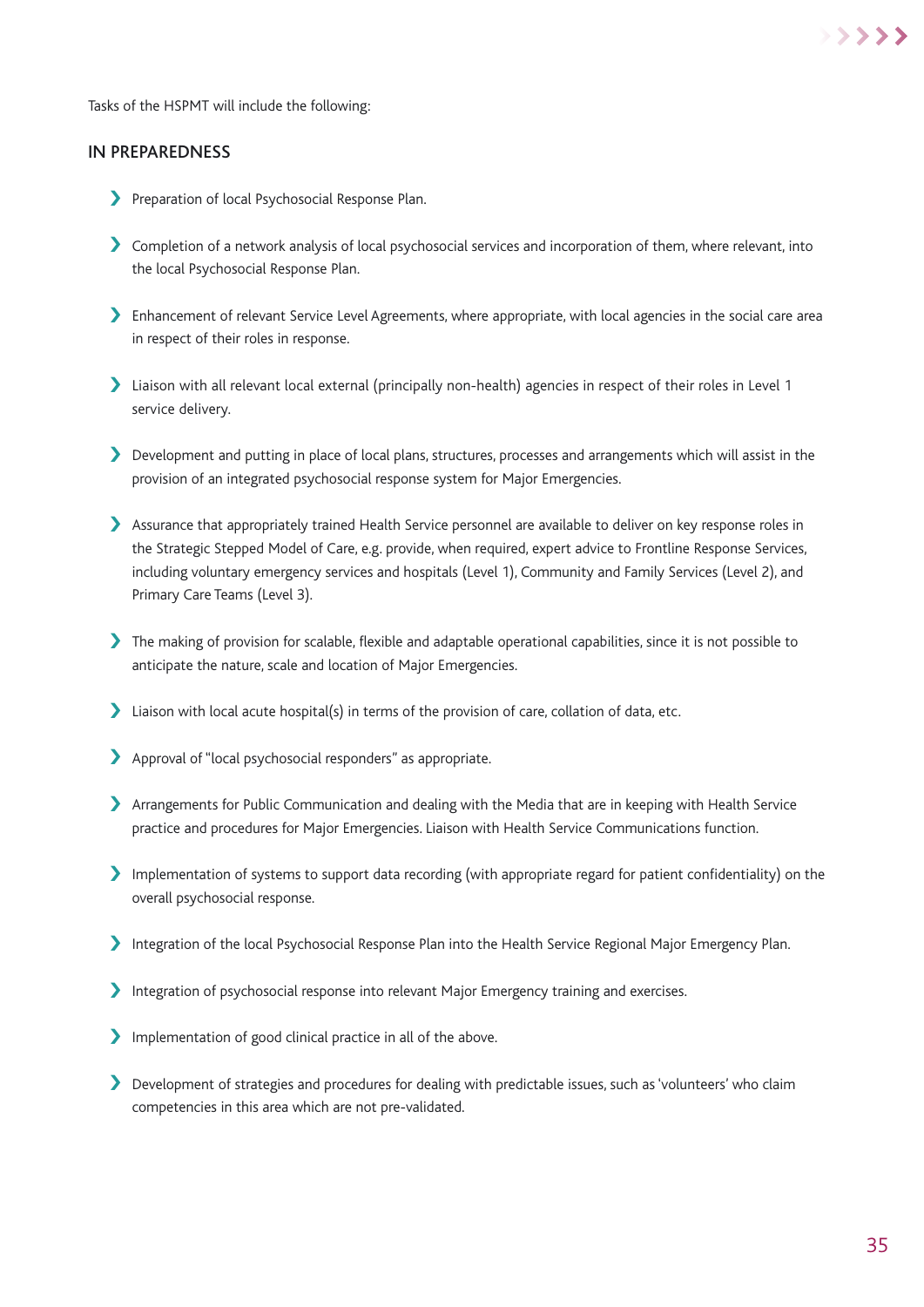Tasks of the HSPMT will include the following:

## IN PREPAREDNESS

- Preparation of local Psychosocial Response Plan.
- Completion of a network analysis of local psychosocial services and incorporation of them, where relevant, into the local Psychosocial Response Plan.
- Enhancement of relevant Service Level Agreements, where appropriate, with local agencies in the social care area in respect of their roles in response.
- Liaison with all relevant local external (principally non-health) agencies in respect of their roles in Level 1 service delivery.
- Development and putting in place of local plans, structures, processes and arrangements which will assist in the provision of an integrated psychosocial response system for Major Emergencies.
- Assurance that appropriately trained Health Service personnel are available to deliver on key response roles in the Strategic Stepped Model of Care, e.g. provide, when required, expert advice to Frontline Response Services, including voluntary emergency services and hospitals (Level 1), Community and Family Services (Level 2), and Primary Care Teams (Level 3).
- The making of provision for scalable, flexible and adaptable operational capabilities, since it is not possible to anticipate the nature, scale and location of Major Emergencies.
- Liaison with local acute hospital(s) in terms of the provision of care, collation of data, etc.
- Approval of "local psychosocial responders" as appropriate.
- Arrangements for Public Communication and dealing with the Media that are in keeping with Health Service practice and procedures for Major Emergencies. Liaison with Health Service Communications function.
- Implementation of systems to support data recording (with appropriate regard for patient confidentiality) on the overall psychosocial response.
- Integration of the local Psychosocial Response Plan into the Health Service Regional Major Emergency Plan.
- Integration of psychosocial response into relevant Major Emergency training and exercises.
- Implementation of good clinical practice in all of the above.
- Development of strategies and procedures for dealing with predictable issues, such as 'volunteers' who claim competencies in this area which are not pre-validated.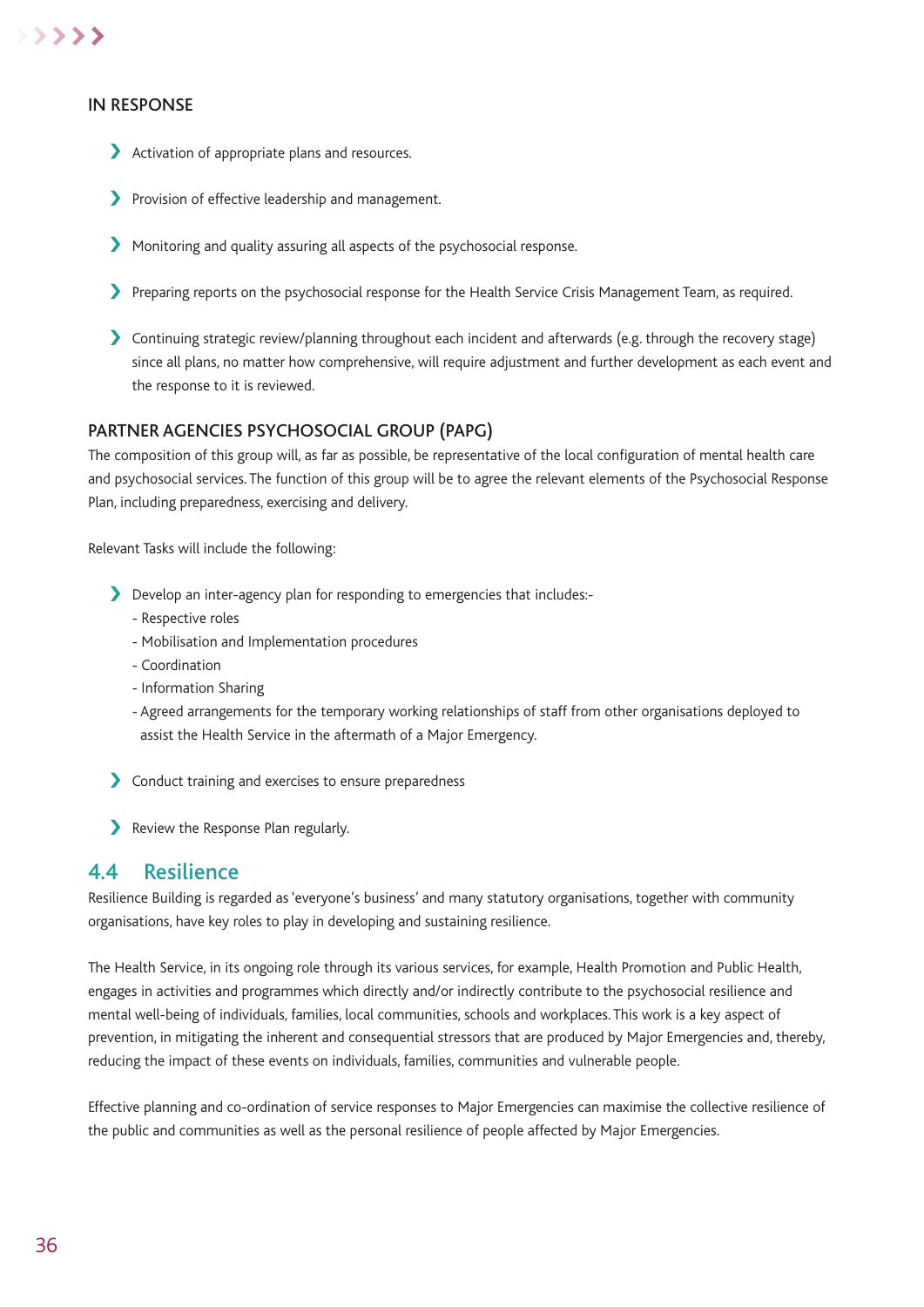### IN RESPONSE

- Activation of appropriate plans and resources.
- Provision of effective leadership and management.
- Monitoring and quality assuring all aspects of the psychosocial response.
- Preparing reports on the psychosocial response for the Health Service Crisis Management Team, as required.
- Continuing strategic review/planning throughout each incident and afterwards (e.g. through the recovery stage) since all plans, no matter how comprehensive, will require adjustment and further development as each event and the response to it is reviewed.

### PARTNER AGENCIES PSYCHOSOCIAL GROUP (PAPG)

The composition of this group will, as far as possible, be representative of the local configuration of mental health care and psychosocial services. The function of this group will be to agree the relevant elements of the Psychosocial Response Plan, including preparedness, exercising and delivery.

Relevant Tasks will include the following:

- Develop an inter-agency plan for responding to emergencies that includes:-
  - Respective roles
  - Mobilisation and Implementation procedures
  - Coordination
  - Information Sharing
  - Agreed arrangements for the temporary working relationships of staff from other organisations deployed to assist the Health Service in the aftermath of a Major Emergency.
- Conduct training and exercises to ensure preparedness
- Review the Response Plan regularly.

## 4.4 Resilience

Resilience Building is regarded as 'everyone's business' and many statutory organisations, together with community organisations, have key roles to play in developing and sustaining resilience.

The Health Service, in its ongoing role through its various services, for example, Health Promotion and Public Health, engages in activities and programmes which directly and/or indirectly contribute to the psychosocial resilience and mental well-being of individuals, families, local communities, schools and workplaces. This work is a key aspect of prevention, in mitigating the inherent and consequential stressors that are produced by Major Emergencies and, thereby, reducing the impact of these events on individuals, families, communities and vulnerable people.

Effective planning and co-ordination of service responses to Major Emergencies can maximise the collective resilience of the public and communities as well as the personal resilience of people affected by Major Emergencies.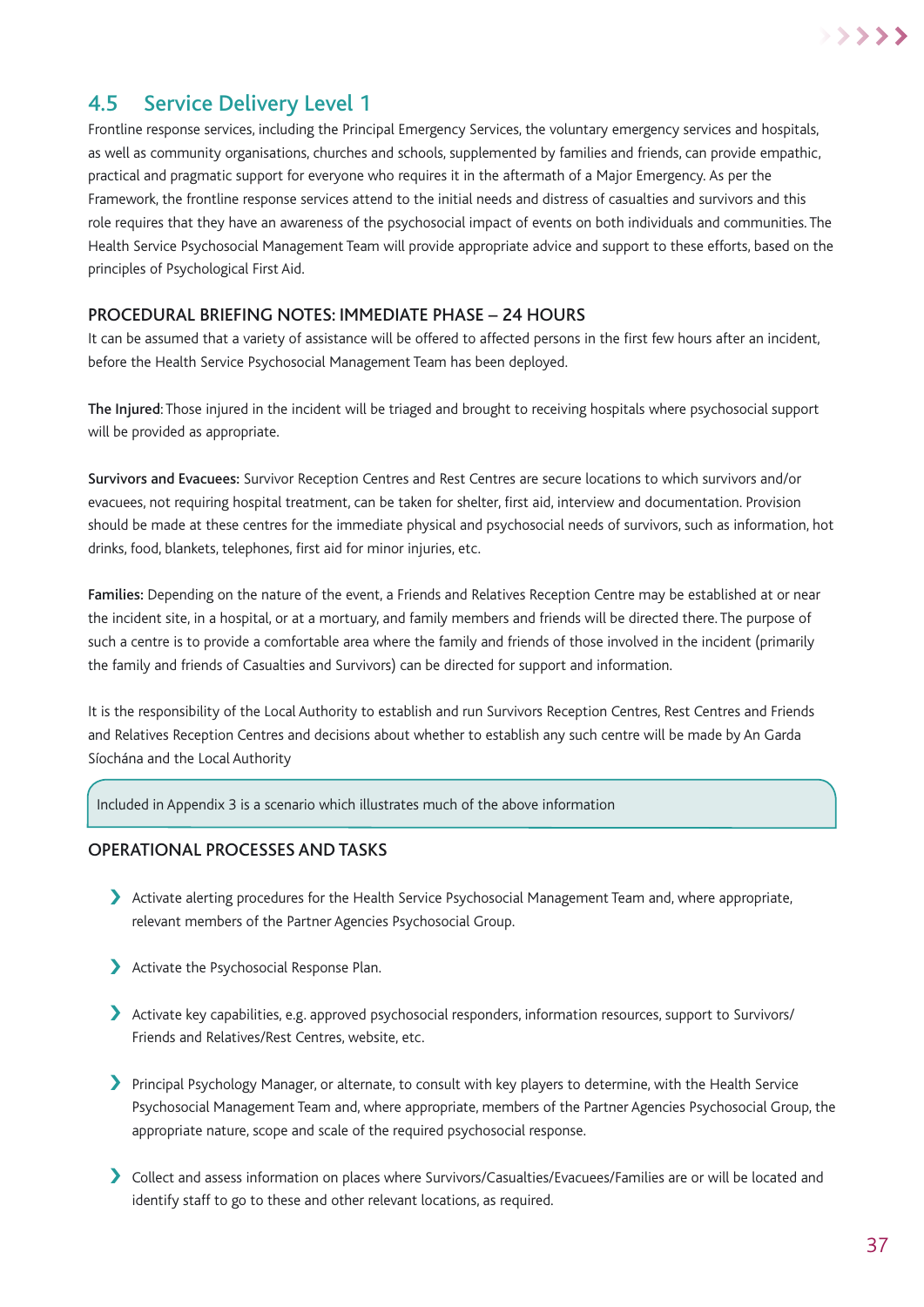## 4.5 Service Delivery Level 1

Frontline response services, including the Principal Emergency Services, the voluntary emergency services and hospitals, as well as community organisations, churches and schools, supplemented by families and friends, can provide empathic, practical and pragmatic support for everyone who requires it in the aftermath of a Major Emergency. As per the Framework, the frontline response services attend to the initial needs and distress of casualties and survivors and this role requires that they have an awareness of the psychosocial impact of events on both individuals and communities. The Health Service Psychosocial Management Team will provide appropriate advice and support to these efforts, based on the principles of Psychological First Aid.

### PROCEDURAL BRIEFING NOTES: IMMEDIATE PHASE – 24 HOURS

It can be assumed that a variety of assistance will be offered to affected persons in the first few hours after an incident, before the Health Service Psychosocial Management Team has been deployed.

**The Injured**: Those injured in the incident will be triaged and brought to receiving hospitals where psychosocial support will be provided as appropriate.

**Survivors and Evacuees:** Survivor Reception Centres and Rest Centres are secure locations to which survivors and/or evacuees, not requiring hospital treatment, can be taken for shelter, first aid, interview and documentation. Provision should be made at these centres for the immediate physical and psychosocial needs of survivors, such as information, hot drinks, food, blankets, telephones, first aid for minor injuries, etc.

**Families:** Depending on the nature of the event, a Friends and Relatives Reception Centre may be established at or near the incident site, in a hospital, or at a mortuary, and family members and friends will be directed there. The purpose of such a centre is to provide a comfortable area where the family and friends of those involved in the incident (primarily the family and friends of Casualties and Survivors) can be directed for support and information.

It is the responsibility of the Local Authority to establish and run Survivors Reception Centres, Rest Centres and Friends and Relatives Reception Centres and decisions about whether to establish any such centre will be made by An Garda Síochána and the Local Authority

> Included in Appendix 3 is a scenario which illustrates much of the above information

### OPERATIONAL PROCESSES AND TASKS

- Activate alerting procedures for the Health Service Psychosocial Management Team and, where appropriate, relevant members of the Partner Agencies Psychosocial Group.
- Activate the Psychosocial Response Plan.
- Activate key capabilities, e.g. approved psychosocial responders, information resources, support to Survivors/ Friends and Relatives/Rest Centres, website, etc.
- Principal Psychology Manager, or alternate, to consult with key players to determine, with the Health Service Psychosocial Management Team and, where appropriate, members of the Partner Agencies Psychosocial Group, the appropriate nature, scope and scale of the required psychosocial response.
- Collect and assess information on places where Survivors/Casualties/Evacuees/Families are or will be located and identify staff to go to these and other relevant locations, as required.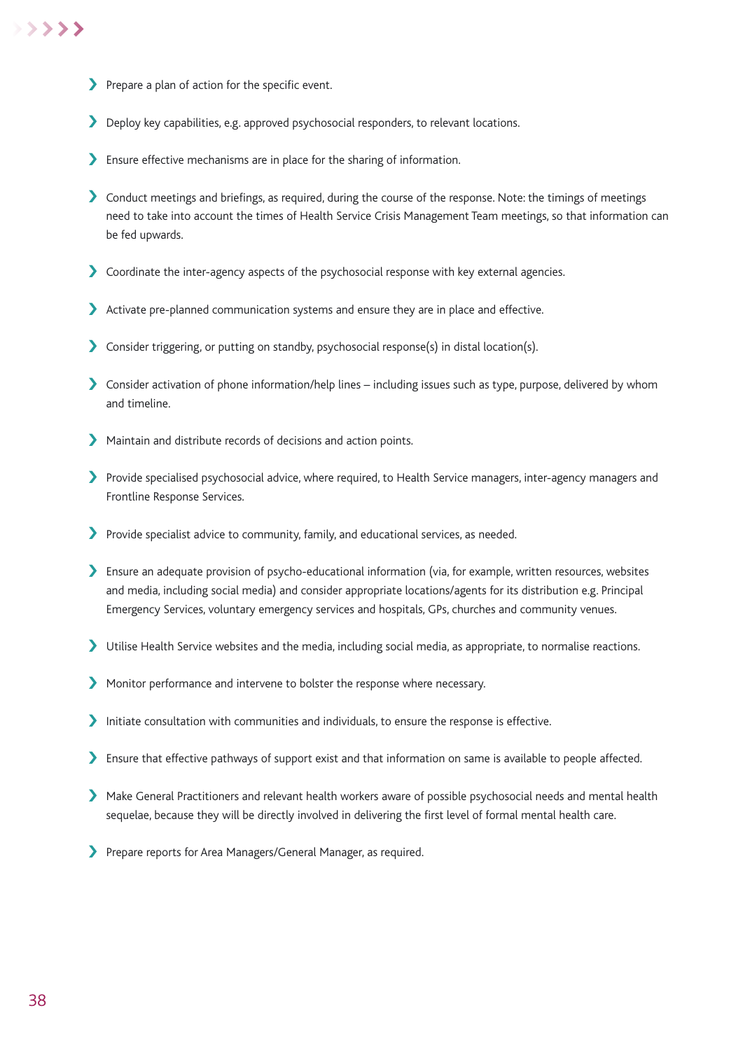- Prepare a plan of action for the specific event.
- Deploy key capabilities, e.g. approved psychosocial responders, to relevant locations.
- Ensure effective mechanisms are in place for the sharing of information.
- Conduct meetings and briefings, as required, during the course of the response. Note: the timings of meetings need to take into account the times of Health Service Crisis Management Team meetings, so that information can be fed upwards.
- Coordinate the inter-agency aspects of the psychosocial response with key external agencies.
- Activate pre-planned communication systems and ensure they are in place and effective.
- Consider triggering, or putting on standby, psychosocial response(s) in distal location(s).
- Consider activation of phone information/help lines – including issues such as type, purpose, delivered by whom and timeline.
- Maintain and distribute records of decisions and action points.
- Provide specialised psychosocial advice, where required, to Health Service managers, inter-agency managers and Frontline Response Services.
- Provide specialist advice to community, family, and educational services, as needed.
- Ensure an adequate provision of psycho-educational information (via, for example, written resources, websites and media, including social media) and consider appropriate locations/agents for its distribution e.g. Principal Emergency Services, voluntary emergency services and hospitals, GPs, churches and community venues.
- Utilise Health Service websites and the media, including social media, as appropriate, to normalise reactions.
- Monitor performance and intervene to bolster the response where necessary.
- Initiate consultation with communities and individuals, to ensure the response is effective.
- Ensure that effective pathways of support exist and that information on same is available to people affected.
- Make General Practitioners and relevant health workers aware of possible psychosocial needs and mental health sequelae, because they will be directly involved in delivering the first level of formal mental health care.
- Prepare reports for Area Managers/General Manager, as required.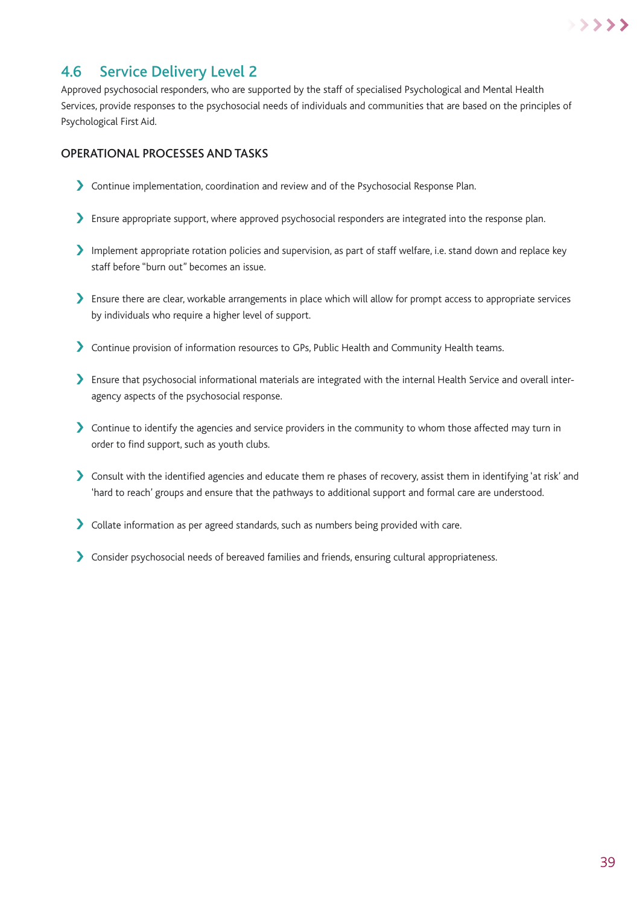## 4.6 Service Delivery Level 2

Approved psychosocial responders, who are supported by the staff of specialised Psychological and Mental Health Services, provide responses to the psychosocial needs of individuals and communities that are based on the principles of Psychological First Aid.

### OPERATIONAL PROCESSES AND TASKS

- Continue implementation, coordination and review and of the Psychosocial Response Plan.
- Ensure appropriate support, where approved psychosocial responders are integrated into the response plan.
- Implement appropriate rotation policies and supervision, as part of staff welfare, i.e. stand down and replace key staff before "burn out" becomes an issue.
- Ensure there are clear, workable arrangements in place which will allow for prompt access to appropriate services by individuals who require a higher level of support.
- Continue provision of information resources to GPs, Public Health and Community Health teams.
- Ensure that psychosocial informational materials are integrated with the internal Health Service and overall inter-agency aspects of the psychosocial response.
- Continue to identify the agencies and service providers in the community to whom those affected may turn in order to find support, such as youth clubs.
- Consult with the identified agencies and educate them re phases of recovery, assist them in identifying 'at risk' and 'hard to reach' groups and ensure that the pathways to additional support and formal care are understood.
- Collate information as per agreed standards, such as numbers being provided with care.
- Consider psychosocial needs of bereaved families and friends, ensuring cultural appropriateness.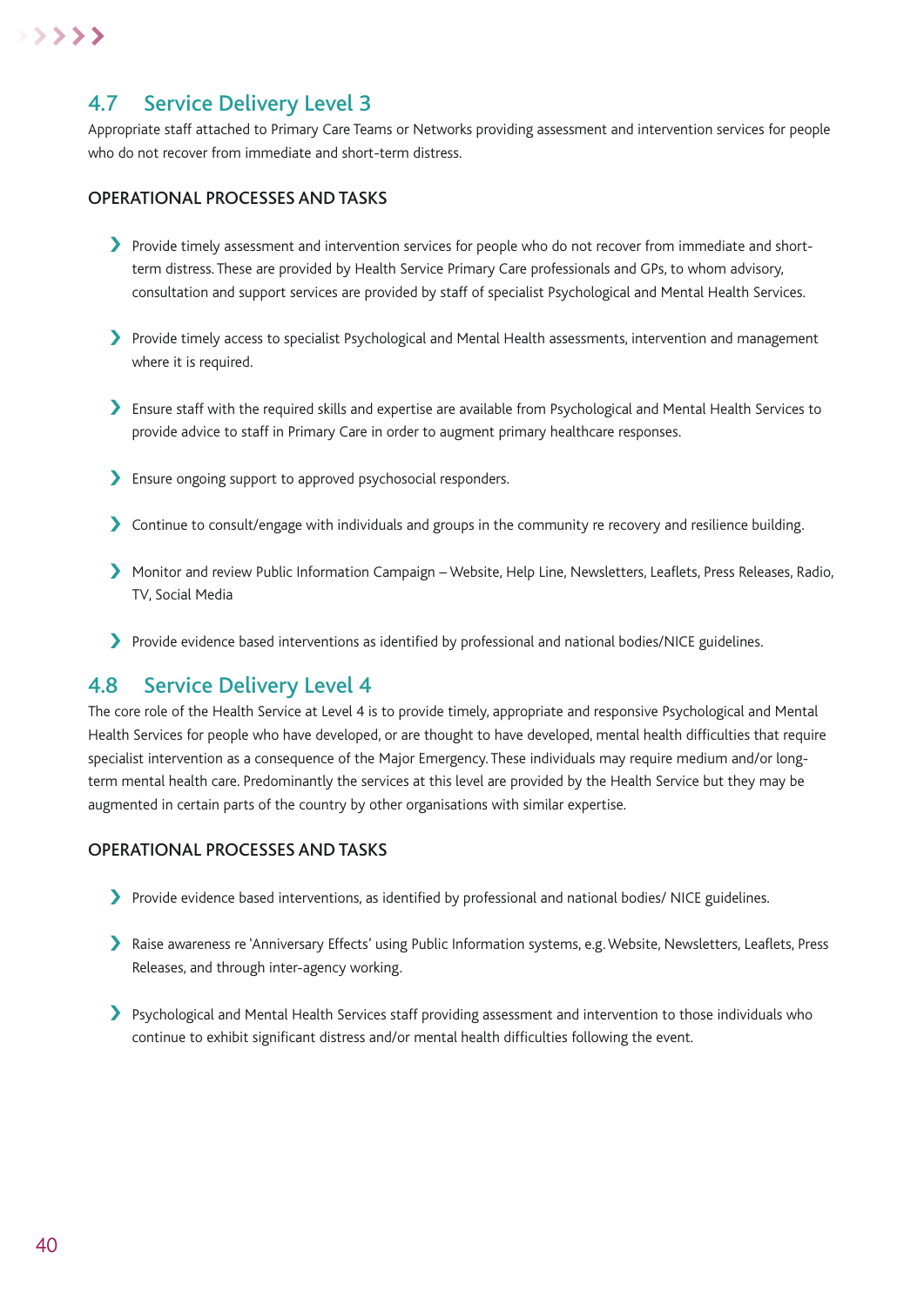## 4.7 Service Delivery Level 3

Appropriate staff attached to Primary Care Teams or Networks providing assessment and intervention services for people who do not recover from immediate and short-term distress.

### OPERATIONAL PROCESSES AND TASKS

- Provide timely assessment and intervention services for people who do not recover from immediate and short-term distress. These are provided by Health Service Primary Care professionals and GPs, to whom advisory, consultation and support services are provided by staff of specialist Psychological and Mental Health Services.
- Provide timely access to specialist Psychological and Mental Health assessments, intervention and management where it is required.
- Ensure staff with the required skills and expertise are available from Psychological and Mental Health Services to provide advice to staff in Primary Care in order to augment primary healthcare responses.
- Ensure ongoing support to approved psychosocial responders.
- Continue to consult/engage with individuals and groups in the community re recovery and resilience building.
- Monitor and review Public Information Campaign – Website, Help Line, Newsletters, Leaflets, Press Releases, Radio, TV, Social Media
- Provide evidence based interventions as identified by professional and national bodies/NICE guidelines.

## 4.8 Service Delivery Level 4

The core role of the Health Service at Level 4 is to provide timely, appropriate and responsive Psychological and Mental Health Services for people who have developed, or are thought to have developed, mental health difficulties that require specialist intervention as a consequence of the Major Emergency. These individuals may require medium and/or long-term mental health care. Predominantly the services at this level are provided by the Health Service but they may be augmented in certain parts of the country by other organisations with similar expertise.

### OPERATIONAL PROCESSES AND TASKS

- Provide evidence based interventions, as identified by professional and national bodies/ NICE guidelines.
- Raise awareness re 'Anniversary Effects' using Public Information systems, e.g. Website, Newsletters, Leaflets, Press Releases, and through inter-agency working.
- Psychological and Mental Health Services staff providing assessment and intervention to those individuals who continue to exhibit significant distress and/or mental health difficulties following the event.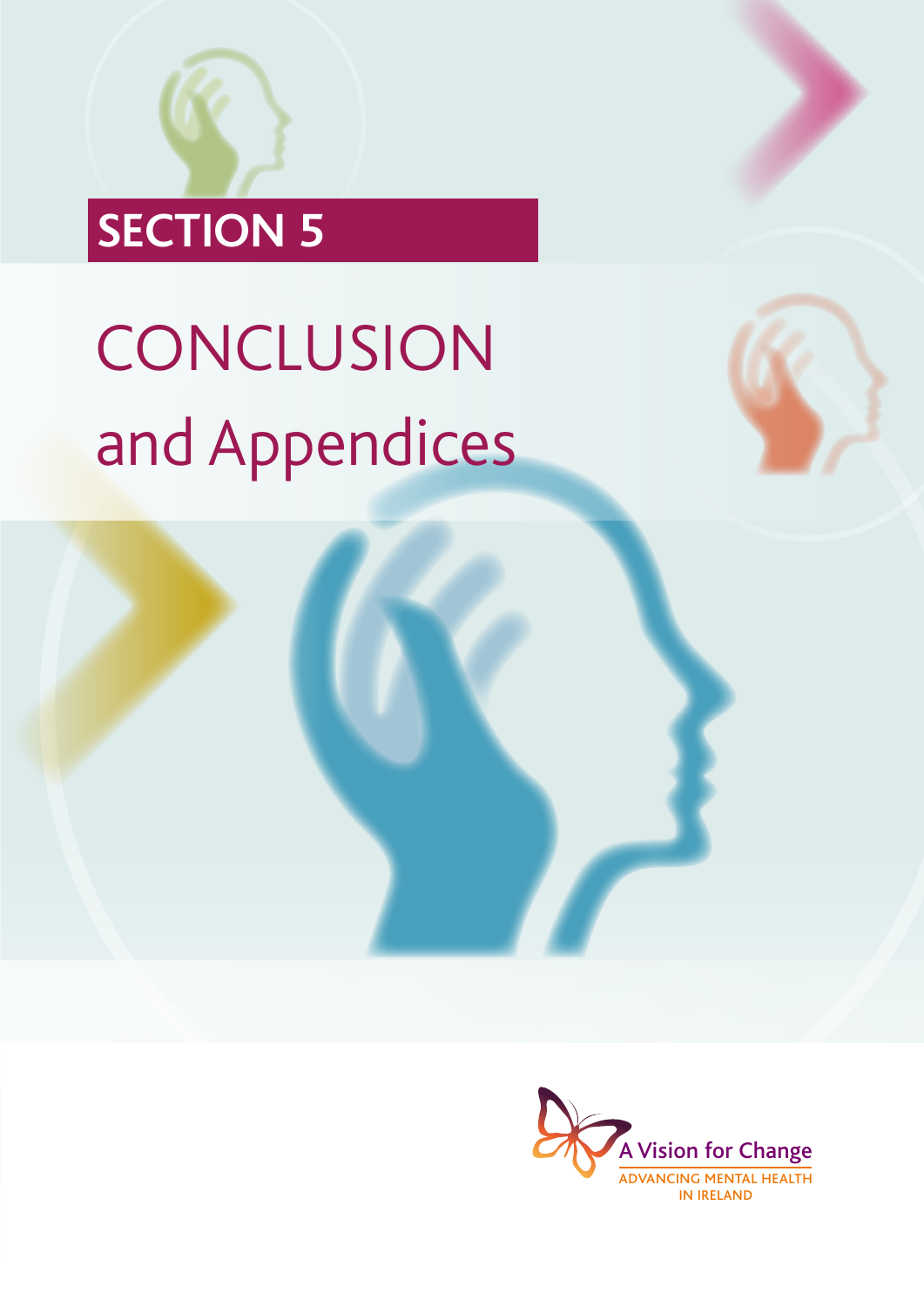# SECTION 5

# CONCLUSION and Appendices

A Vision for Change

ADVANCING MENTAL HEALTH IN IRELAND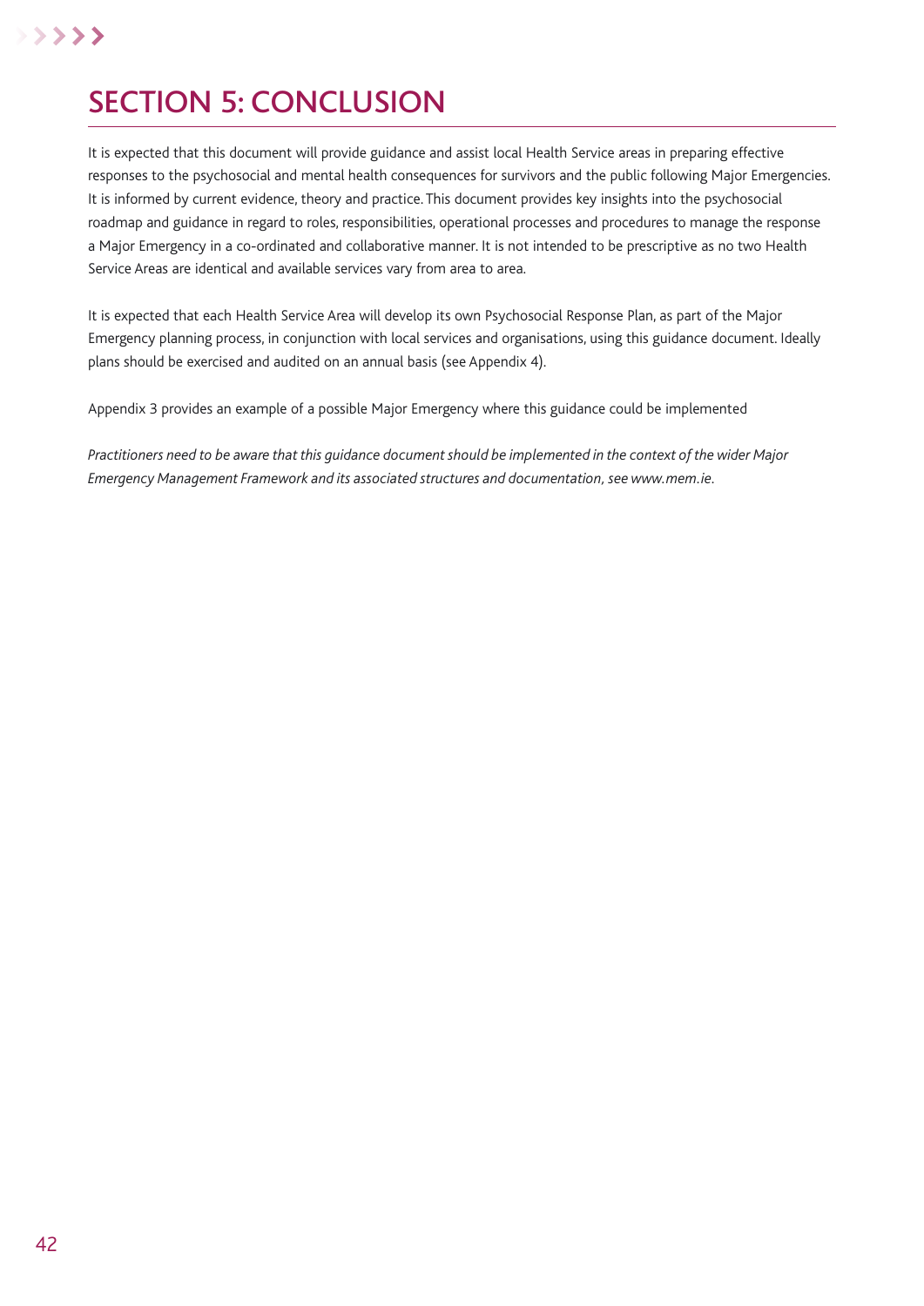# SECTION 5: CONCLUSION

It is expected that this document will provide guidance and assist local Health Service areas in preparing effective responses to the psychosocial and mental health consequences for survivors and the public following Major Emergencies. It is informed by current evidence, theory and practice. This document provides key insights into the psychosocial roadmap and guidance in regard to roles, responsibilities, operational processes and procedures to manage the response a Major Emergency in a co-ordinated and collaborative manner. It is not intended to be prescriptive as no two Health Service Areas are identical and available services vary from area to area.

It is expected that each Health Service Area will develop its own Psychosocial Response Plan, as part of the Major Emergency planning process, in conjunction with local services and organisations, using this guidance document. Ideally plans should be exercised and audited on an annual basis (see Appendix 4).

Appendix 3 provides an example of a possible Major Emergency where this guidance could be implemented

*Practitioners need to be aware that this guidance document should be implemented in the context of the wider Major Emergency Management Framework and its associated structures and documentation, see www.mem.ie.*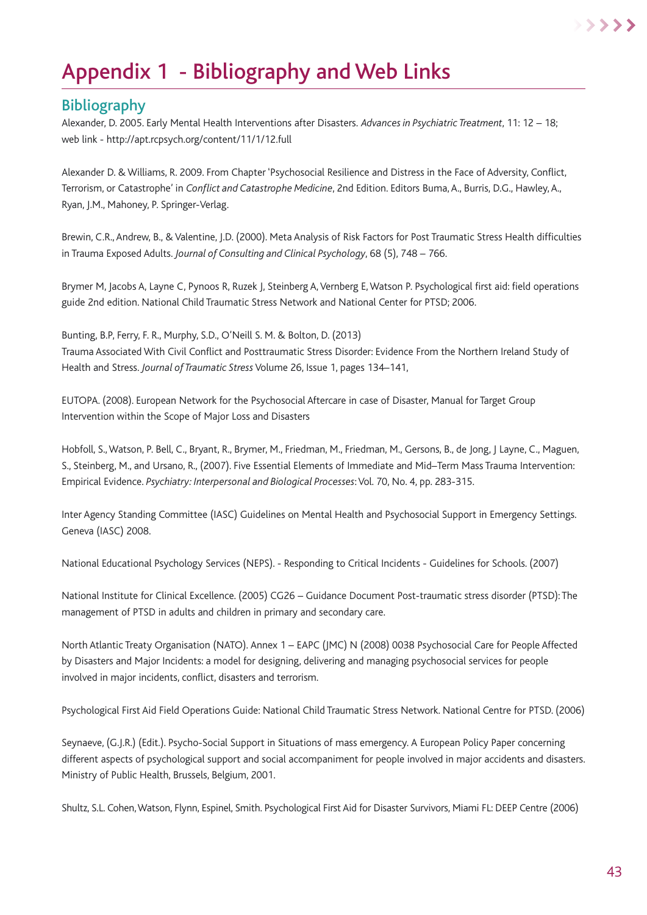# Appendix 1 - Bibliography and Web Links

## Bibliography

Alexander, D. 2005. Early Mental Health Interventions after Disasters. *Advances in Psychiatric Treatment*, 11: 12 – 18; web link - http://apt.rcpsych.org/content/11/1/12.full

Alexander D. & Williams, R. 2009. From Chapter 'Psychosocial Resilience and Distress in the Face of Adversity, Conflict, Terrorism, or Catastrophe' in *Conflict and Catastrophe Medicine*, 2nd Edition. Editors Buma, A., Burris, D.G., Hawley, A., Ryan, J.M., Mahoney, P. Springer-Verlag.

Brewin, C.R., Andrew, B., & Valentine, J.D. (2000). Meta Analysis of Risk Factors for Post Traumatic Stress Health difficulties in Trauma Exposed Adults. *Journal of Consulting and Clinical Psychology*, 68 (5), 748 – 766.

Brymer M, Jacobs A, Layne C, Pynoos R, Ruzek J, Steinberg A, Vernberg E, Watson P. Psychological first aid: field operations guide 2nd edition. National Child Traumatic Stress Network and National Center for PTSD; 2006.

Bunting, B.P, Ferry, F. R., Murphy, S.D., O'Neill S. M. & Bolton, D. (2013)
Trauma Associated With Civil Conflict and Posttraumatic Stress Disorder: Evidence From the Northern Ireland Study of Health and Stress. *Journal of Traumatic Stress* Volume 26, Issue 1, pages 134–141,

EUTOPA. (2008). European Network for the Psychosocial Aftercare in case of Disaster, Manual for Target Group Intervention within the Scope of Major Loss and Disasters

Hobfoll, S., Watson, P. Bell, C., Bryant, R., Brymer, M., Friedman, M., Friedman, M., Gersons, B., de Jong, J Layne, C., Maguen, S., Steinberg, M., and Ursano, R., (2007). Five Essential Elements of Immediate and Mid–Term Mass Trauma Intervention: Empirical Evidence. *Psychiatry: Interpersonal and Biological Processes*: Vol. 70, No. 4, pp. 283-315.

Inter Agency Standing Committee (IASC) Guidelines on Mental Health and Psychosocial Support in Emergency Settings. Geneva (IASC) 2008.

National Educational Psychology Services (NEPS). - Responding to Critical Incidents - Guidelines for Schools. (2007)

National Institute for Clinical Excellence. (2005) CG26 – Guidance Document Post-traumatic stress disorder (PTSD): The management of PTSD in adults and children in primary and secondary care.

North Atlantic Treaty Organisation (NATO). Annex 1 – EAPC (JMC) N (2008) 0038 Psychosocial Care for People Affected by Disasters and Major Incidents: a model for designing, delivering and managing psychosocial services for people involved in major incidents, conflict, disasters and terrorism.

Psychological First Aid Field Operations Guide: National Child Traumatic Stress Network. National Centre for PTSD. (2006)

Seynaeve, (G.J.R.) (Edit.). Psycho-Social Support in Situations of mass emergency. A European Policy Paper concerning different aspects of psychological support and social accompaniment for people involved in major accidents and disasters. Ministry of Public Health, Brussels, Belgium, 2001.

Shultz, S.L. Cohen, Watson, Flynn, Espinel, Smith. Psychological First Aid for Disaster Survivors, Miami FL: DEEP Centre (2006)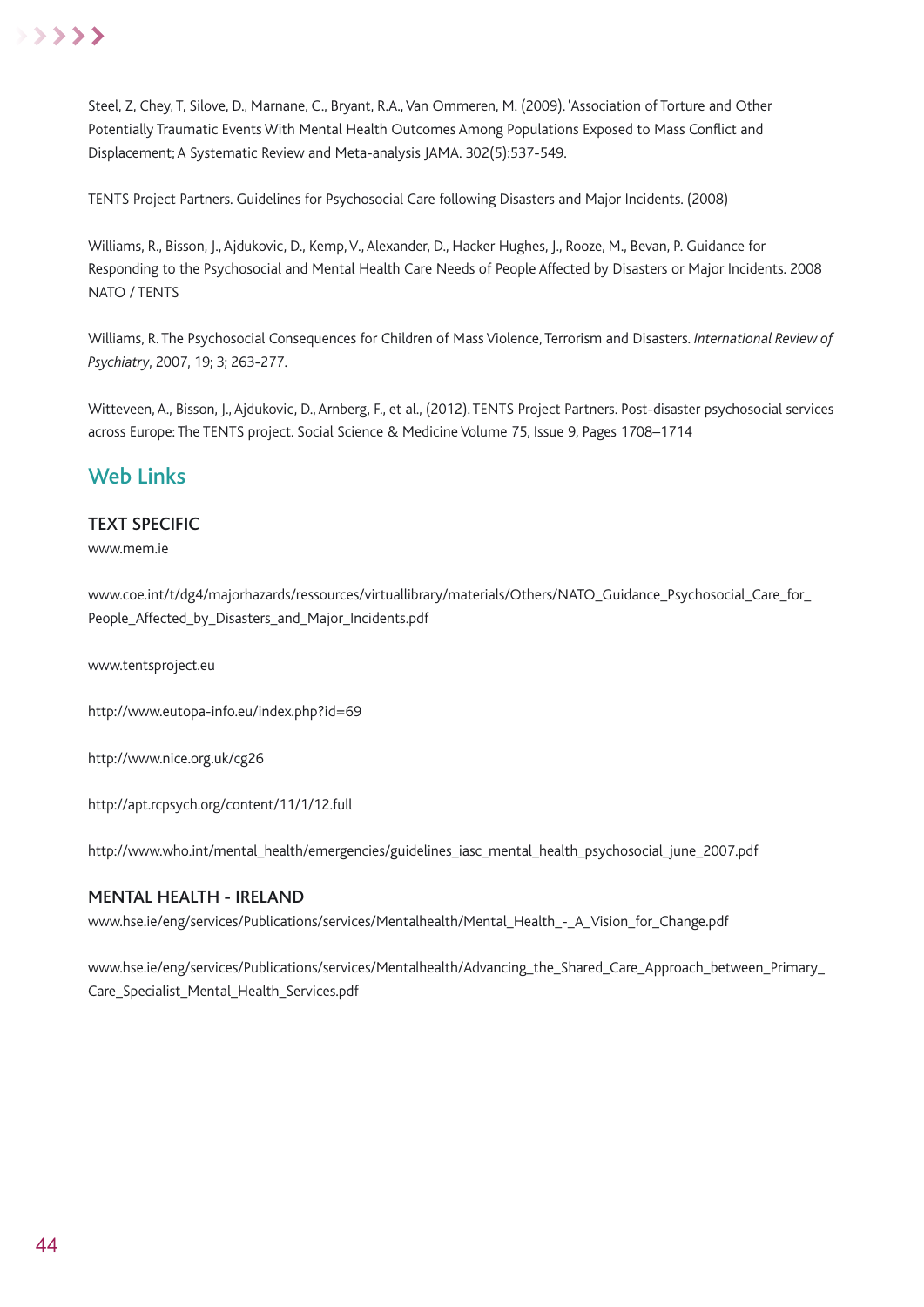Steel, Z, Chey, T, Silove, D., Marnane, C., Bryant, R.A., Van Ommeren, M. (2009). 'Association of Torture and Other Potentially Traumatic Events With Mental Health Outcomes Among Populations Exposed to Mass Conflict and Displacement; A Systematic Review and Meta-analysis JAMA. 302(5):537-549.

TENTS Project Partners. Guidelines for Psychosocial Care following Disasters and Major Incidents. (2008)

Williams, R., Bisson, J., Ajdukovic, D., Kemp, V., Alexander, D., Hacker Hughes, J., Rooze, M., Bevan, P. Guidance for Responding to the Psychosocial and Mental Health Care Needs of People Affected by Disasters or Major Incidents. 2008 NATO / TENTS

Williams, R. The Psychosocial Consequences for Children of Mass Violence, Terrorism and Disasters. *International Review of Psychiatry*, 2007, 19; 3; 263-277.

Witteveen, A., Bisson, J., Ajdukovic, D., Arnberg, F., et al., (2012). TENTS Project Partners. Post-disaster psychosocial services across Europe: The TENTS project. Social Science & Medicine Volume 75, Issue 9, Pages 1708–1714

## Web Links

### TEXT SPECIFIC

www.mem.ie

www.coe.int/t/dg4/majorhazards/ressources/virtuallibrary/materials/Others/NATO_Guidance_Psychosocial_Care_for_People_Affected_by_Disasters_and_Major_Incidents.pdf

www.tentsproject.eu

http://www.eutopa-info.eu/index.php?id=69

http://www.nice.org.uk/cg26

http://apt.rcpsych.org/content/11/1/12.full

http://www.who.int/mental_health/emergencies/guidelines_iasc_mental_health_psychosocial_june_2007.pdf

### MENTAL HEALTH - IRELAND

www.hse.ie/eng/services/Publications/services/Mentalhealth/Mental_Health_-_A_Vision_for_Change.pdf

www.hse.ie/eng/services/Publications/services/Mentalhealth/Advancing_the_Shared_Care_Approach_between_Primary_Care_Specialist_Mental_Health_Services.pdf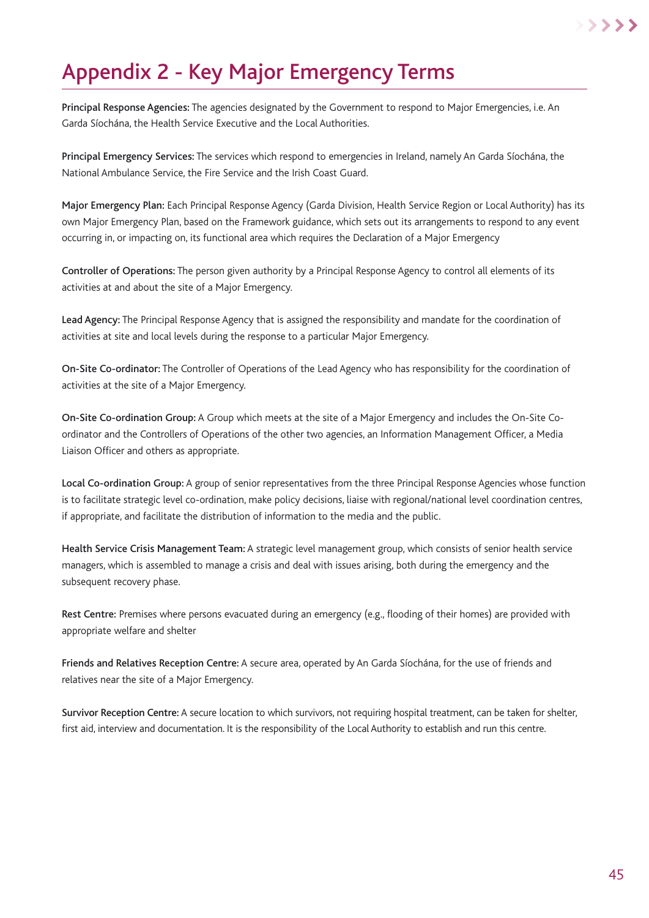# Appendix 2 - Key Major Emergency Terms

**Principal Response Agencies:** The agencies designated by the Government to respond to Major Emergencies, i.e. An Garda Síochána, the Health Service Executive and the Local Authorities.

**Principal Emergency Services:** The services which respond to emergencies in Ireland, namely An Garda Síochána, the National Ambulance Service, the Fire Service and the Irish Coast Guard.

**Major Emergency Plan:** Each Principal Response Agency (Garda Division, Health Service Region or Local Authority) has its own Major Emergency Plan, based on the Framework guidance, which sets out its arrangements to respond to any event occurring in, or impacting on, its functional area which requires the Declaration of a Major Emergency

**Controller of Operations:** The person given authority by a Principal Response Agency to control all elements of its activities at and about the site of a Major Emergency.

**Lead Agency:** The Principal Response Agency that is assigned the responsibility and mandate for the coordination of activities at site and local levels during the response to a particular Major Emergency.

**On-Site Co-ordinator:** The Controller of Operations of the Lead Agency who has responsibility for the coordination of activities at the site of a Major Emergency.

**On-Site Co-ordination Group:** A Group which meets at the site of a Major Emergency and includes the On-Site Co-ordinator and the Controllers of Operations of the other two agencies, an Information Management Officer, a Media Liaison Officer and others as appropriate.

**Local Co-ordination Group:** A group of senior representatives from the three Principal Response Agencies whose function is to facilitate strategic level co-ordination, make policy decisions, liaise with regional/national level coordination centres, if appropriate, and facilitate the distribution of information to the media and the public.

**Health Service Crisis Management Team:** A strategic level management group, which consists of senior health service managers, which is assembled to manage a crisis and deal with issues arising, both during the emergency and the subsequent recovery phase.

**Rest Centre:** Premises where persons evacuated during an emergency (e.g., flooding of their homes) are provided with appropriate welfare and shelter

**Friends and Relatives Reception Centre:** A secure area, operated by An Garda Síochána, for the use of friends and relatives near the site of a Major Emergency.

**Survivor Reception Centre:** A secure location to which survivors, not requiring hospital treatment, can be taken for shelter, first aid, interview and documentation. It is the responsibility of the Local Authority to establish and run this centre.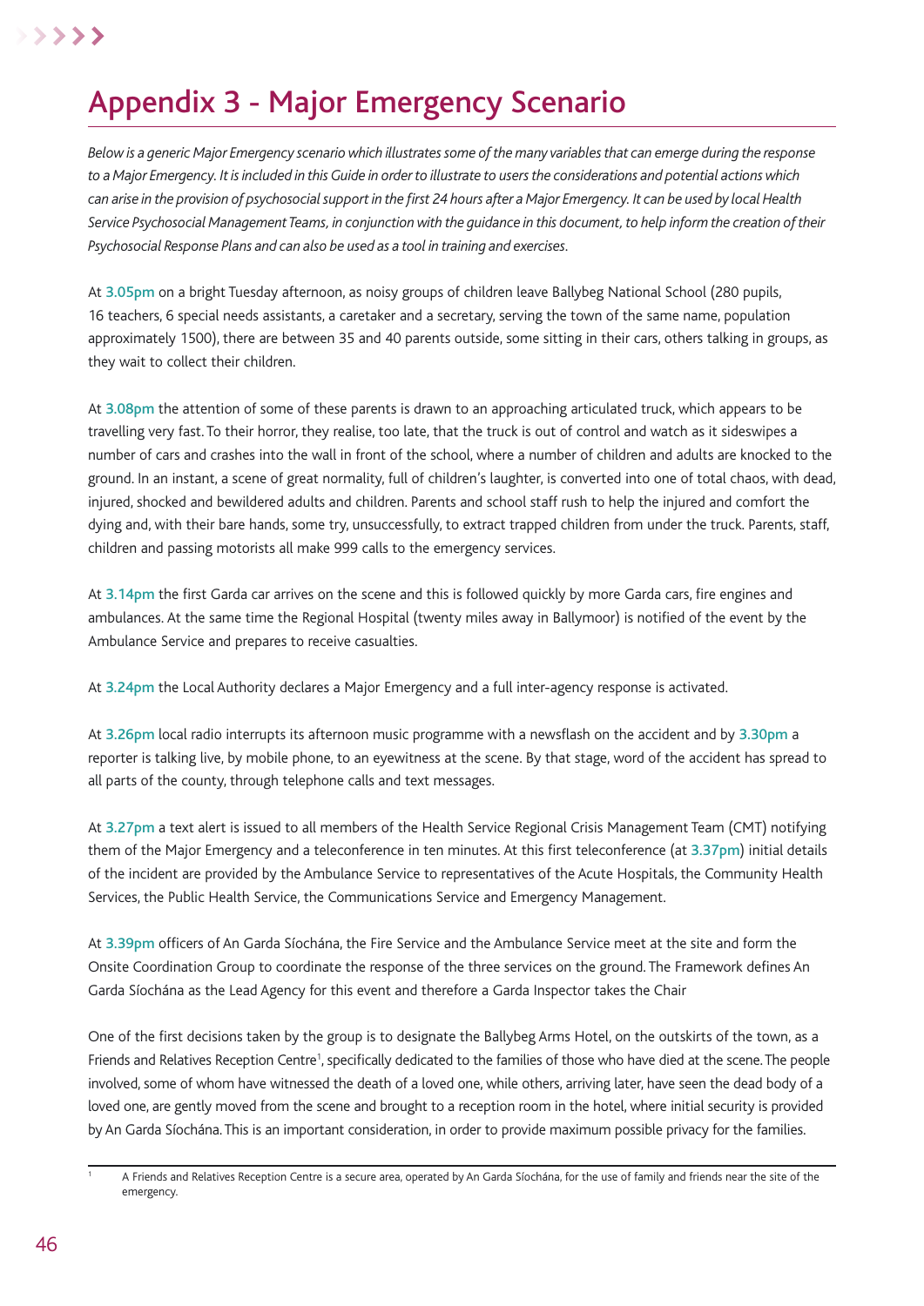# Appendix 3 - Major Emergency Scenario

*Below is a generic Major Emergency scenario which illustrates some of the many variables that can emerge during the response to a Major Emergency. It is included in this Guide in order to illustrate to users the considerations and potential actions which can arise in the provision of psychosocial support in the first 24 hours after a Major Emergency. It can be used by local Health Service Psychosocial Management Teams, in conjunction with the guidance in this document, to help inform the creation of their Psychosocial Response Plans and can also be used as a tool in training and exercises.*

At 3.05pm on a bright Tuesday afternoon, as noisy groups of children leave Ballybeg National School (280 pupils, 16 teachers, 6 special needs assistants, a caretaker and a secretary, serving the town of the same name, population approximately 1500), there are between 35 and 40 parents outside, some sitting in their cars, others talking in groups, as they wait to collect their children.

At 3.08pm the attention of some of these parents is drawn to an approaching articulated truck, which appears to be travelling very fast. To their horror, they realise, too late, that the truck is out of control and watch as it sideswipes a number of cars and crashes into the wall in front of the school, where a number of children and adults are knocked to the ground. In an instant, a scene of great normality, full of children's laughter, is converted into one of total chaos, with dead, injured, shocked and bewildered adults and children. Parents and school staff rush to help the injured and comfort the dying and, with their bare hands, some try, unsuccessfully, to extract trapped children from under the truck. Parents, staff, children and passing motorists all make 999 calls to the emergency services.

At 3.14pm the first Garda car arrives on the scene and this is followed quickly by more Garda cars, fire engines and ambulances. At the same time the Regional Hospital (twenty miles away in Ballymoor) is notified of the event by the Ambulance Service and prepares to receive casualties.

At 3.24pm the Local Authority declares a Major Emergency and a full inter-agency response is activated.

At 3.26pm local radio interrupts its afternoon music programme with a newsflash on the accident and by 3.30pm a reporter is talking live, by mobile phone, to an eyewitness at the scene. By that stage, word of the accident has spread to all parts of the county, through telephone calls and text messages.

At 3.27pm a text alert is issued to all members of the Health Service Regional Crisis Management Team (CMT) notifying them of the Major Emergency and a teleconference in ten minutes. At this first teleconference (at 3.37pm) initial details of the incident are provided by the Ambulance Service to representatives of the Acute Hospitals, the Community Health Services, the Public Health Service, the Communications Service and Emergency Management.

At 3.39pm officers of An Garda Síochána, the Fire Service and the Ambulance Service meet at the site and form the Onsite Coordination Group to coordinate the response of the three services on the ground. The Framework defines An Garda Síochána as the Lead Agency for this event and therefore a Garda Inspector takes the Chair

One of the first decisions taken by the group is to designate the Ballybeg Arms Hotel, on the outskirts of the town, as a Friends and Relatives Reception Centre[1], specifically dedicated to the families of those who have died at the scene. The people involved, some of whom have witnessed the death of a loved one, while others, arriving later, have seen the dead body of a loved one, are gently moved from the scene and brought to a reception room in the hotel, where initial security is provided by An Garda Síochána. This is an important consideration, in order to provide maximum possible privacy for the families.

[1] A Friends and Relatives Reception Centre is a secure area, operated by An Garda Síochána, for the use of family and friends near the site of the emergency.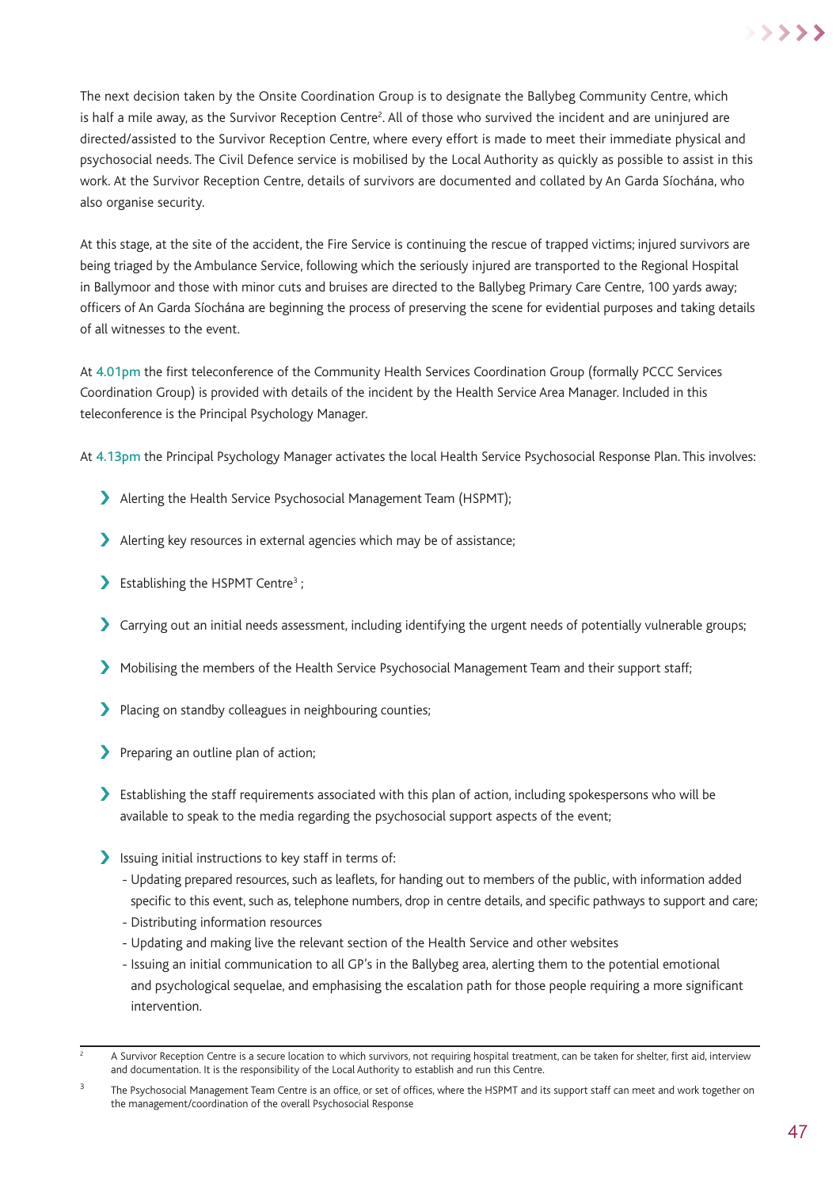The next decision taken by the Onsite Coordination Group is to designate the Ballybeg Community Centre, which is half a mile away, as the Survivor Reception Centre[2]. All of those who survived the incident and are uninjured are directed/assisted to the Survivor Reception Centre, where every effort is made to meet their immediate physical and psychosocial needs. The Civil Defence service is mobilised by the Local Authority as quickly as possible to assist in this work. At the Survivor Reception Centre, details of survivors are documented and collated by An Garda Síochána, who also organise security.

At this stage, at the site of the accident, the Fire Service is continuing the rescue of trapped victims; injured survivors are being triaged by the Ambulance Service, following which the seriously injured are transported to the Regional Hospital in Ballymoor and those with minor cuts and bruises are directed to the Ballybeg Primary Care Centre, 100 yards away; officers of An Garda Síochána are beginning the process of preserving the scene for evidential purposes and taking details of all witnesses to the event.

At 4.01pm the first teleconference of the Community Health Services Coordination Group (formally PCCC Services Coordination Group) is provided with details of the incident by the Health Service Area Manager. Included in this teleconference is the Principal Psychology Manager.

At 4.13pm the Principal Psychology Manager activates the local Health Service Psychosocial Response Plan. This involves:

- Alerting the Health Service Psychosocial Management Team (HSPMT);
- Alerting key resources in external agencies which may be of assistance;
- Establishing the HSPMT Centre[3] ;
- Carrying out an initial needs assessment, including identifying the urgent needs of potentially vulnerable groups;
- Mobilising the members of the Health Service Psychosocial Management Team and their support staff;
- Placing on standby colleagues in neighbouring counties;
- Preparing an outline plan of action;
- Establishing the staff requirements associated with this plan of action, including spokespersons who will be available to speak to the media regarding the psychosocial support aspects of the event;
- Issuing initial instructions to key staff in terms of:
  - Updating prepared resources, such as leaflets, for handing out to members of the public, with information added specific to this event, such as, telephone numbers, drop in centre details, and specific pathways to support and care;
  - Distributing information resources
  - Updating and making live the relevant section of the Health Service and other websites
  - Issuing an initial communication to all GP's in the Ballybeg area, alerting them to the potential emotional and psychological sequelae, and emphasising the escalation path for those people requiring a more significant intervention.

---

[2] A Survivor Reception Centre is a secure location to which survivors, not requiring hospital treatment, can be taken for shelter, first aid, interview and documentation. It is the responsibility of the Local Authority to establish and run this Centre.

[3] The Psychosocial Management Team Centre is an office, or set of offices, where the HSPMT and its support staff can meet and work together on the management/coordination of the overall Psychosocial Response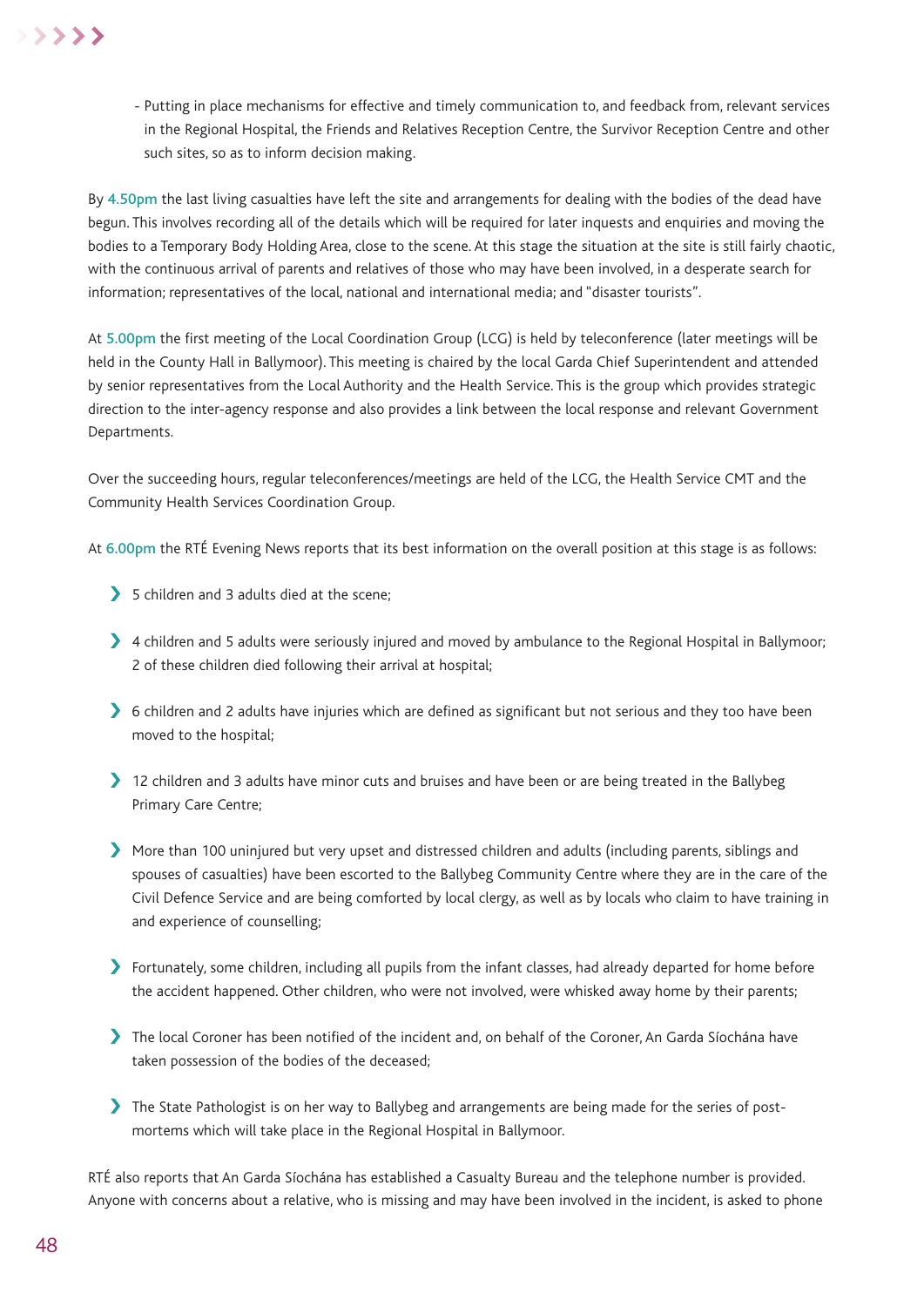- Putting in place mechanisms for effective and timely communication to, and feedback from, relevant services in the Regional Hospital, the Friends and Relatives Reception Centre, the Survivor Reception Centre and other such sites, so as to inform decision making.

By 4.50pm the last living casualties have left the site and arrangements for dealing with the bodies of the dead have begun. This involves recording all of the details which will be required for later inquests and enquiries and moving the bodies to a Temporary Body Holding Area, close to the scene. At this stage the situation at the site is still fairly chaotic, with the continuous arrival of parents and relatives of those who may have been involved, in a desperate search for information; representatives of the local, national and international media; and "disaster tourists".

At 5.00pm the first meeting of the Local Coordination Group (LCG) is held by teleconference (later meetings will be held in the County Hall in Ballymoor). This meeting is chaired by the local Garda Chief Superintendent and attended by senior representatives from the Local Authority and the Health Service. This is the group which provides strategic direction to the inter-agency response and also provides a link between the local response and relevant Government Departments.

Over the succeeding hours, regular teleconferences/meetings are held of the LCG, the Health Service CMT and the Community Health Services Coordination Group.

At 6.00pm the RTÉ Evening News reports that its best information on the overall position at this stage is as follows:

- 5 children and 3 adults died at the scene;
- 4 children and 5 adults were seriously injured and moved by ambulance to the Regional Hospital in Ballymoor; 2 of these children died following their arrival at hospital;
- 6 children and 2 adults have injuries which are defined as significant but not serious and they too have been moved to the hospital;
- 12 children and 3 adults have minor cuts and bruises and have been or are being treated in the Ballybeg Primary Care Centre;
- More than 100 uninjured but very upset and distressed children and adults (including parents, siblings and spouses of casualties) have been escorted to the Ballybeg Community Centre where they are in the care of the Civil Defence Service and are being comforted by local clergy, as well as by locals who claim to have training in and experience of counselling;
- Fortunately, some children, including all pupils from the infant classes, had already departed for home before the accident happened. Other children, who were not involved, were whisked away home by their parents;
- The local Coroner has been notified of the incident and, on behalf of the Coroner, An Garda Síochána have taken possession of the bodies of the deceased;
- The State Pathologist is on her way to Ballybeg and arrangements are being made for the series of post-mortems which will take place in the Regional Hospital in Ballymoor.

RTÉ also reports that An Garda Síochána has established a Casualty Bureau and the telephone number is provided. Anyone with concerns about a relative, who is missing and may have been involved in the incident, is asked to phone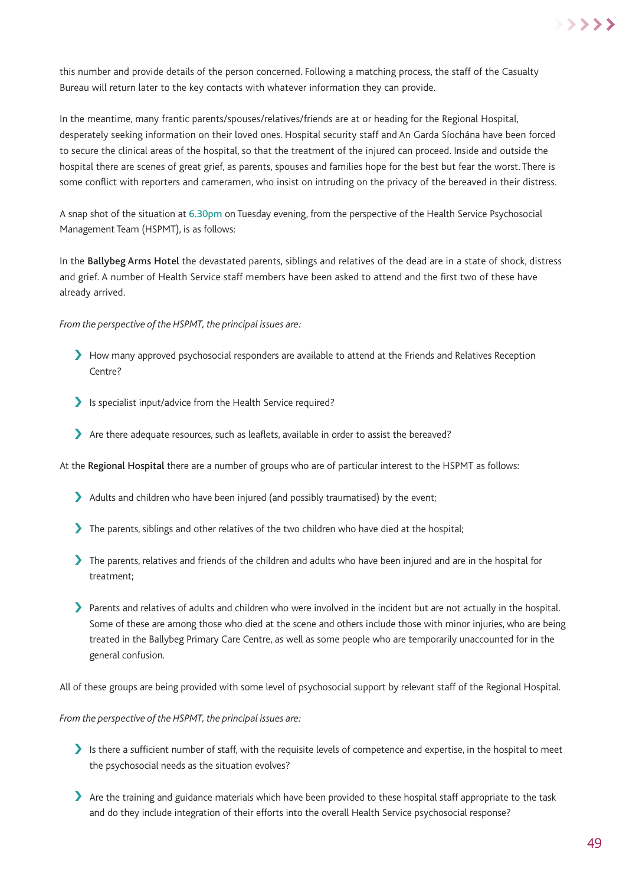this number and provide details of the person concerned. Following a matching process, the staff of the Casualty Bureau will return later to the key contacts with whatever information they can provide.

In the meantime, many frantic parents/spouses/relatives/friends are at or heading for the Regional Hospital, desperately seeking information on their loved ones. Hospital security staff and An Garda Síochána have been forced to secure the clinical areas of the hospital, so that the treatment of the injured can proceed. Inside and outside the hospital there are scenes of great grief, as parents, spouses and families hope for the best but fear the worst. There is some conflict with reporters and cameramen, who insist on intruding on the privacy of the bereaved in their distress.

A snap shot of the situation at 6.30pm on Tuesday evening, from the perspective of the Health Service Psychosocial Management Team (HSPMT), is as follows:

In the **Ballybeg Arms Hotel** the devastated parents, siblings and relatives of the dead are in a state of shock, distress and grief. A number of Health Service staff members have been asked to attend and the first two of these have already arrived.

*From the perspective of the HSPMT, the principal issues are:*

- How many approved psychosocial responders are available to attend at the Friends and Relatives Reception Centre?
- Is specialist input/advice from the Health Service required?
- Are there adequate resources, such as leaflets, available in order to assist the bereaved?

At the **Regional Hospital** there are a number of groups who are of particular interest to the HSPMT as follows:

- Adults and children who have been injured (and possibly traumatised) by the event;
- The parents, siblings and other relatives of the two children who have died at the hospital;
- The parents, relatives and friends of the children and adults who have been injured and are in the hospital for treatment;
- Parents and relatives of adults and children who were involved in the incident but are not actually in the hospital. Some of these are among those who died at the scene and others include those with minor injuries, who are being treated in the Ballybeg Primary Care Centre, as well as some people who are temporarily unaccounted for in the general confusion.

All of these groups are being provided with some level of psychosocial support by relevant staff of the Regional Hospital.

*From the perspective of the HSPMT, the principal issues are:*

- Is there a sufficient number of staff, with the requisite levels of competence and expertise, in the hospital to meet the psychosocial needs as the situation evolves?
- Are the training and guidance materials which have been provided to these hospital staff appropriate to the task and do they include integration of their efforts into the overall Health Service psychosocial response?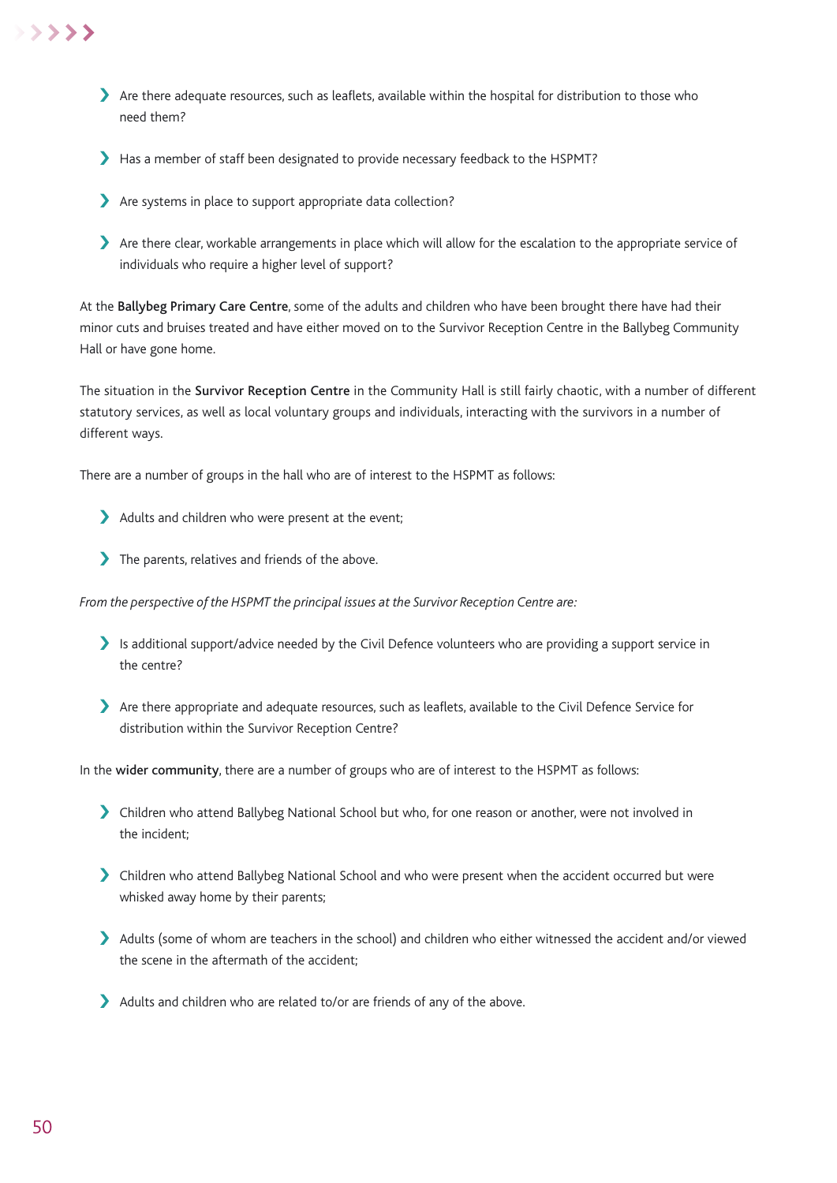- Are there adequate resources, such as leaflets, available within the hospital for distribution to those who need them?
- Has a member of staff been designated to provide necessary feedback to the HSPMT?
- Are systems in place to support appropriate data collection?
- Are there clear, workable arrangements in place which will allow for the escalation to the appropriate service of individuals who require a higher level of support?

At the **Ballybeg Primary Care Centre**, some of the adults and children who have been brought there have had their minor cuts and bruises treated and have either moved on to the Survivor Reception Centre in the Ballybeg Community Hall or have gone home.

The situation in the **Survivor Reception Centre** in the Community Hall is still fairly chaotic, with a number of different statutory services, as well as local voluntary groups and individuals, interacting with the survivors in a number of different ways.

There are a number of groups in the hall who are of interest to the HSPMT as follows:

- Adults and children who were present at the event;
- The parents, relatives and friends of the above.

*From the perspective of the HSPMT the principal issues at the Survivor Reception Centre are:*

- Is additional support/advice needed by the Civil Defence volunteers who are providing a support service in the centre?
- Are there appropriate and adequate resources, such as leaflets, available to the Civil Defence Service for distribution within the Survivor Reception Centre?

In the **wider community**, there are a number of groups who are of interest to the HSPMT as follows:

- Children who attend Ballybeg National School but who, for one reason or another, were not involved in the incident;
- Children who attend Ballybeg National School and who were present when the accident occurred but were whisked away home by their parents;
- Adults (some of whom are teachers in the school) and children who either witnessed the accident and/or viewed the scene in the aftermath of the accident;
- Adults and children who are related to/or are friends of any of the above.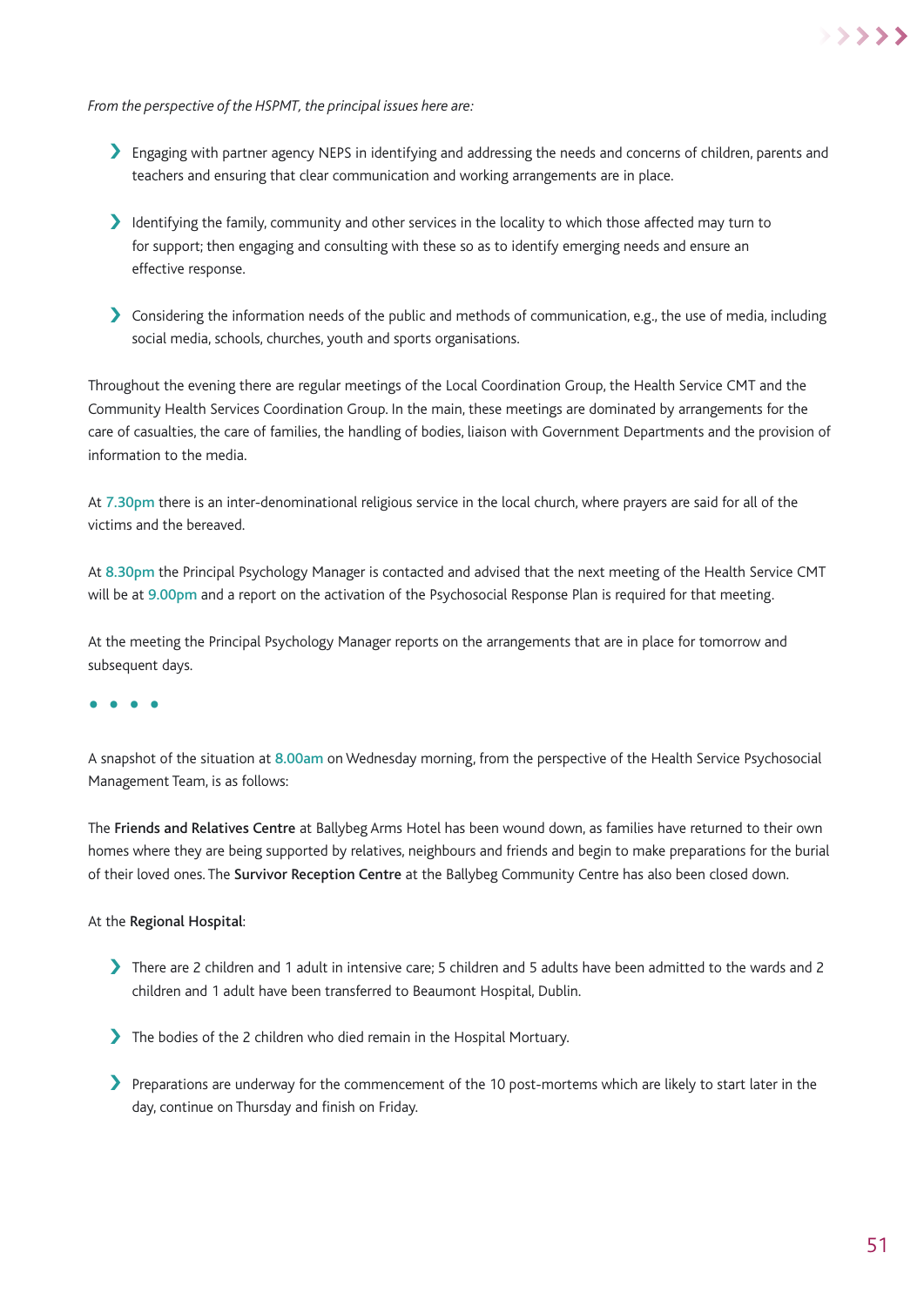*From the perspective of the HSPMT, the principal issues here are:*

- Engaging with partner agency NEPS in identifying and addressing the needs and concerns of children, parents and teachers and ensuring that clear communication and working arrangements are in place.
- Identifying the family, community and other services in the locality to which those affected may turn to for support; then engaging and consulting with these so as to identify emerging needs and ensure an effective response.
- Considering the information needs of the public and methods of communication, e.g., the use of media, including social media, schools, churches, youth and sports organisations.

Throughout the evening there are regular meetings of the Local Coordination Group, the Health Service CMT and the Community Health Services Coordination Group. In the main, these meetings are dominated by arrangements for the care of casualties, the care of families, the handling of bodies, liaison with Government Departments and the provision of information to the media.

At 7.30pm there is an inter-denominational religious service in the local church, where prayers are said for all of the victims and the bereaved.

At 8.30pm the Principal Psychology Manager is contacted and advised that the next meeting of the Health Service CMT will be at 9.00pm and a report on the activation of the Psychosocial Response Plan is required for that meeting.

At the meeting the Principal Psychology Manager reports on the arrangements that are in place for tomorrow and subsequent days.

• • • •

A snapshot of the situation at 8.00am on Wednesday morning, from the perspective of the Health Service Psychosocial Management Team, is as follows:

The **Friends and Relatives Centre** at Ballybeg Arms Hotel has been wound down, as families have returned to their own homes where they are being supported by relatives, neighbours and friends and begin to make preparations for the burial of their loved ones. The **Survivor Reception Centre** at the Ballybeg Community Centre has also been closed down.

At the **Regional Hospital**:

- There are 2 children and 1 adult in intensive care; 5 children and 5 adults have been admitted to the wards and 2 children and 1 adult have been transferred to Beaumont Hospital, Dublin.
- The bodies of the 2 children who died remain in the Hospital Mortuary.
- Preparations are underway for the commencement of the 10 post-mortems which are likely to start later in the day, continue on Thursday and finish on Friday.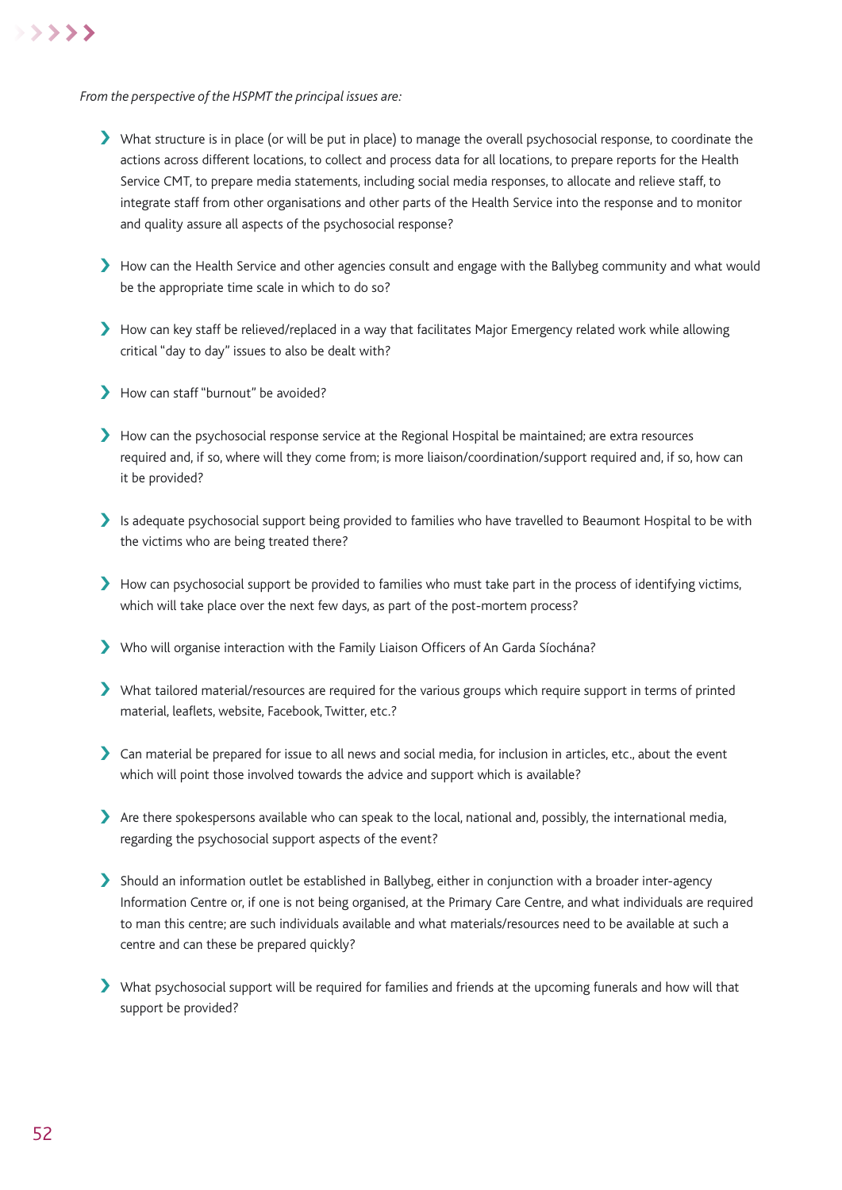*From the perspective of the HSPMT the principal issues are:*

- What structure is in place (or will be put in place) to manage the overall psychosocial response, to coordinate the actions across different locations, to collect and process data for all locations, to prepare reports for the Health Service CMT, to prepare media statements, including social media responses, to allocate and relieve staff, to integrate staff from other organisations and other parts of the Health Service into the response and to monitor and quality assure all aspects of the psychosocial response?

- How can the Health Service and other agencies consult and engage with the Ballybeg community and what would be the appropriate time scale in which to do so?

- How can key staff be relieved/replaced in a way that facilitates Major Emergency related work while allowing critical "day to day" issues to also be dealt with?

- How can staff "burnout" be avoided?

- How can the psychosocial response service at the Regional Hospital be maintained; are extra resources required and, if so, where will they come from; is more liaison/coordination/support required and, if so, how can it be provided?

- Is adequate psychosocial support being provided to families who have travelled to Beaumont Hospital to be with the victims who are being treated there?

- How can psychosocial support be provided to families who must take part in the process of identifying victims, which will take place over the next few days, as part of the post-mortem process?

- Who will organise interaction with the Family Liaison Officers of An Garda Síochána?

- What tailored material/resources are required for the various groups which require support in terms of printed material, leaflets, website, Facebook, Twitter, etc.?

- Can material be prepared for issue to all news and social media, for inclusion in articles, etc., about the event which will point those involved towards the advice and support which is available?

- Are there spokespersons available who can speak to the local, national and, possibly, the international media, regarding the psychosocial support aspects of the event?

- Should an information outlet be established in Ballybeg, either in conjunction with a broader inter-agency Information Centre or, if one is not being organised, at the Primary Care Centre, and what individuals are required to man this centre; are such individuals available and what materials/resources need to be available at such a centre and can these be prepared quickly?

- What psychosocial support will be required for families and friends at the upcoming funerals and how will that support be provided?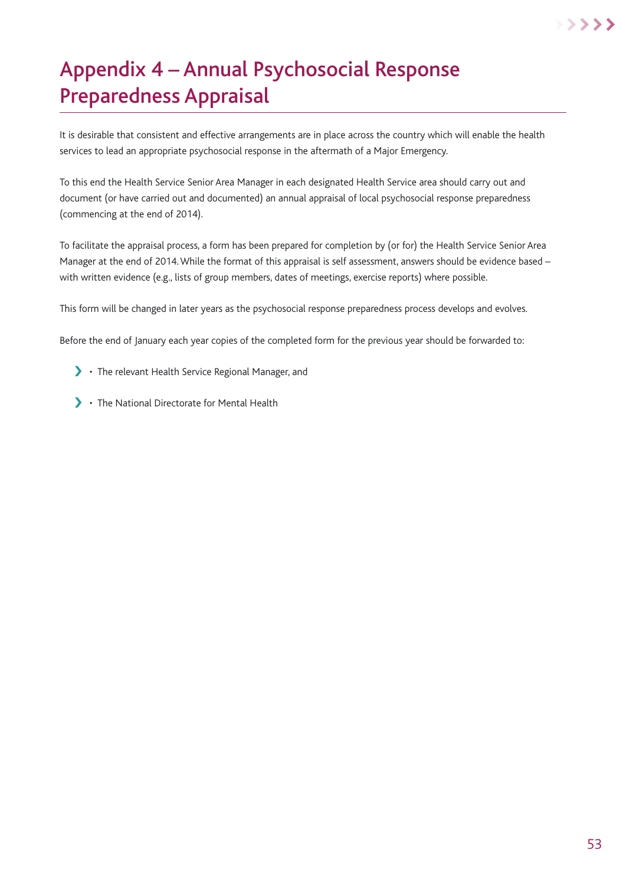# Appendix 4 – Annual Psychosocial Response Preparedness Appraisal

It is desirable that consistent and effective arrangements are in place across the country which will enable the health services to lead an appropriate psychosocial response in the aftermath of a Major Emergency.

To this end the Health Service Senior Area Manager in each designated Health Service area should carry out and document (or have carried out and documented) an annual appraisal of local psychosocial response preparedness (commencing at the end of 2014).

To facilitate the appraisal process, a form has been prepared for completion by (or for) the Health Service Senior Area Manager at the end of 2014. While the format of this appraisal is self assessment, answers should be evidence based – with written evidence (e.g., lists of group members, dates of meetings, exercise reports) where possible.

This form will be changed in later years as the psychosocial response preparedness process develops and evolves.

Before the end of January each year copies of the completed form for the previous year should be forwarded to:

- The relevant Health Service Regional Manager, and
- The National Directorate for Mental Health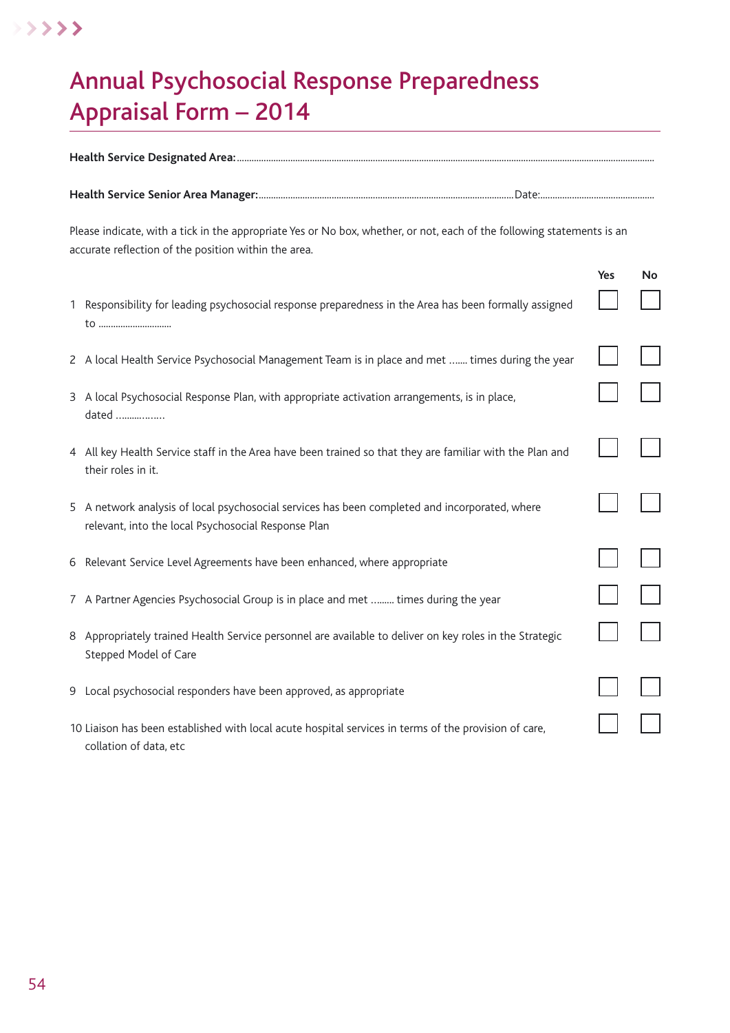# Annual Psychosocial Response Preparedness Appraisal Form – 2014

**Health Service Designated Area:**..........................................................................................................................................................................

**Health Service Senior Area Manager:**........................................................................................................Date:...............................................

Please indicate, with a tick in the appropriate Yes or No box, whether, or not, each of the following statements is an accurate reflection of the position within the area.

| | Statement | Yes | No |
|---|---|---|---|
| 1 | Responsibility for leading psychosocial response preparedness in the Area has been formally assigned to .............................. | ☐ | ☐ |
| 2 | A local Health Service Psychosocial Management Team is in place and met ....... times during the year | ☐ | ☐ |
| 3 | A local Psychosocial Response Plan, with appropriate activation arrangements, is in place, dated .................. | ☐ | ☐ |
| 4 | All key Health Service staff in the Area have been trained so that they are familiar with the Plan and their roles in it. | ☐ | ☐ |
| 5 | A network analysis of local psychosocial services has been completed and incorporated, where relevant, into the local Psychosocial Response Plan | ☐ | ☐ |
| 6 | Relevant Service Level Agreements have been enhanced, where appropriate | ☐ | ☐ |
| 7 | A Partner Agencies Psychosocial Group is in place and met ......... times during the year | ☐ | ☐ |
| 8 | Appropriately trained Health Service personnel are available to deliver on key roles in the Strategic Stepped Model of Care | ☐ | ☐ |
| 9 | Local psychosocial responders have been approved, as appropriate | ☐ | ☐ |
| 10 | Liaison has been established with local acute hospital services in terms of the provision of care, collation of data, etc | ☐ | ☐ |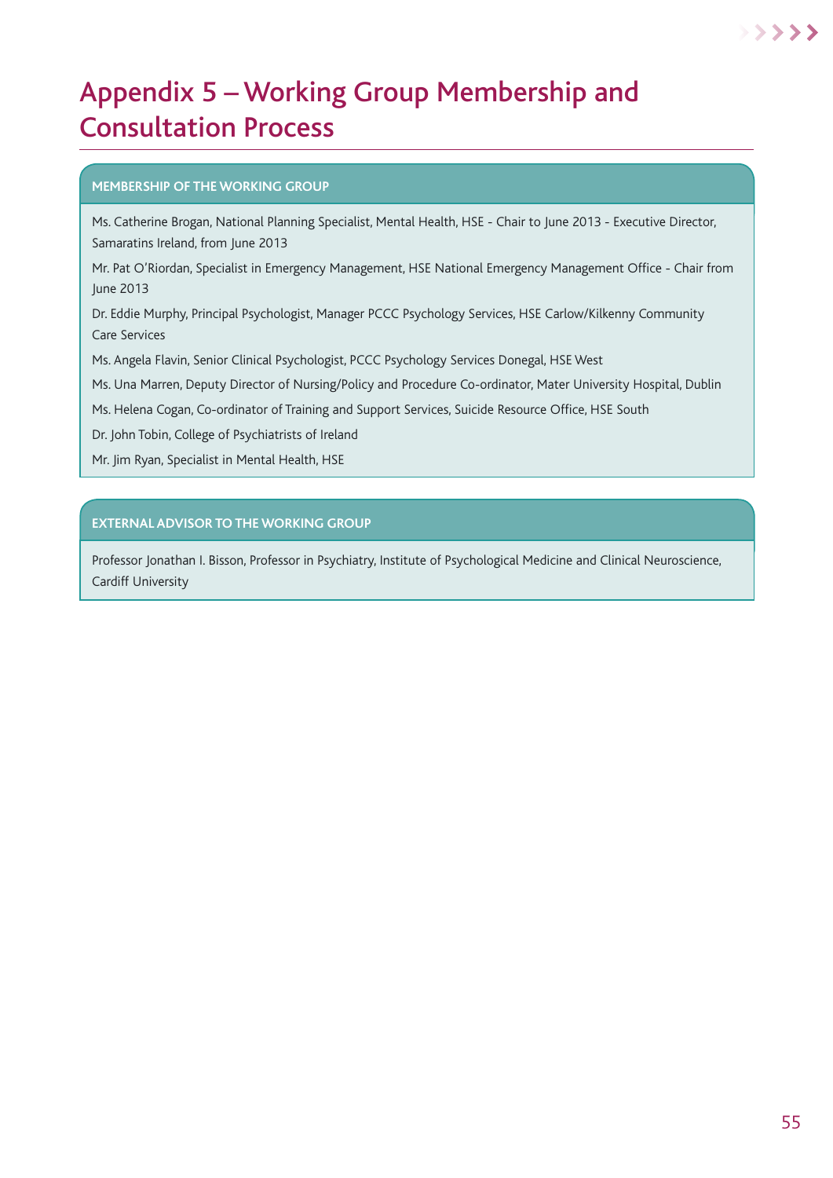# Appendix 5 – Working Group Membership and Consultation Process

## MEMBERSHIP OF THE WORKING GROUP

Ms. Catherine Brogan, National Planning Specialist, Mental Health, HSE - Chair to June 2013 - Executive Director, Samaratins Ireland, from June 2013

Mr. Pat O'Riordan, Specialist in Emergency Management, HSE National Emergency Management Office - Chair from June 2013

Dr. Eddie Murphy, Principal Psychologist, Manager PCCC Psychology Services, HSE Carlow/Kilkenny Community Care Services

Ms. Angela Flavin, Senior Clinical Psychologist, PCCC Psychology Services Donegal, HSE West

Ms. Una Marren, Deputy Director of Nursing/Policy and Procedure Co-ordinator, Mater University Hospital, Dublin

Ms. Helena Cogan, Co-ordinator of Training and Support Services, Suicide Resource Office, HSE South

Dr. John Tobin, College of Psychiatrists of Ireland

Mr. Jim Ryan, Specialist in Mental Health, HSE

## EXTERNAL ADVISOR TO THE WORKING GROUP

Professor Jonathan I. Bisson, Professor in Psychiatry, Institute of Psychological Medicine and Clinical Neuroscience, Cardiff University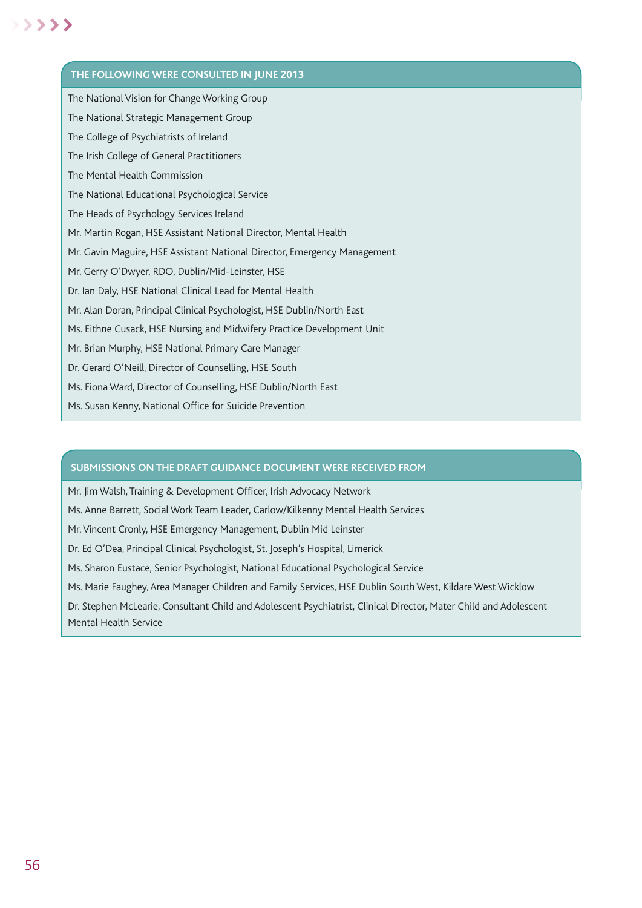## THE FOLLOWING WERE CONSULTED IN JUNE 2013

The National Vision for Change Working Group

The National Strategic Management Group

The College of Psychiatrists of Ireland

The Irish College of General Practitioners

The Mental Health Commission

The National Educational Psychological Service

The Heads of Psychology Services Ireland

Mr. Martin Rogan, HSE Assistant National Director, Mental Health

Mr. Gavin Maguire, HSE Assistant National Director, Emergency Management

Mr. Gerry O'Dwyer, RDO, Dublin/Mid-Leinster, HSE

Dr. Ian Daly, HSE National Clinical Lead for Mental Health

Mr. Alan Doran, Principal Clinical Psychologist, HSE Dublin/North East

Ms. Eithne Cusack, HSE Nursing and Midwifery Practice Development Unit

Mr. Brian Murphy, HSE National Primary Care Manager

Dr. Gerard O'Neill, Director of Counselling, HSE South

Ms. Fiona Ward, Director of Counselling, HSE Dublin/North East

Ms. Susan Kenny, National Office for Suicide Prevention

## SUBMISSIONS ON THE DRAFT GUIDANCE DOCUMENT WERE RECEIVED FROM

Mr. Jim Walsh, Training & Development Officer, Irish Advocacy Network

Ms. Anne Barrett, Social Work Team Leader, Carlow/Kilkenny Mental Health Services

Mr. Vincent Cronly, HSE Emergency Management, Dublin Mid Leinster

Dr. Ed O'Dea, Principal Clinical Psychologist, St. Joseph's Hospital, Limerick

Ms. Sharon Eustace, Senior Psychologist, National Educational Psychological Service

Ms. Marie Faughey, Area Manager Children and Family Services, HSE Dublin South West, Kildare West Wicklow

Dr. Stephen McLearie, Consultant Child and Adolescent Psychiatrist, Clinical Director, Mater Child and Adolescent Mental Health Service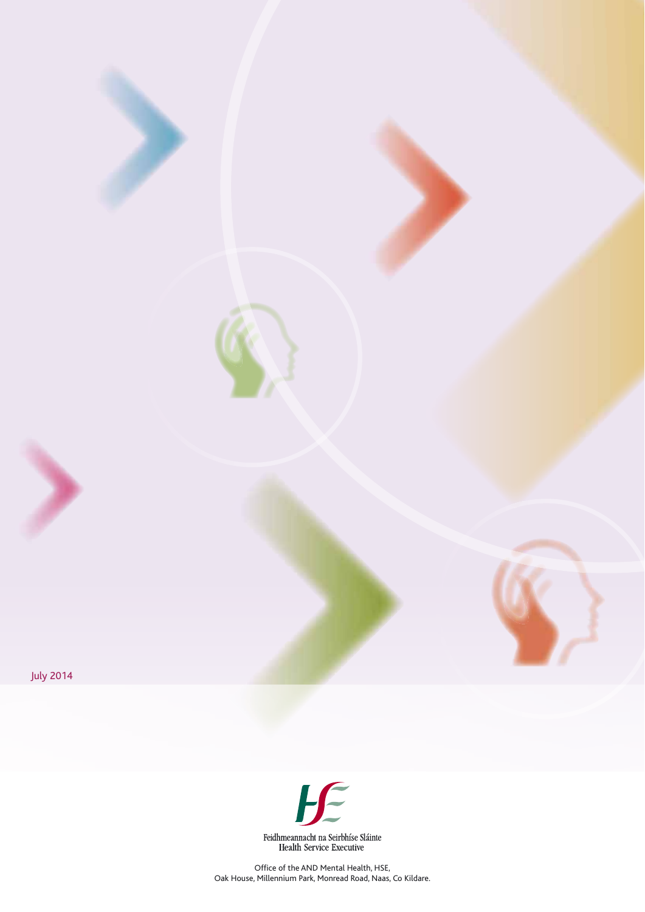July 2014

Feidhmeannacht na Seirbhíse Sláinte
Health Service Executive

Office of the AND Mental Health, HSE,
Oak House, Millennium Park, Monread Road, Naas, Co Kildare.